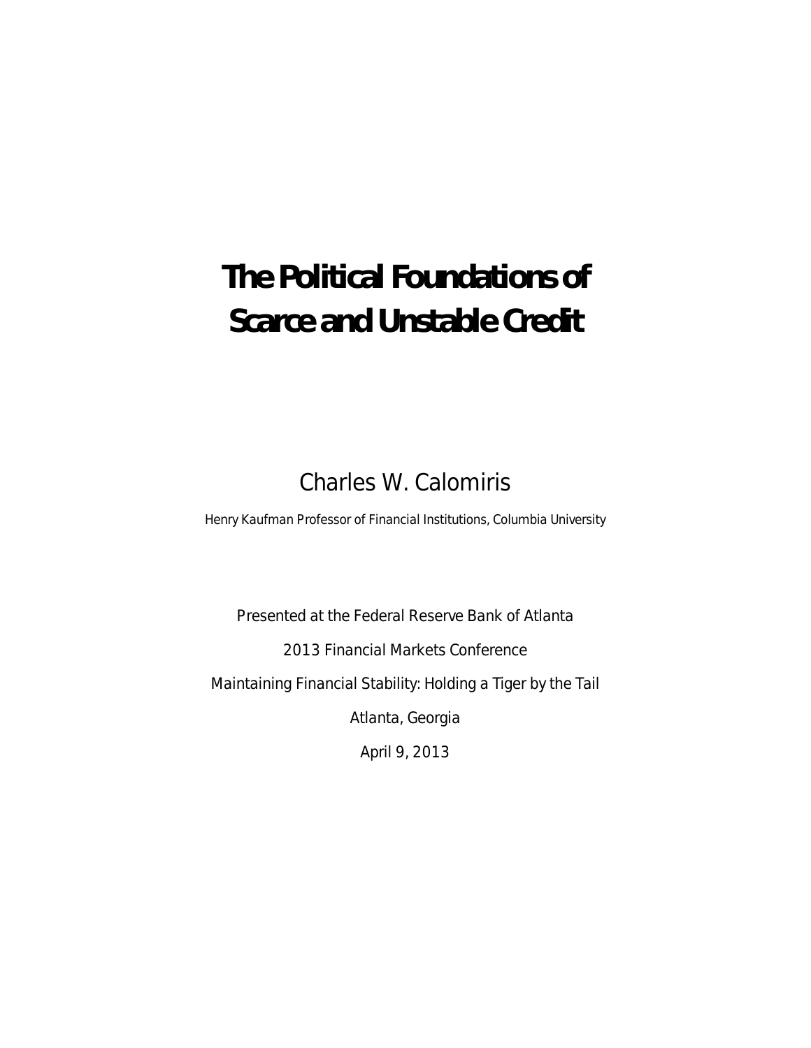# The Political Foundations of Scarce and Unstable Credit

Charles W. Calomiris

Henry Kaufman Professor of Financial Institutions, Columbia University

Presented at the Federal Reserve Bank of Atlanta

2013 Financial Markets Conference

Maintaining Financial Stability: Holding a Tiger by the Tail

Atlanta, Georgia

April 9, 2013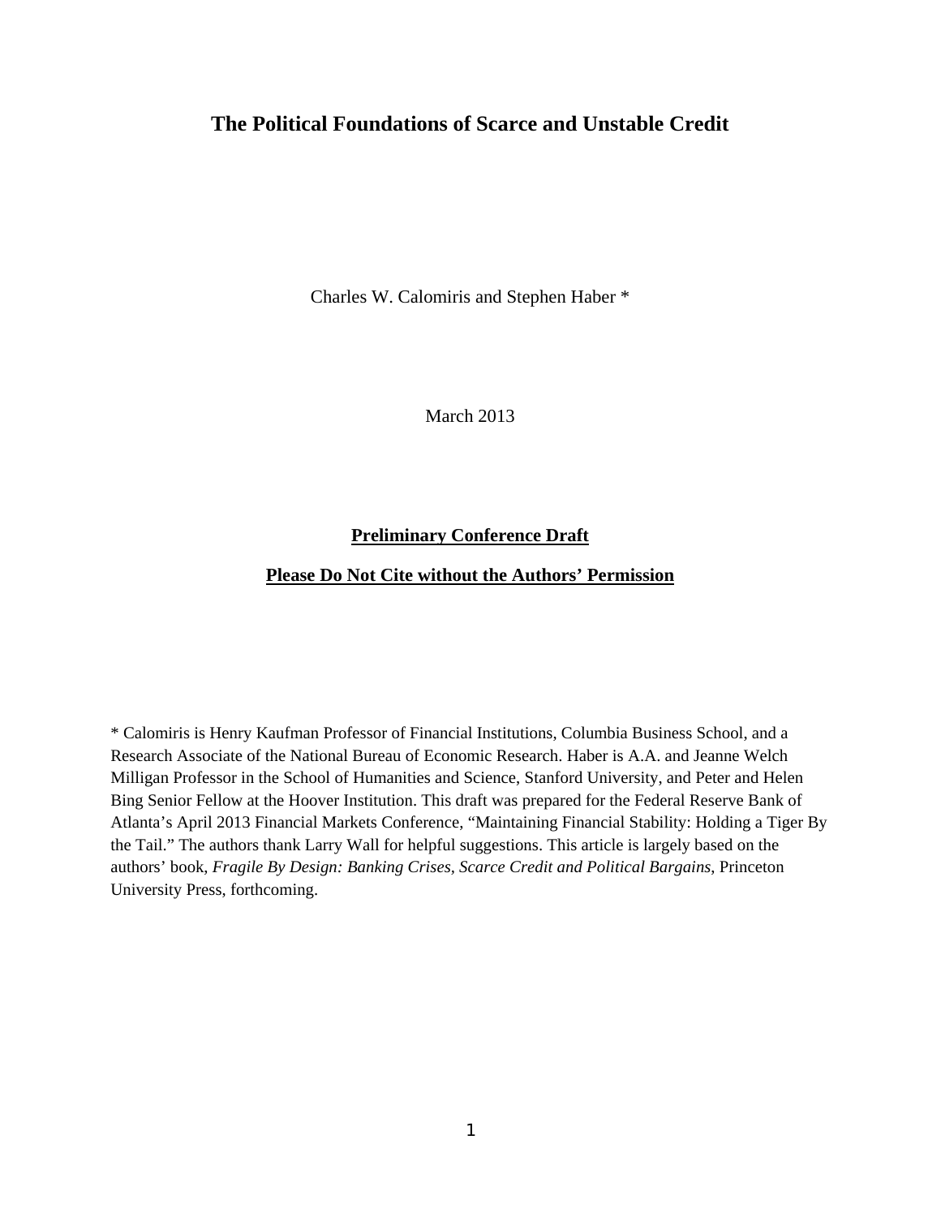# The Political Foundations of Scarce and Unstable Credit

Charles W. Calomiris and Stephen Haber *

March 2013

**<u>Preliminary Conference Draft</u>**

**<u>Please Do Not Cite without the Authors' Permission</u>**

* Calomiris is Henry Kaufman Professor of Financial Institutions, Columbia Business School, and a Research Associate of the National Bureau of Economic Research. Haber is A.A. and Jeanne Welch Milligan Professor in the School of Humanities and Science, Stanford University, and Peter and Helen Bing Senior Fellow at the Hoover Institution. This draft was prepared for the Federal Reserve Bank of Atlanta's April 2013 Financial Markets Conference, "Maintaining Financial Stability: Holding a Tiger By the Tail." The authors thank Larry Wall for helpful suggestions. This article is largely based on the authors' book, *Fragile By Design: Banking Crises, Scarce Credit and Political Bargains*, Princeton University Press, forthcoming.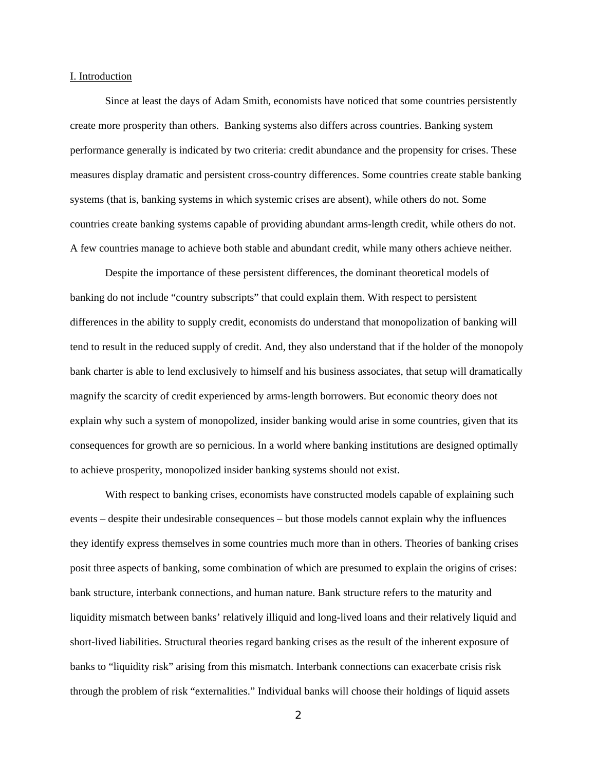## I. Introduction

Since at least the days of Adam Smith, economists have noticed that some countries persistently create more prosperity than others. Banking systems also differs across countries. Banking system performance generally is indicated by two criteria: credit abundance and the propensity for crises. These measures display dramatic and persistent cross-country differences. Some countries create stable banking systems (that is, banking systems in which systemic crises are absent), while others do not. Some countries create banking systems capable of providing abundant arms-length credit, while others do not. A few countries manage to achieve both stable and abundant credit, while many others achieve neither.

Despite the importance of these persistent differences, the dominant theoretical models of banking do not include "country subscripts" that could explain them. With respect to persistent differences in the ability to supply credit, economists do understand that monopolization of banking will tend to result in the reduced supply of credit. And, they also understand that if the holder of the monopoly bank charter is able to lend exclusively to himself and his business associates, that setup will dramatically magnify the scarcity of credit experienced by arms-length borrowers. But economic theory does not explain why such a system of monopolized, insider banking would arise in some countries, given that its consequences for growth are so pernicious. In a world where banking institutions are designed optimally to achieve prosperity, monopolized insider banking systems should not exist.

With respect to banking crises, economists have constructed models capable of explaining such events – despite their undesirable consequences – but those models cannot explain why the influences they identify express themselves in some countries much more than in others. Theories of banking crises posit three aspects of banking, some combination of which are presumed to explain the origins of crises: bank structure, interbank connections, and human nature. Bank structure refers to the maturity and liquidity mismatch between banks' relatively illiquid and long-lived loans and their relatively liquid and short-lived liabilities. Structural theories regard banking crises as the result of the inherent exposure of banks to "liquidity risk" arising from this mismatch. Interbank connections can exacerbate crisis risk through the problem of risk "externalities." Individual banks will choose their holdings of liquid assets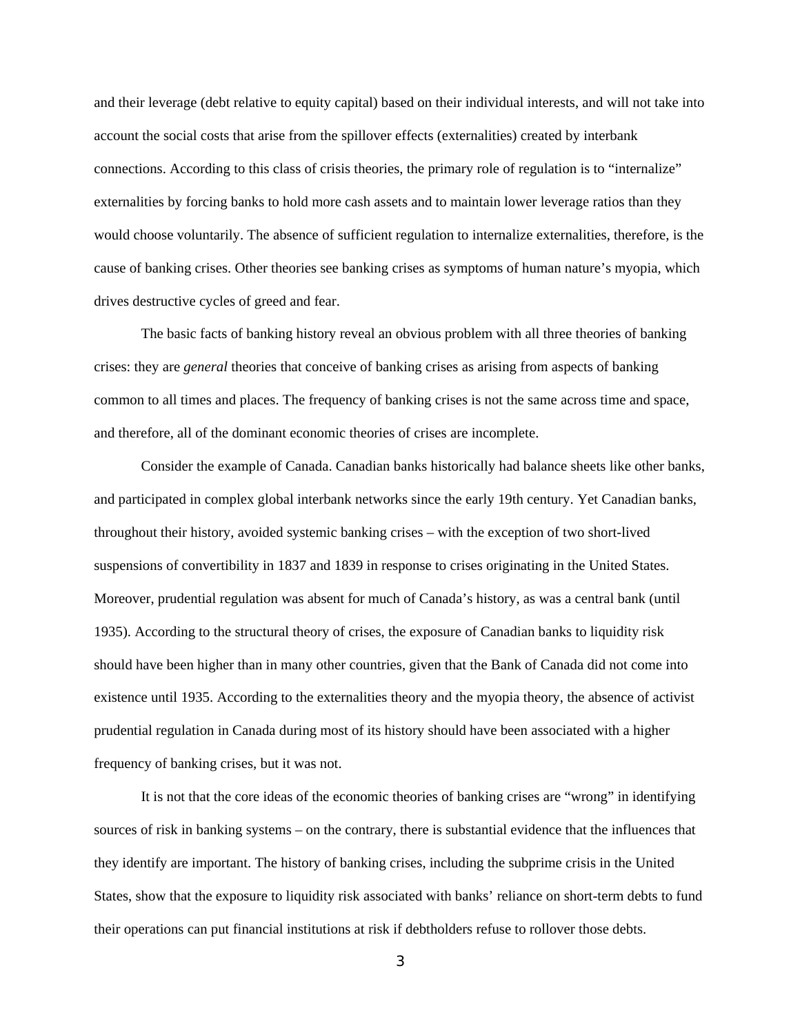and their leverage (debt relative to equity capital) based on their individual interests, and will not take into account the social costs that arise from the spillover effects (externalities) created by interbank connections. According to this class of crisis theories, the primary role of regulation is to "internalize" externalities by forcing banks to hold more cash assets and to maintain lower leverage ratios than they would choose voluntarily. The absence of sufficient regulation to internalize externalities, therefore, is the cause of banking crises. Other theories see banking crises as symptoms of human nature's myopia, which drives destructive cycles of greed and fear.

The basic facts of banking history reveal an obvious problem with all three theories of banking crises: they are *general* theories that conceive of banking crises as arising from aspects of banking common to all times and places. The frequency of banking crises is not the same across time and space, and therefore, all of the dominant economic theories of crises are incomplete.

Consider the example of Canada. Canadian banks historically had balance sheets like other banks, and participated in complex global interbank networks since the early 19th century. Yet Canadian banks, throughout their history, avoided systemic banking crises – with the exception of two short-lived suspensions of convertibility in 1837 and 1839 in response to crises originating in the United States. Moreover, prudential regulation was absent for much of Canada's history, as was a central bank (until 1935). According to the structural theory of crises, the exposure of Canadian banks to liquidity risk should have been higher than in many other countries, given that the Bank of Canada did not come into existence until 1935. According to the externalities theory and the myopia theory, the absence of activist prudential regulation in Canada during most of its history should have been associated with a higher frequency of banking crises, but it was not.

It is not that the core ideas of the economic theories of banking crises are "wrong" in identifying sources of risk in banking systems – on the contrary, there is substantial evidence that the influences that they identify are important. The history of banking crises, including the subprime crisis in the United States, show that the exposure to liquidity risk associated with banks' reliance on short-term debts to fund their operations can put financial institutions at risk if debtholders refuse to rollover those debts.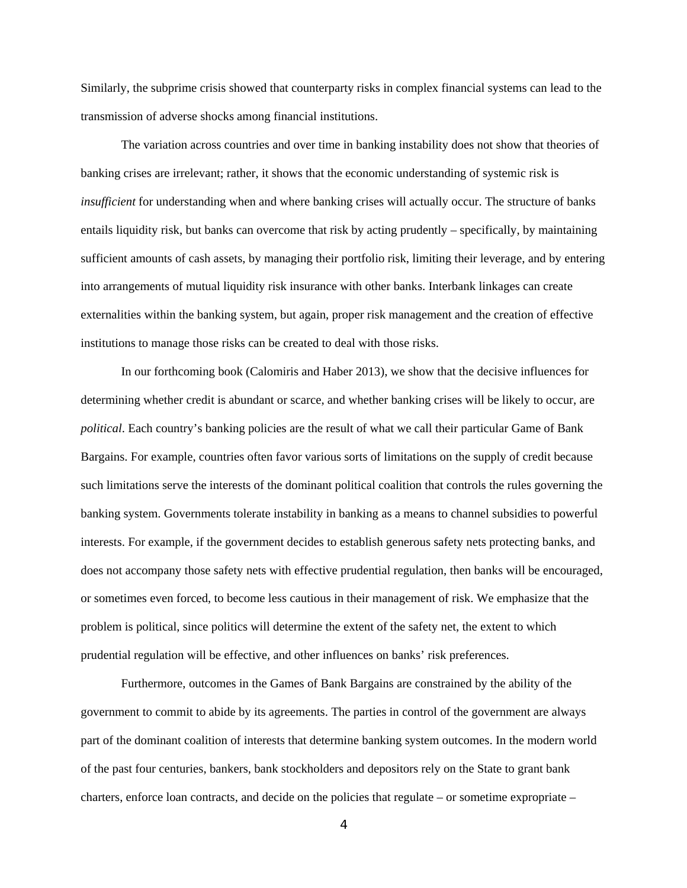Similarly, the subprime crisis showed that counterparty risks in complex financial systems can lead to the transmission of adverse shocks among financial institutions.

The variation across countries and over time in banking instability does not show that theories of banking crises are irrelevant; rather, it shows that the economic understanding of systemic risk is *insufficient* for understanding when and where banking crises will actually occur. The structure of banks entails liquidity risk, but banks can overcome that risk by acting prudently – specifically, by maintaining sufficient amounts of cash assets, by managing their portfolio risk, limiting their leverage, and by entering into arrangements of mutual liquidity risk insurance with other banks. Interbank linkages can create externalities within the banking system, but again, proper risk management and the creation of effective institutions to manage those risks can be created to deal with those risks.

In our forthcoming book (Calomiris and Haber 2013), we show that the decisive influences for determining whether credit is abundant or scarce, and whether banking crises will be likely to occur, are *political*. Each country's banking policies are the result of what we call their particular Game of Bank Bargains. For example, countries often favor various sorts of limitations on the supply of credit because such limitations serve the interests of the dominant political coalition that controls the rules governing the banking system. Governments tolerate instability in banking as a means to channel subsidies to powerful interests. For example, if the government decides to establish generous safety nets protecting banks, and does not accompany those safety nets with effective prudential regulation, then banks will be encouraged, or sometimes even forced, to become less cautious in their management of risk. We emphasize that the problem is political, since politics will determine the extent of the safety net, the extent to which prudential regulation will be effective, and other influences on banks' risk preferences.

Furthermore, outcomes in the Games of Bank Bargains are constrained by the ability of the government to commit to abide by its agreements. The parties in control of the government are always part of the dominant coalition of interests that determine banking system outcomes. In the modern world of the past four centuries, bankers, bank stockholders and depositors rely on the State to grant bank charters, enforce loan contracts, and decide on the policies that regulate – or sometime expropriate –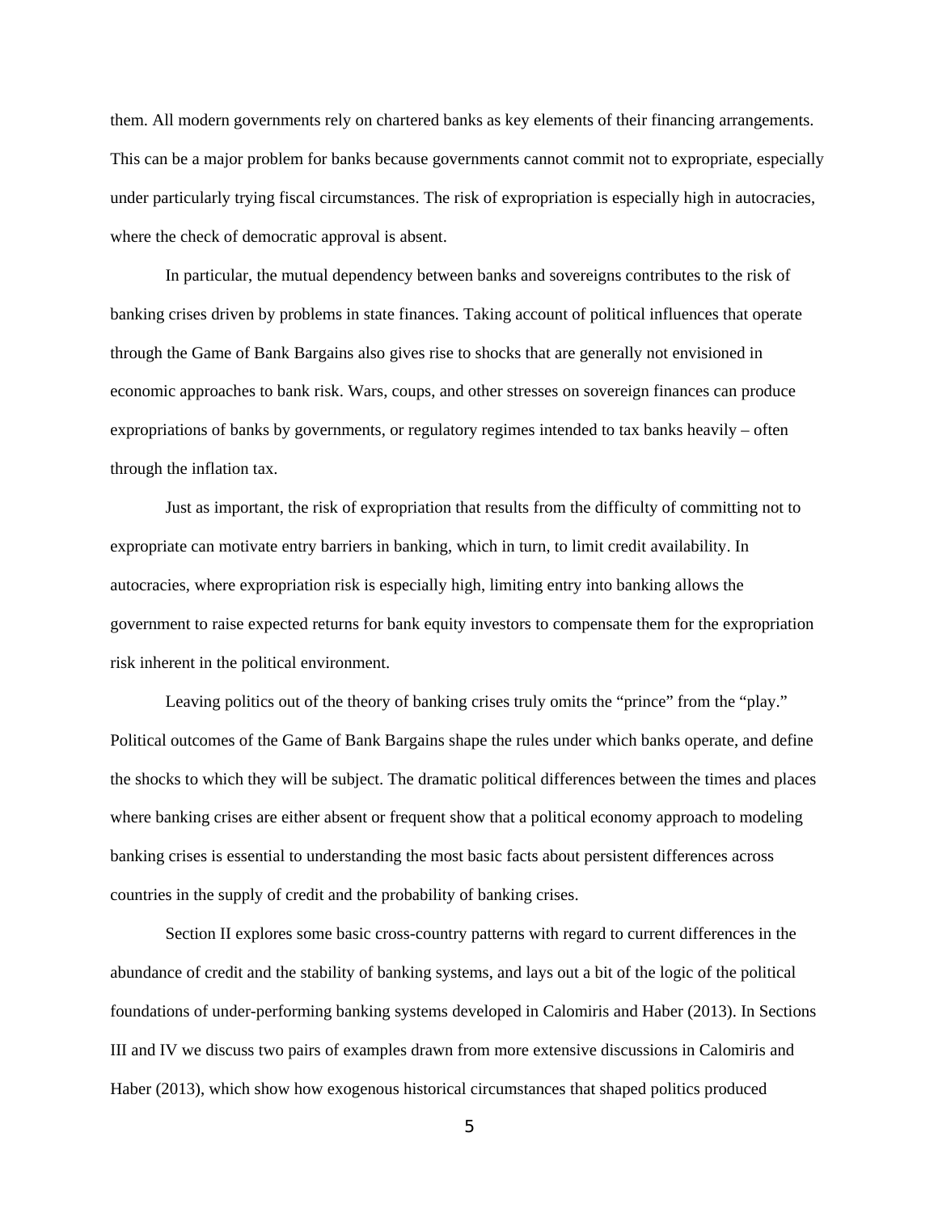them. All modern governments rely on chartered banks as key elements of their financing arrangements. This can be a major problem for banks because governments cannot commit not to expropriate, especially under particularly trying fiscal circumstances. The risk of expropriation is especially high in autocracies, where the check of democratic approval is absent.

In particular, the mutual dependency between banks and sovereigns contributes to the risk of banking crises driven by problems in state finances. Taking account of political influences that operate through the Game of Bank Bargains also gives rise to shocks that are generally not envisioned in economic approaches to bank risk. Wars, coups, and other stresses on sovereign finances can produce expropriations of banks by governments, or regulatory regimes intended to tax banks heavily – often through the inflation tax.

Just as important, the risk of expropriation that results from the difficulty of committing not to expropriate can motivate entry barriers in banking, which in turn, to limit credit availability. In autocracies, where expropriation risk is especially high, limiting entry into banking allows the government to raise expected returns for bank equity investors to compensate them for the expropriation risk inherent in the political environment.

Leaving politics out of the theory of banking crises truly omits the "prince" from the "play." Political outcomes of the Game of Bank Bargains shape the rules under which banks operate, and define the shocks to which they will be subject. The dramatic political differences between the times and places where banking crises are either absent or frequent show that a political economy approach to modeling banking crises is essential to understanding the most basic facts about persistent differences across countries in the supply of credit and the probability of banking crises.

Section II explores some basic cross-country patterns with regard to current differences in the abundance of credit and the stability of banking systems, and lays out a bit of the logic of the political foundations of under-performing banking systems developed in Calomiris and Haber (2013). In Sections III and IV we discuss two pairs of examples drawn from more extensive discussions in Calomiris and Haber (2013), which show how exogenous historical circumstances that shaped politics produced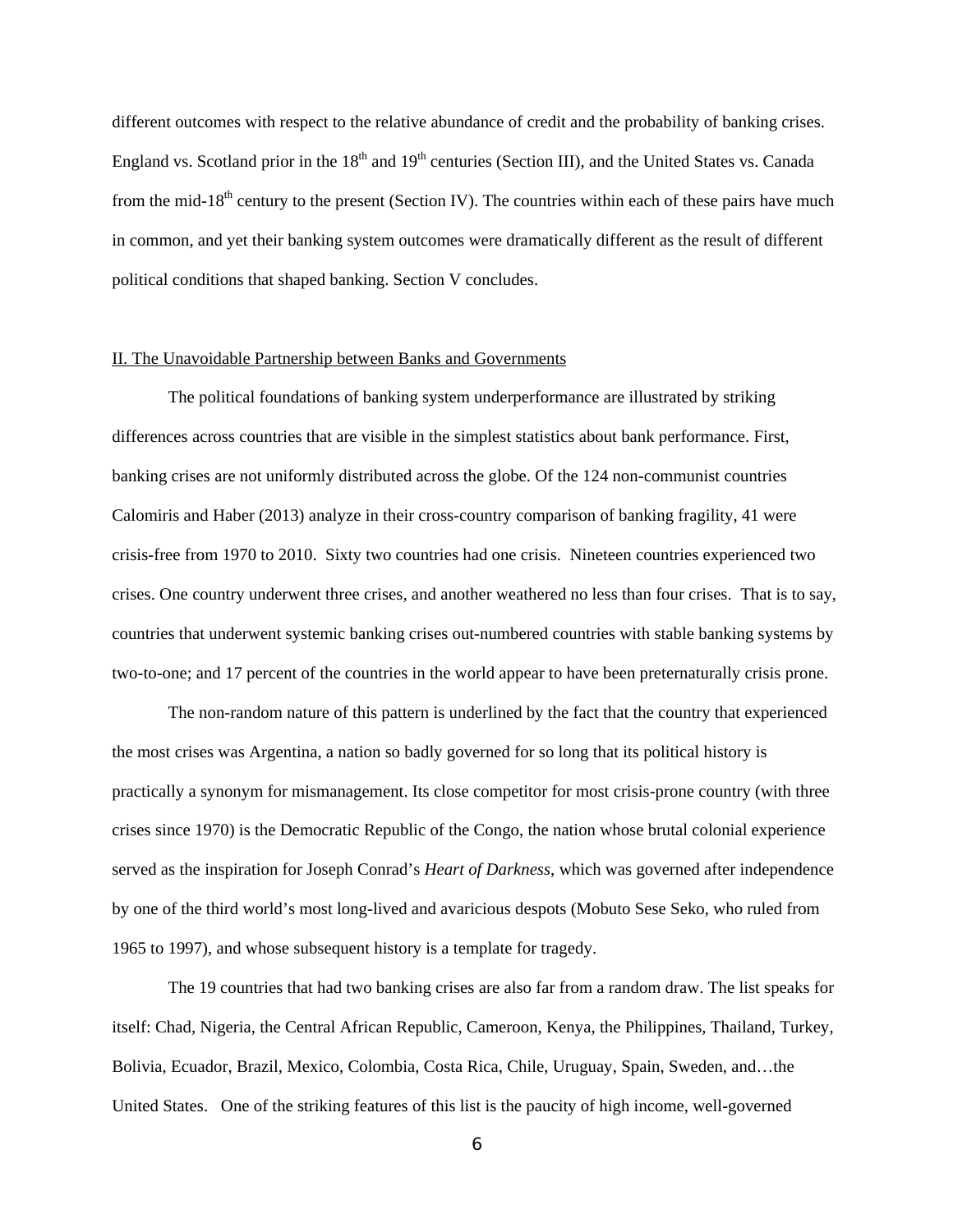different outcomes with respect to the relative abundance of credit and the probability of banking crises. England vs. Scotland prior in the 18th and 19th centuries (Section III), and the United States vs. Canada from the mid-18th century to the present (Section IV). The countries within each of these pairs have much in common, and yet their banking system outcomes were dramatically different as the result of different political conditions that shaped banking. Section V concludes.

## II. The Unavoidable Partnership between Banks and Governments

The political foundations of banking system underperformance are illustrated by striking differences across countries that are visible in the simplest statistics about bank performance. First, banking crises are not uniformly distributed across the globe. Of the 124 non-communist countries Calomiris and Haber (2013) analyze in their cross-country comparison of banking fragility, 41 were crisis-free from 1970 to 2010. Sixty two countries had one crisis. Nineteen countries experienced two crises. One country underwent three crises, and another weathered no less than four crises. That is to say, countries that underwent systemic banking crises out-numbered countries with stable banking systems by two-to-one; and 17 percent of the countries in the world appear to have been preternaturally crisis prone.

The non-random nature of this pattern is underlined by the fact that the country that experienced the most crises was Argentina, a nation so badly governed for so long that its political history is practically a synonym for mismanagement. Its close competitor for most crisis-prone country (with three crises since 1970) is the Democratic Republic of the Congo, the nation whose brutal colonial experience served as the inspiration for Joseph Conrad's *Heart of Darkness*, which was governed after independence by one of the third world's most long-lived and avaricious despots (Mobuto Sese Seko, who ruled from 1965 to 1997), and whose subsequent history is a template for tragedy.

The 19 countries that had two banking crises are also far from a random draw. The list speaks for itself: Chad, Nigeria, the Central African Republic, Cameroon, Kenya, the Philippines, Thailand, Turkey, Bolivia, Ecuador, Brazil, Mexico, Colombia, Costa Rica, Chile, Uruguay, Spain, Sweden, and…the United States. One of the striking features of this list is the paucity of high income, well-governed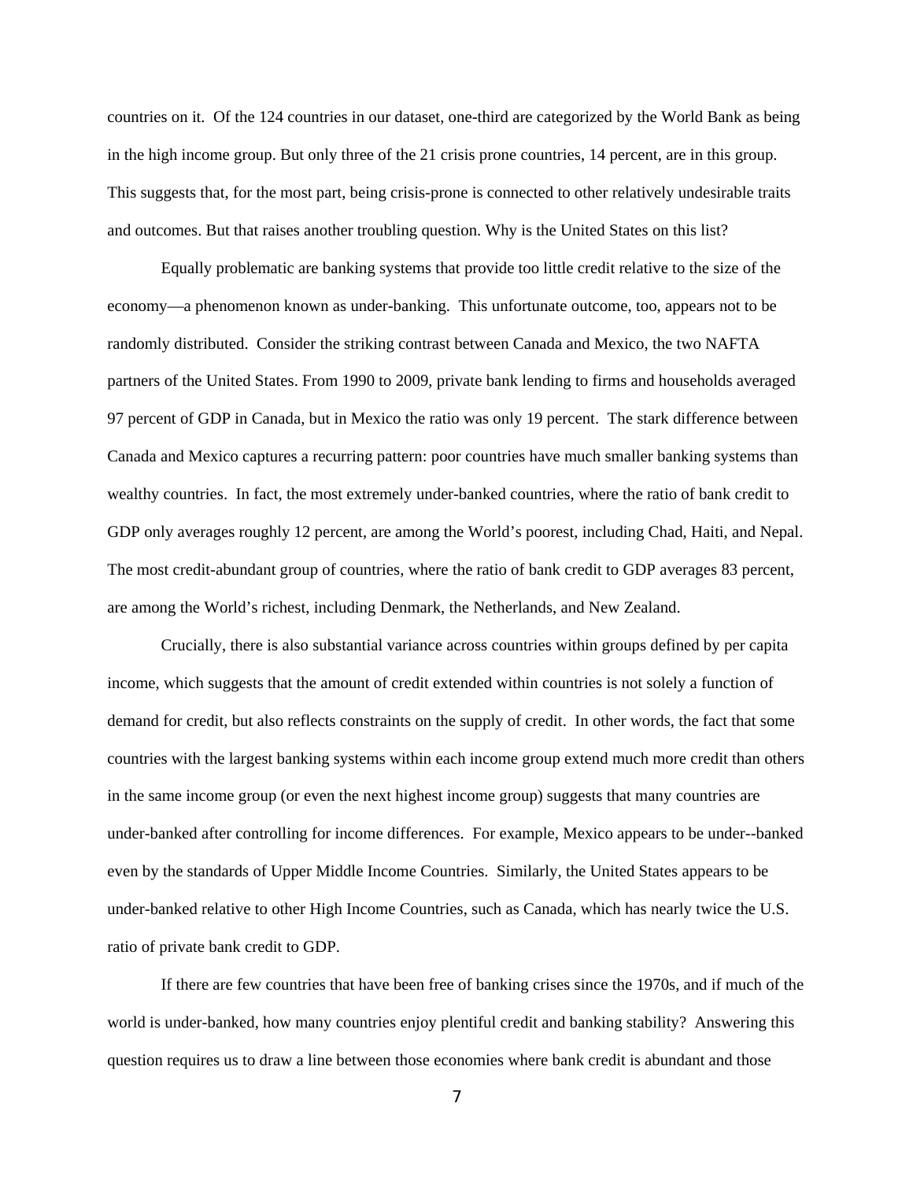countries on it. Of the 124 countries in our dataset, one-third are categorized by the World Bank as being in the high income group. But only three of the 21 crisis prone countries, 14 percent, are in this group. This suggests that, for the most part, being crisis-prone is connected to other relatively undesirable traits and outcomes. But that raises another troubling question. Why is the United States on this list?

Equally problematic are banking systems that provide too little credit relative to the size of the economy—a phenomenon known as under-banking. This unfortunate outcome, too, appears not to be randomly distributed. Consider the striking contrast between Canada and Mexico, the two NAFTA partners of the United States. From 1990 to 2009, private bank lending to firms and households averaged 97 percent of GDP in Canada, but in Mexico the ratio was only 19 percent. The stark difference between Canada and Mexico captures a recurring pattern: poor countries have much smaller banking systems than wealthy countries. In fact, the most extremely under-banked countries, where the ratio of bank credit to GDP only averages roughly 12 percent, are among the World's poorest, including Chad, Haiti, and Nepal. The most credit-abundant group of countries, where the ratio of bank credit to GDP averages 83 percent, are among the World's richest, including Denmark, the Netherlands, and New Zealand.

Crucially, there is also substantial variance across countries within groups defined by per capita income, which suggests that the amount of credit extended within countries is not solely a function of demand for credit, but also reflects constraints on the supply of credit. In other words, the fact that some countries with the largest banking systems within each income group extend much more credit than others in the same income group (or even the next highest income group) suggests that many countries are under-banked after controlling for income differences. For example, Mexico appears to be under--banked even by the standards of Upper Middle Income Countries. Similarly, the United States appears to be under-banked relative to other High Income Countries, such as Canada, which has nearly twice the U.S. ratio of private bank credit to GDP.

If there are few countries that have been free of banking crises since the 1970s, and if much of the world is under-banked, how many countries enjoy plentiful credit and banking stability? Answering this question requires us to draw a line between those economies where bank credit is abundant and those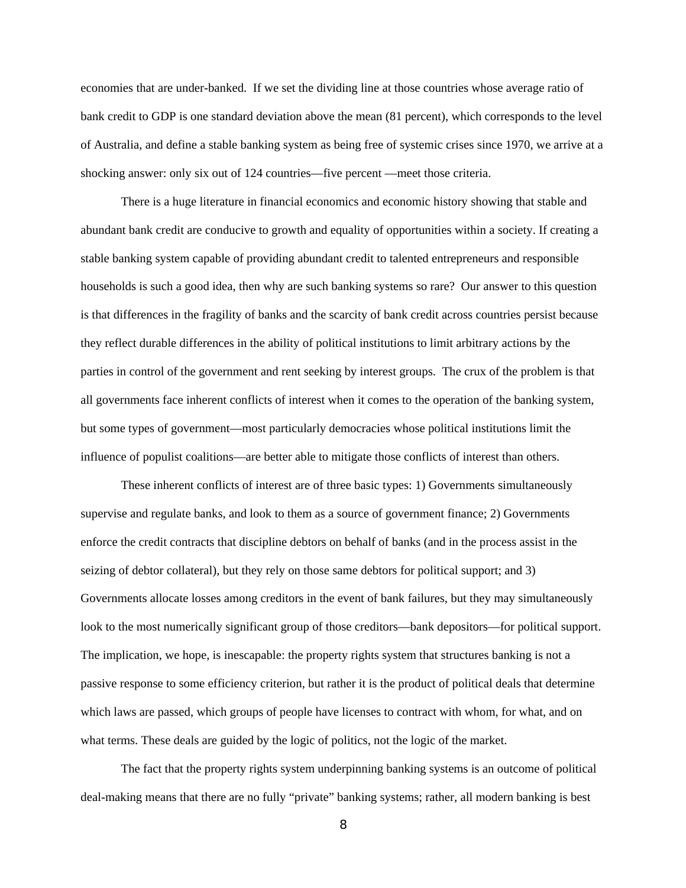economies that are under-banked. If we set the dividing line at those countries whose average ratio of bank credit to GDP is one standard deviation above the mean (81 percent), which corresponds to the level of Australia, and define a stable banking system as being free of systemic crises since 1970, we arrive at a shocking answer: only six out of 124 countries—five percent —meet those criteria.

There is a huge literature in financial economics and economic history showing that stable and abundant bank credit are conducive to growth and equality of opportunities within a society. If creating a stable banking system capable of providing abundant credit to talented entrepreneurs and responsible households is such a good idea, then why are such banking systems so rare? Our answer to this question is that differences in the fragility of banks and the scarcity of bank credit across countries persist because they reflect durable differences in the ability of political institutions to limit arbitrary actions by the parties in control of the government and rent seeking by interest groups. The crux of the problem is that all governments face inherent conflicts of interest when it comes to the operation of the banking system, but some types of government—most particularly democracies whose political institutions limit the influence of populist coalitions—are better able to mitigate those conflicts of interest than others.

These inherent conflicts of interest are of three basic types: 1) Governments simultaneously supervise and regulate banks, and look to them as a source of government finance; 2) Governments enforce the credit contracts that discipline debtors on behalf of banks (and in the process assist in the seizing of debtor collateral), but they rely on those same debtors for political support; and 3) Governments allocate losses among creditors in the event of bank failures, but they may simultaneously look to the most numerically significant group of those creditors—bank depositors—for political support. The implication, we hope, is inescapable: the property rights system that structures banking is not a passive response to some efficiency criterion, but rather it is the product of political deals that determine which laws are passed, which groups of people have licenses to contract with whom, for what, and on what terms. These deals are guided by the logic of politics, not the logic of the market.

The fact that the property rights system underpinning banking systems is an outcome of political deal-making means that there are no fully "private" banking systems; rather, all modern banking is best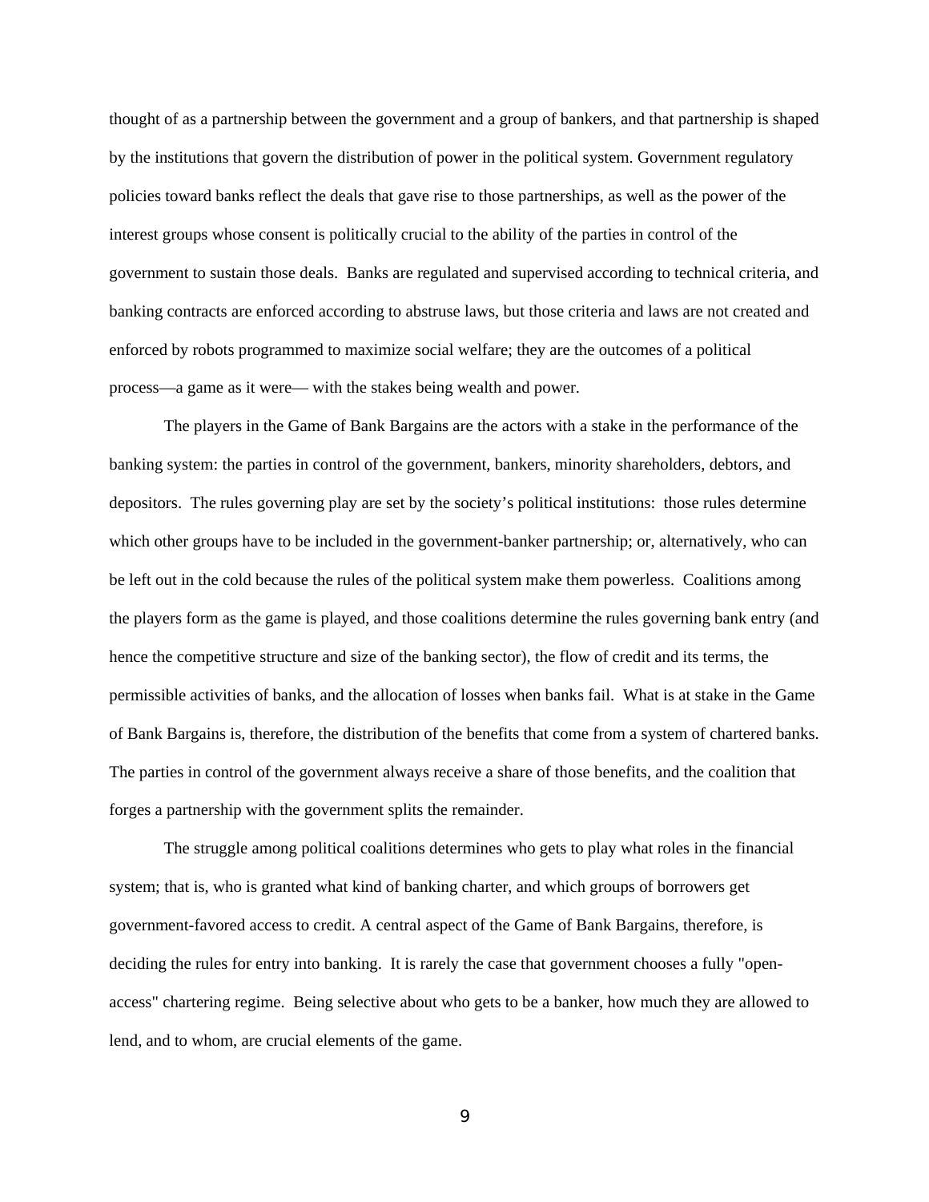thought of as a partnership between the government and a group of bankers, and that partnership is shaped by the institutions that govern the distribution of power in the political system. Government regulatory policies toward banks reflect the deals that gave rise to those partnerships, as well as the power of the interest groups whose consent is politically crucial to the ability of the parties in control of the government to sustain those deals. Banks are regulated and supervised according to technical criteria, and banking contracts are enforced according to abstruse laws, but those criteria and laws are not created and enforced by robots programmed to maximize social welfare; they are the outcomes of a political process—a game as it were— with the stakes being wealth and power.

The players in the Game of Bank Bargains are the actors with a stake in the performance of the banking system: the parties in control of the government, bankers, minority shareholders, debtors, and depositors. The rules governing play are set by the society's political institutions: those rules determine which other groups have to be included in the government-banker partnership; or, alternatively, who can be left out in the cold because the rules of the political system make them powerless. Coalitions among the players form as the game is played, and those coalitions determine the rules governing bank entry (and hence the competitive structure and size of the banking sector), the flow of credit and its terms, the permissible activities of banks, and the allocation of losses when banks fail. What is at stake in the Game of Bank Bargains is, therefore, the distribution of the benefits that come from a system of chartered banks. The parties in control of the government always receive a share of those benefits, and the coalition that forges a partnership with the government splits the remainder.

The struggle among political coalitions determines who gets to play what roles in the financial system; that is, who is granted what kind of banking charter, and which groups of borrowers get government-favored access to credit. A central aspect of the Game of Bank Bargains, therefore, is deciding the rules for entry into banking. It is rarely the case that government chooses a fully "open-access" chartering regime. Being selective about who gets to be a banker, how much they are allowed to lend, and to whom, are crucial elements of the game.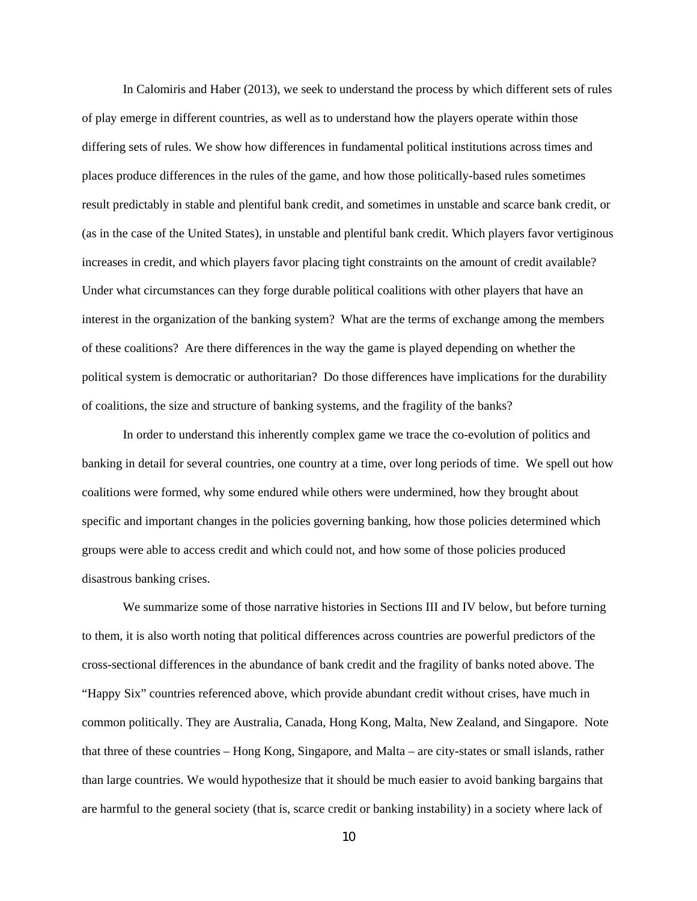In Calomiris and Haber (2013), we seek to understand the process by which different sets of rules of play emerge in different countries, as well as to understand how the players operate within those differing sets of rules. We show how differences in fundamental political institutions across times and places produce differences in the rules of the game, and how those politically-based rules sometimes result predictably in stable and plentiful bank credit, and sometimes in unstable and scarce bank credit, or (as in the case of the United States), in unstable and plentiful bank credit. Which players favor vertiginous increases in credit, and which players favor placing tight constraints on the amount of credit available? Under what circumstances can they forge durable political coalitions with other players that have an interest in the organization of the banking system? What are the terms of exchange among the members of these coalitions? Are there differences in the way the game is played depending on whether the political system is democratic or authoritarian? Do those differences have implications for the durability of coalitions, the size and structure of banking systems, and the fragility of the banks?

In order to understand this inherently complex game we trace the co-evolution of politics and banking in detail for several countries, one country at a time, over long periods of time. We spell out how coalitions were formed, why some endured while others were undermined, how they brought about specific and important changes in the policies governing banking, how those policies determined which groups were able to access credit and which could not, and how some of those policies produced disastrous banking crises.

We summarize some of those narrative histories in Sections III and IV below, but before turning to them, it is also worth noting that political differences across countries are powerful predictors of the cross-sectional differences in the abundance of bank credit and the fragility of banks noted above. The "Happy Six" countries referenced above, which provide abundant credit without crises, have much in common politically. They are Australia, Canada, Hong Kong, Malta, New Zealand, and Singapore. Note that three of these countries – Hong Kong, Singapore, and Malta – are city-states or small islands, rather than large countries. We would hypothesize that it should be much easier to avoid banking bargains that are harmful to the general society (that is, scarce credit or banking instability) in a society where lack of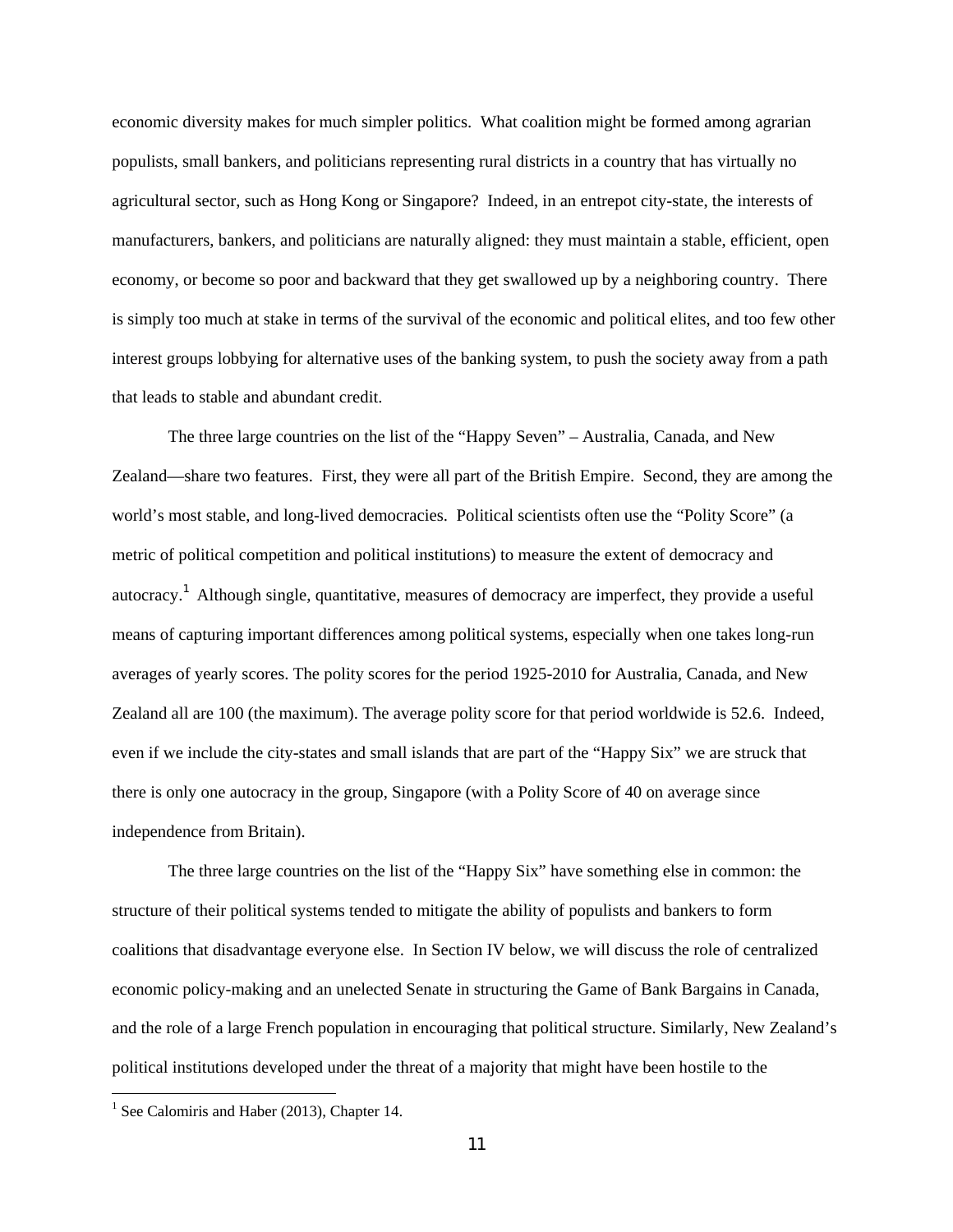economic diversity makes for much simpler politics. What coalition might be formed among agrarian populists, small bankers, and politicians representing rural districts in a country that has virtually no agricultural sector, such as Hong Kong or Singapore? Indeed, in an entrepot city-state, the interests of manufacturers, bankers, and politicians are naturally aligned: they must maintain a stable, efficient, open economy, or become so poor and backward that they get swallowed up by a neighboring country. There is simply too much at stake in terms of the survival of the economic and political elites, and too few other interest groups lobbying for alternative uses of the banking system, to push the society away from a path that leads to stable and abundant credit.

The three large countries on the list of the "Happy Seven" – Australia, Canada, and New Zealand—share two features. First, they were all part of the British Empire. Second, they are among the world's most stable, and long-lived democracies. Political scientists often use the "Polity Score" (a metric of political competition and political institutions) to measure the extent of democracy and autocracy.[1] Although single, quantitative, measures of democracy are imperfect, they provide a useful means of capturing important differences among political systems, especially when one takes long-run averages of yearly scores. The polity scores for the period 1925-2010 for Australia, Canada, and New Zealand all are 100 (the maximum). The average polity score for that period worldwide is 52.6. Indeed, even if we include the city-states and small islands that are part of the "Happy Six" we are struck that there is only one autocracy in the group, Singapore (with a Polity Score of 40 on average since independence from Britain).

The three large countries on the list of the "Happy Six" have something else in common: the structure of their political systems tended to mitigate the ability of populists and bankers to form coalitions that disadvantage everyone else. In Section IV below, we will discuss the role of centralized economic policy-making and an unelected Senate in structuring the Game of Bank Bargains in Canada, and the role of a large French population in encouraging that political structure. Similarly, New Zealand's political institutions developed under the threat of a majority that might have been hostile to the

[1] See Calomiris and Haber (2013), Chapter 14.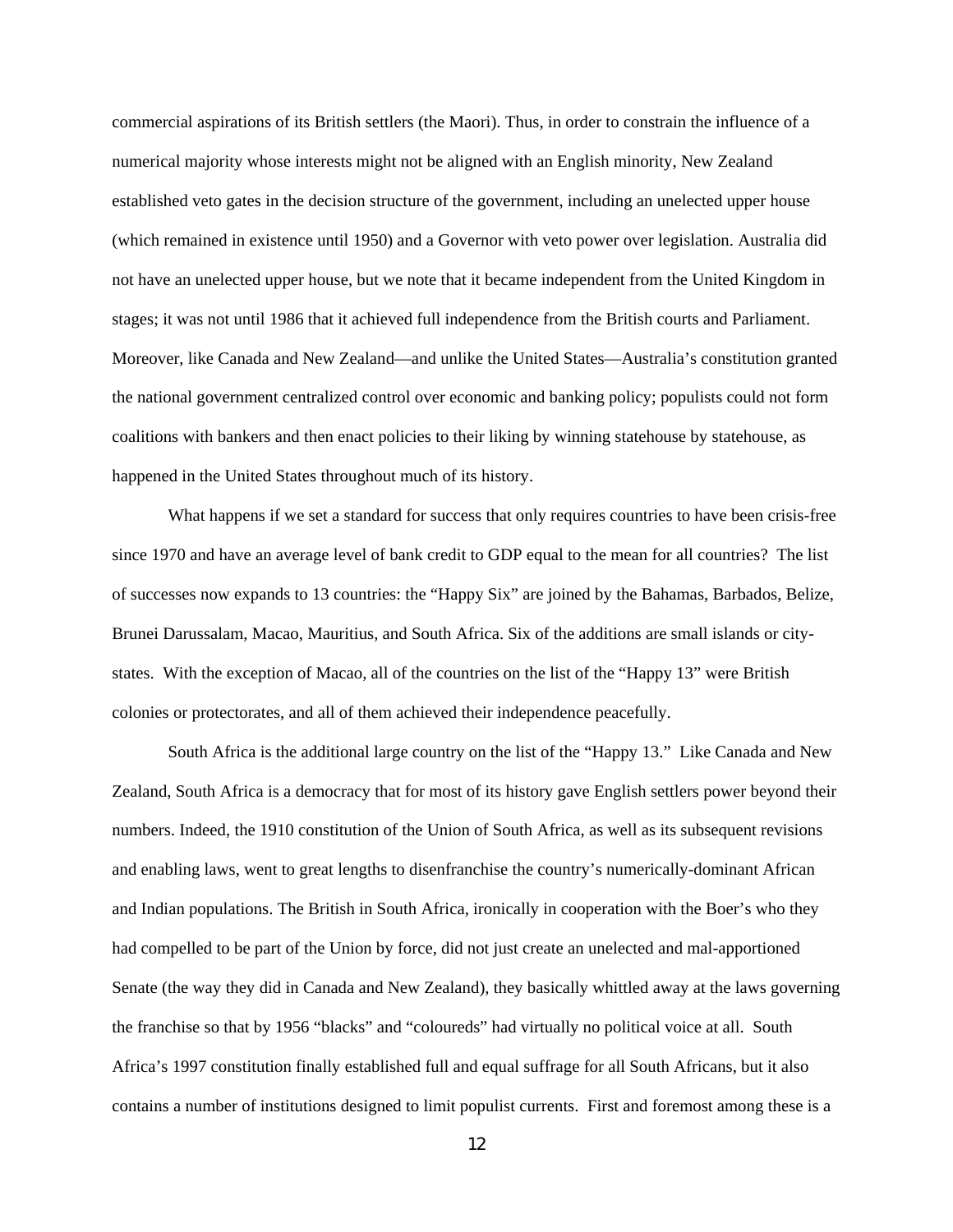commercial aspirations of its British settlers (the Maori). Thus, in order to constrain the influence of a numerical majority whose interests might not be aligned with an English minority, New Zealand established veto gates in the decision structure of the government, including an unelected upper house (which remained in existence until 1950) and a Governor with veto power over legislation. Australia did not have an unelected upper house, but we note that it became independent from the United Kingdom in stages; it was not until 1986 that it achieved full independence from the British courts and Parliament. Moreover, like Canada and New Zealand—and unlike the United States—Australia's constitution granted the national government centralized control over economic and banking policy; populists could not form coalitions with bankers and then enact policies to their liking by winning statehouse by statehouse, as happened in the United States throughout much of its history.

What happens if we set a standard for success that only requires countries to have been crisis-free since 1970 and have an average level of bank credit to GDP equal to the mean for all countries? The list of successes now expands to 13 countries: the "Happy Six" are joined by the Bahamas, Barbados, Belize, Brunei Darussalam, Macao, Mauritius, and South Africa. Six of the additions are small islands or city-states. With the exception of Macao, all of the countries on the list of the "Happy 13" were British colonies or protectorates, and all of them achieved their independence peacefully.

South Africa is the additional large country on the list of the "Happy 13." Like Canada and New Zealand, South Africa is a democracy that for most of its history gave English settlers power beyond their numbers. Indeed, the 1910 constitution of the Union of South Africa, as well as its subsequent revisions and enabling laws, went to great lengths to disenfranchise the country's numerically-dominant African and Indian populations. The British in South Africa, ironically in cooperation with the Boer's who they had compelled to be part of the Union by force, did not just create an unelected and mal-apportioned Senate (the way they did in Canada and New Zealand), they basically whittled away at the laws governing the franchise so that by 1956 "blacks" and "coloureds" had virtually no political voice at all. South Africa's 1997 constitution finally established full and equal suffrage for all South Africans, but it also contains a number of institutions designed to limit populist currents. First and foremost among these is a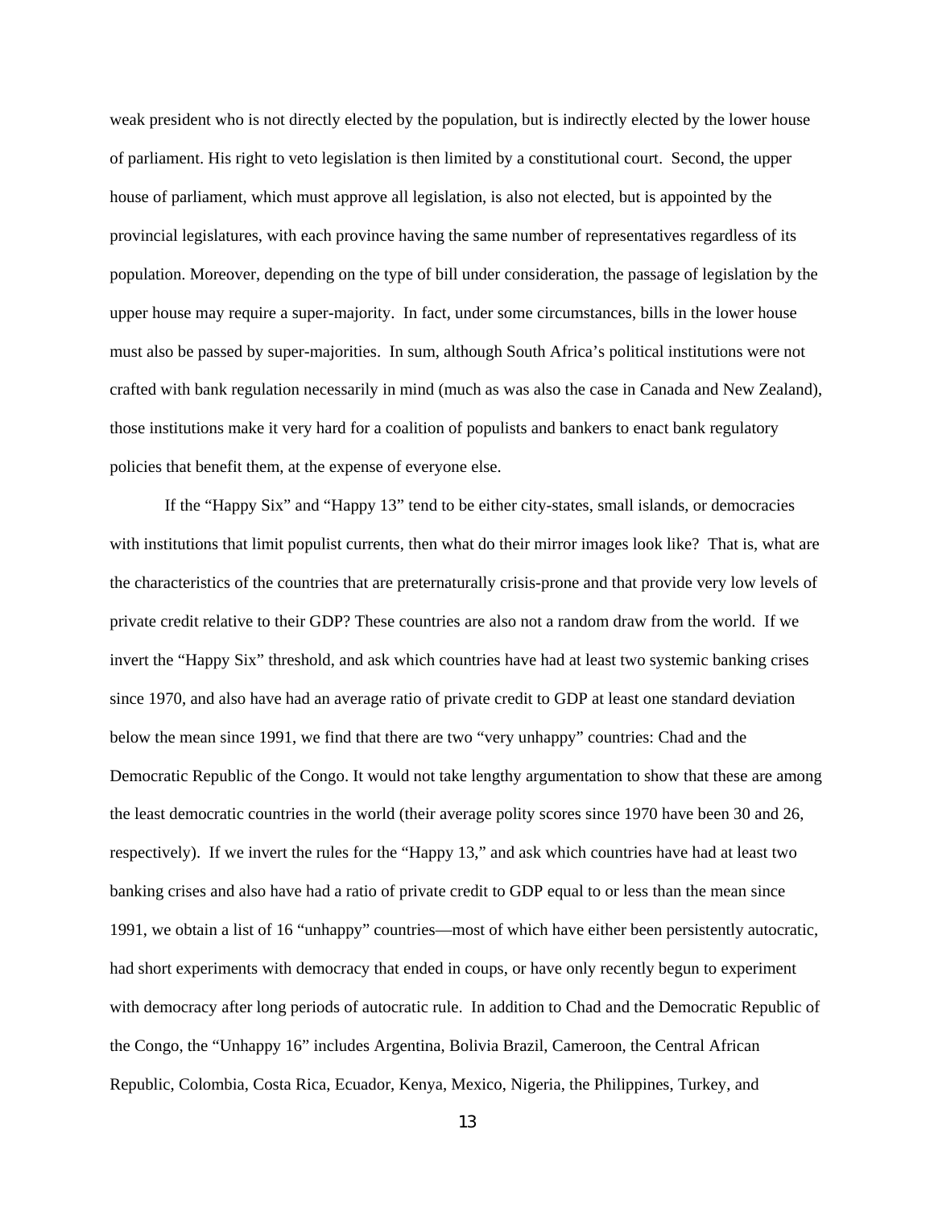weak president who is not directly elected by the population, but is indirectly elected by the lower house of parliament. His right to veto legislation is then limited by a constitutional court. Second, the upper house of parliament, which must approve all legislation, is also not elected, but is appointed by the provincial legislatures, with each province having the same number of representatives regardless of its population. Moreover, depending on the type of bill under consideration, the passage of legislation by the upper house may require a super-majority. In fact, under some circumstances, bills in the lower house must also be passed by super-majorities. In sum, although South Africa's political institutions were not crafted with bank regulation necessarily in mind (much as was also the case in Canada and New Zealand), those institutions make it very hard for a coalition of populists and bankers to enact bank regulatory policies that benefit them, at the expense of everyone else.

If the "Happy Six" and "Happy 13" tend to be either city-states, small islands, or democracies with institutions that limit populist currents, then what do their mirror images look like? That is, what are the characteristics of the countries that are preternaturally crisis-prone and that provide very low levels of private credit relative to their GDP? These countries are also not a random draw from the world. If we invert the "Happy Six" threshold, and ask which countries have had at least two systemic banking crises since 1970, and also have had an average ratio of private credit to GDP at least one standard deviation below the mean since 1991, we find that there are two "very unhappy" countries: Chad and the Democratic Republic of the Congo. It would not take lengthy argumentation to show that these are among the least democratic countries in the world (their average polity scores since 1970 have been 30 and 26, respectively). If we invert the rules for the "Happy 13," and ask which countries have had at least two banking crises and also have had a ratio of private credit to GDP equal to or less than the mean since 1991, we obtain a list of 16 "unhappy" countries—most of which have either been persistently autocratic, had short experiments with democracy that ended in coups, or have only recently begun to experiment with democracy after long periods of autocratic rule. In addition to Chad and the Democratic Republic of the Congo, the "Unhappy 16" includes Argentina, Bolivia Brazil, Cameroon, the Central African Republic, Colombia, Costa Rica, Ecuador, Kenya, Mexico, Nigeria, the Philippines, Turkey, and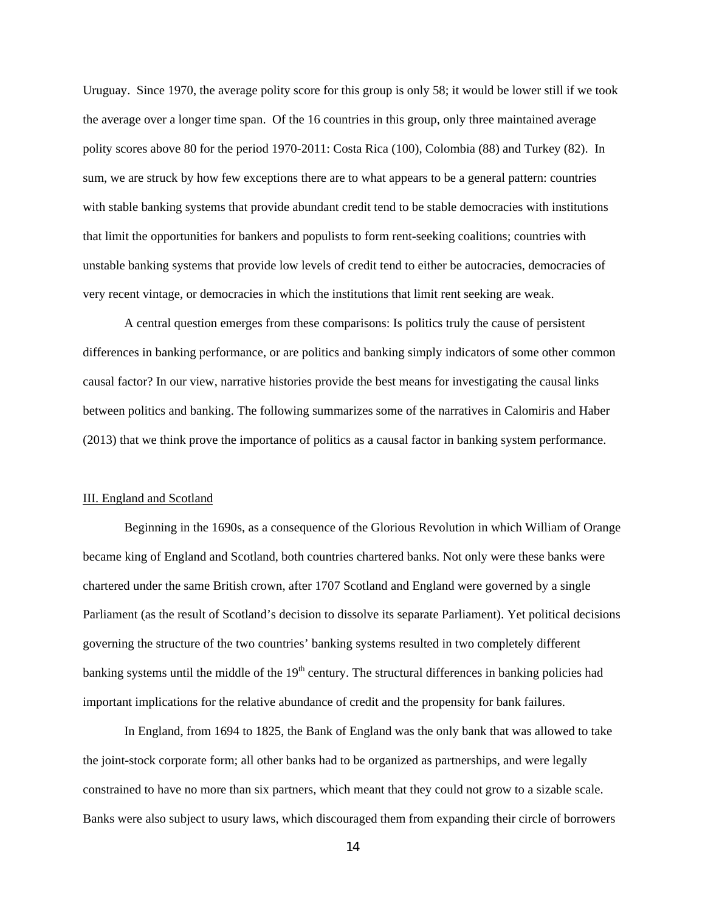Uruguay. Since 1970, the average polity score for this group is only 58; it would be lower still if we took the average over a longer time span. Of the 16 countries in this group, only three maintained average polity scores above 80 for the period 1970-2011: Costa Rica (100), Colombia (88) and Turkey (82). In sum, we are struck by how few exceptions there are to what appears to be a general pattern: countries with stable banking systems that provide abundant credit tend to be stable democracies with institutions that limit the opportunities for bankers and populists to form rent-seeking coalitions; countries with unstable banking systems that provide low levels of credit tend to either be autocracies, democracies of very recent vintage, or democracies in which the institutions that limit rent seeking are weak.

A central question emerges from these comparisons: Is politics truly the cause of persistent differences in banking performance, or are politics and banking simply indicators of some other common causal factor? In our view, narrative histories provide the best means for investigating the causal links between politics and banking. The following summarizes some of the narratives in Calomiris and Haber (2013) that we think prove the importance of politics as a causal factor in banking system performance.

## III. England and Scotland

Beginning in the 1690s, as a consequence of the Glorious Revolution in which William of Orange became king of England and Scotland, both countries chartered banks. Not only were these banks were chartered under the same British crown, after 1707 Scotland and England were governed by a single Parliament (as the result of Scotland's decision to dissolve its separate Parliament). Yet political decisions governing the structure of the two countries' banking systems resulted in two completely different banking systems until the middle of the 19th century. The structural differences in banking policies had important implications for the relative abundance of credit and the propensity for bank failures.

In England, from 1694 to 1825, the Bank of England was the only bank that was allowed to take the joint-stock corporate form; all other banks had to be organized as partnerships, and were legally constrained to have no more than six partners, which meant that they could not grow to a sizable scale. Banks were also subject to usury laws, which discouraged them from expanding their circle of borrowers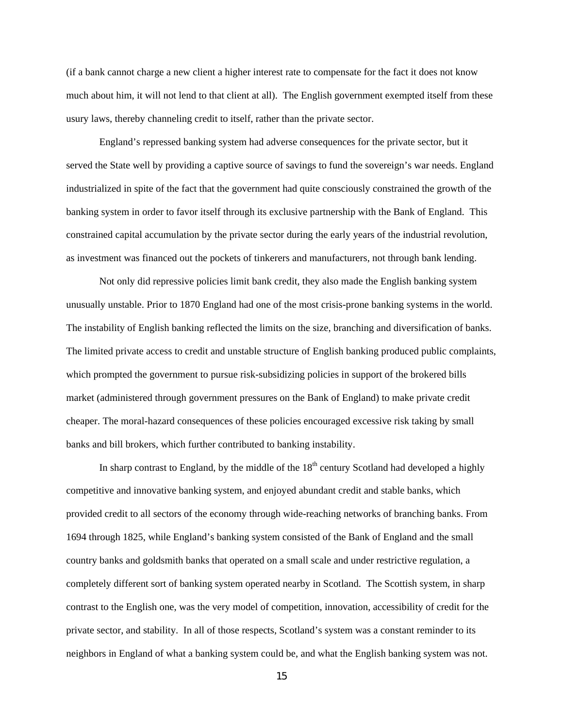(if a bank cannot charge a new client a higher interest rate to compensate for the fact it does not know much about him, it will not lend to that client at all). The English government exempted itself from these usury laws, thereby channeling credit to itself, rather than the private sector.

England's repressed banking system had adverse consequences for the private sector, but it served the State well by providing a captive source of savings to fund the sovereign's war needs. England industrialized in spite of the fact that the government had quite consciously constrained the growth of the banking system in order to favor itself through its exclusive partnership with the Bank of England. This constrained capital accumulation by the private sector during the early years of the industrial revolution, as investment was financed out the pockets of tinkerers and manufacturers, not through bank lending.

Not only did repressive policies limit bank credit, they also made the English banking system unusually unstable. Prior to 1870 England had one of the most crisis-prone banking systems in the world. The instability of English banking reflected the limits on the size, branching and diversification of banks. The limited private access to credit and unstable structure of English banking produced public complaints, which prompted the government to pursue risk-subsidizing policies in support of the brokered bills market (administered through government pressures on the Bank of England) to make private credit cheaper. The moral-hazard consequences of these policies encouraged excessive risk taking by small banks and bill brokers, which further contributed to banking instability.

In sharp contrast to England, by the middle of the 18th century Scotland had developed a highly competitive and innovative banking system, and enjoyed abundant credit and stable banks, which provided credit to all sectors of the economy through wide-reaching networks of branching banks. From 1694 through 1825, while England's banking system consisted of the Bank of England and the small country banks and goldsmith banks that operated on a small scale and under restrictive regulation, a completely different sort of banking system operated nearby in Scotland. The Scottish system, in sharp contrast to the English one, was the very model of competition, innovation, accessibility of credit for the private sector, and stability. In all of those respects, Scotland's system was a constant reminder to its neighbors in England of what a banking system could be, and what the English banking system was not.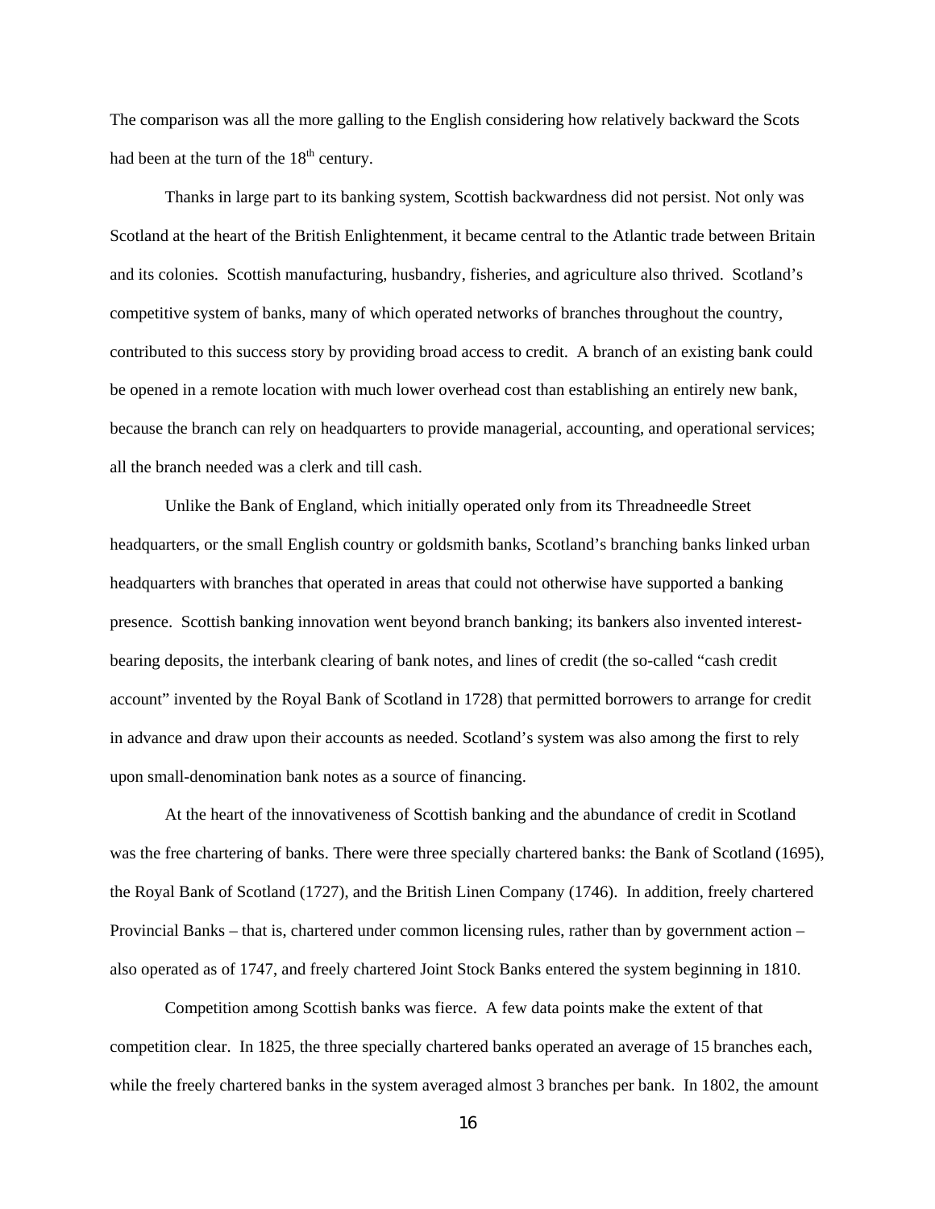The comparison was all the more galling to the English considering how relatively backward the Scots had been at the turn of the 18th century.

Thanks in large part to its banking system, Scottish backwardness did not persist. Not only was Scotland at the heart of the British Enlightenment, it became central to the Atlantic trade between Britain and its colonies. Scottish manufacturing, husbandry, fisheries, and agriculture also thrived. Scotland's competitive system of banks, many of which operated networks of branches throughout the country, contributed to this success story by providing broad access to credit. A branch of an existing bank could be opened in a remote location with much lower overhead cost than establishing an entirely new bank, because the branch can rely on headquarters to provide managerial, accounting, and operational services; all the branch needed was a clerk and till cash.

Unlike the Bank of England, which initially operated only from its Threadneedle Street headquarters, or the small English country or goldsmith banks, Scotland's branching banks linked urban headquarters with branches that operated in areas that could not otherwise have supported a banking presence. Scottish banking innovation went beyond branch banking; its bankers also invented interest-bearing deposits, the interbank clearing of bank notes, and lines of credit (the so-called "cash credit account" invented by the Royal Bank of Scotland in 1728) that permitted borrowers to arrange for credit in advance and draw upon their accounts as needed. Scotland's system was also among the first to rely upon small-denomination bank notes as a source of financing.

At the heart of the innovativeness of Scottish banking and the abundance of credit in Scotland was the free chartering of banks. There were three specially chartered banks: the Bank of Scotland (1695), the Royal Bank of Scotland (1727), and the British Linen Company (1746). In addition, freely chartered Provincial Banks – that is, chartered under common licensing rules, rather than by government action – also operated as of 1747, and freely chartered Joint Stock Banks entered the system beginning in 1810.

Competition among Scottish banks was fierce. A few data points make the extent of that competition clear. In 1825, the three specially chartered banks operated an average of 15 branches each, while the freely chartered banks in the system averaged almost 3 branches per bank. In 1802, the amount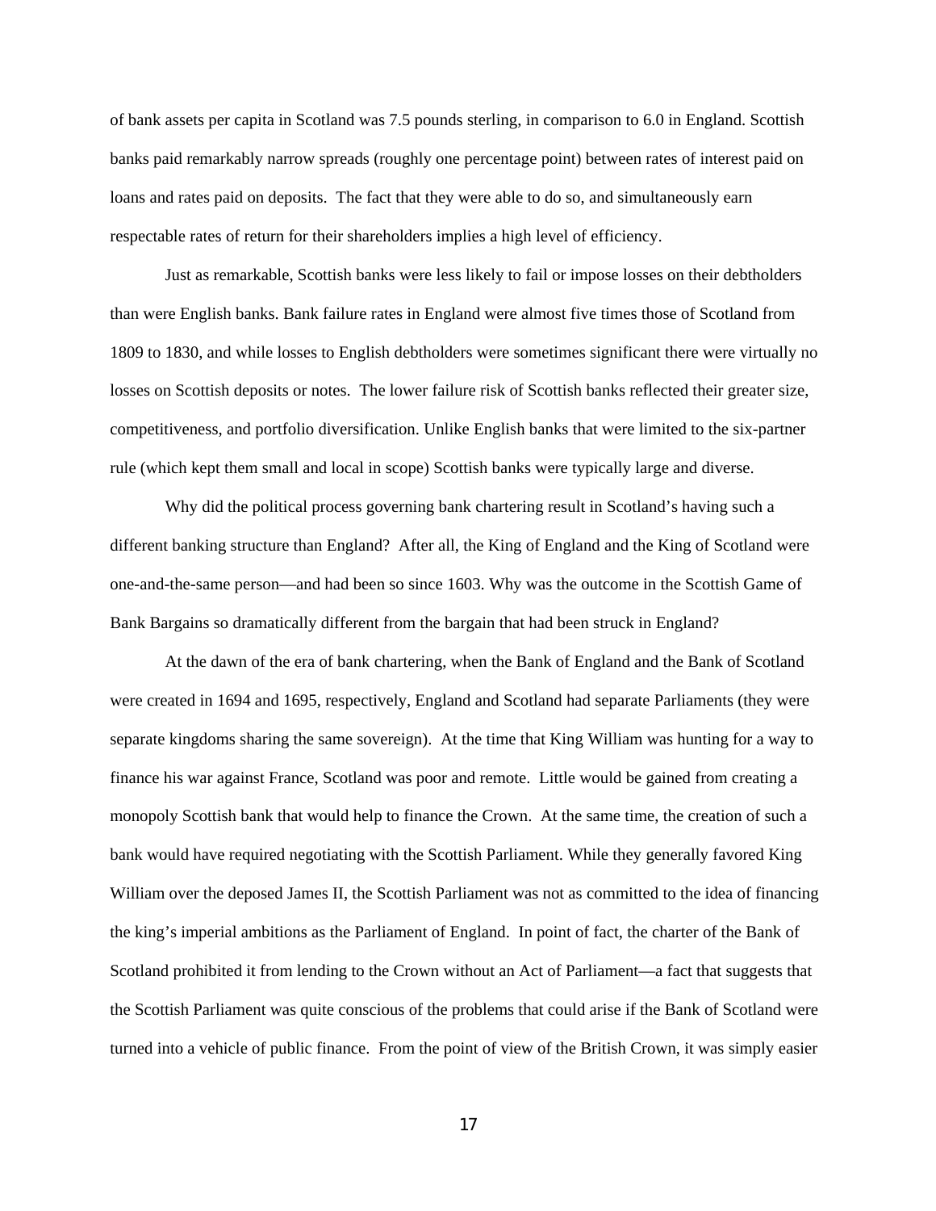of bank assets per capita in Scotland was 7.5 pounds sterling, in comparison to 6.0 in England. Scottish banks paid remarkably narrow spreads (roughly one percentage point) between rates of interest paid on loans and rates paid on deposits. The fact that they were able to do so, and simultaneously earn respectable rates of return for their shareholders implies a high level of efficiency.

Just as remarkable, Scottish banks were less likely to fail or impose losses on their debtholders than were English banks. Bank failure rates in England were almost five times those of Scotland from 1809 to 1830, and while losses to English debtholders were sometimes significant there were virtually no losses on Scottish deposits or notes. The lower failure risk of Scottish banks reflected their greater size, competitiveness, and portfolio diversification. Unlike English banks that were limited to the six-partner rule (which kept them small and local in scope) Scottish banks were typically large and diverse.

Why did the political process governing bank chartering result in Scotland's having such a different banking structure than England? After all, the King of England and the King of Scotland were one-and-the-same person—and had been so since 1603. Why was the outcome in the Scottish Game of Bank Bargains so dramatically different from the bargain that had been struck in England?

At the dawn of the era of bank chartering, when the Bank of England and the Bank of Scotland were created in 1694 and 1695, respectively, England and Scotland had separate Parliaments (they were separate kingdoms sharing the same sovereign). At the time that King William was hunting for a way to finance his war against France, Scotland was poor and remote. Little would be gained from creating a monopoly Scottish bank that would help to finance the Crown. At the same time, the creation of such a bank would have required negotiating with the Scottish Parliament. While they generally favored King William over the deposed James II, the Scottish Parliament was not as committed to the idea of financing the king's imperial ambitions as the Parliament of England. In point of fact, the charter of the Bank of Scotland prohibited it from lending to the Crown without an Act of Parliament—a fact that suggests that the Scottish Parliament was quite conscious of the problems that could arise if the Bank of Scotland were turned into a vehicle of public finance. From the point of view of the British Crown, it was simply easier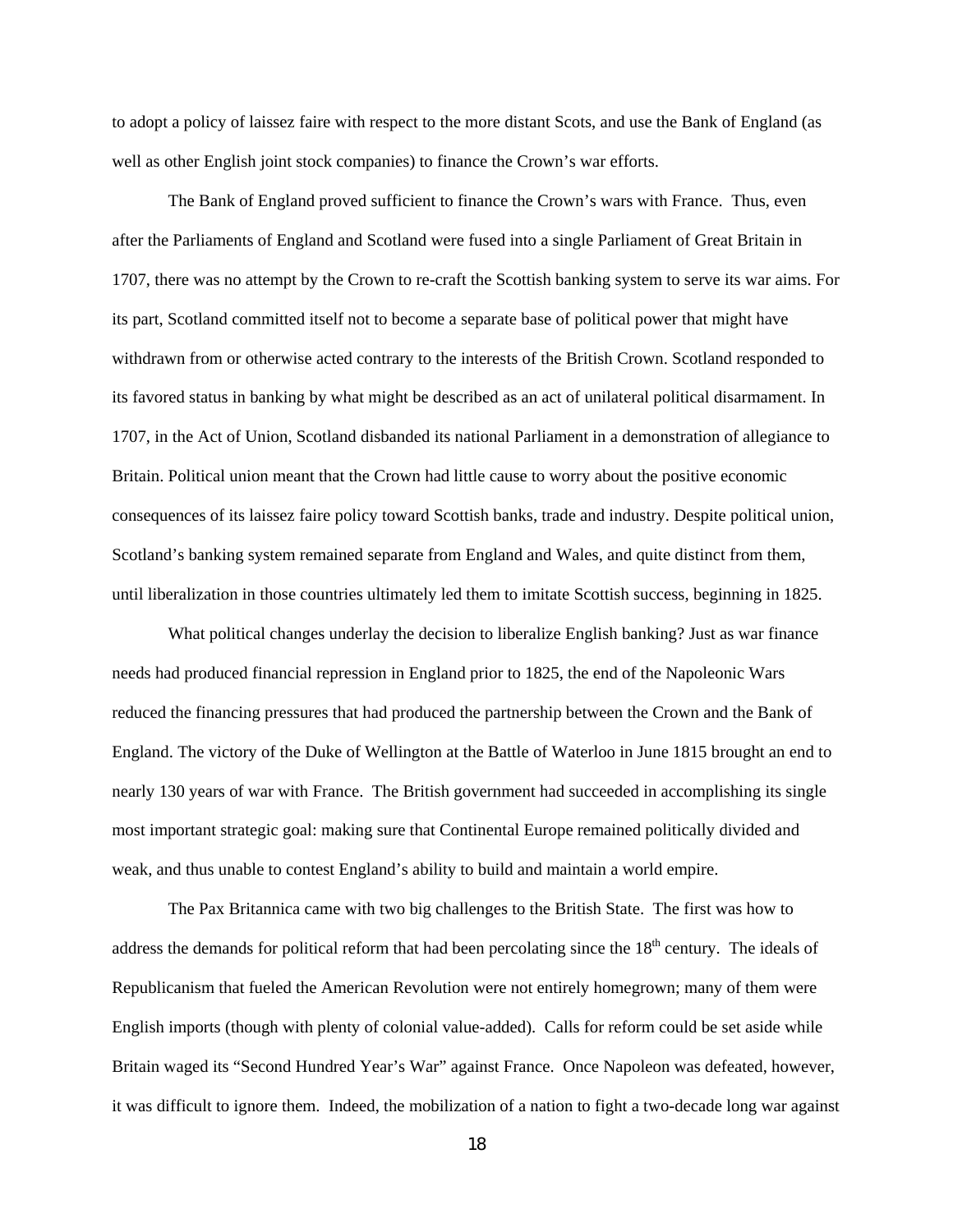to adopt a policy of laissez faire with respect to the more distant Scots, and use the Bank of England (as well as other English joint stock companies) to finance the Crown's war efforts.

The Bank of England proved sufficient to finance the Crown's wars with France. Thus, even after the Parliaments of England and Scotland were fused into a single Parliament of Great Britain in 1707, there was no attempt by the Crown to re-craft the Scottish banking system to serve its war aims. For its part, Scotland committed itself not to become a separate base of political power that might have withdrawn from or otherwise acted contrary to the interests of the British Crown. Scotland responded to its favored status in banking by what might be described as an act of unilateral political disarmament. In 1707, in the Act of Union, Scotland disbanded its national Parliament in a demonstration of allegiance to Britain. Political union meant that the Crown had little cause to worry about the positive economic consequences of its laissez faire policy toward Scottish banks, trade and industry. Despite political union, Scotland's banking system remained separate from England and Wales, and quite distinct from them, until liberalization in those countries ultimately led them to imitate Scottish success, beginning in 1825.

What political changes underlay the decision to liberalize English banking? Just as war finance needs had produced financial repression in England prior to 1825, the end of the Napoleonic Wars reduced the financing pressures that had produced the partnership between the Crown and the Bank of England. The victory of the Duke of Wellington at the Battle of Waterloo in June 1815 brought an end to nearly 130 years of war with France. The British government had succeeded in accomplishing its single most important strategic goal: making sure that Continental Europe remained politically divided and weak, and thus unable to contest England's ability to build and maintain a world empire.

The Pax Britannica came with two big challenges to the British State. The first was how to address the demands for political reform that had been percolating since the 18th century. The ideals of Republicanism that fueled the American Revolution were not entirely homegrown; many of them were English imports (though with plenty of colonial value-added). Calls for reform could be set aside while Britain waged its "Second Hundred Year's War" against France. Once Napoleon was defeated, however, it was difficult to ignore them. Indeed, the mobilization of a nation to fight a two-decade long war against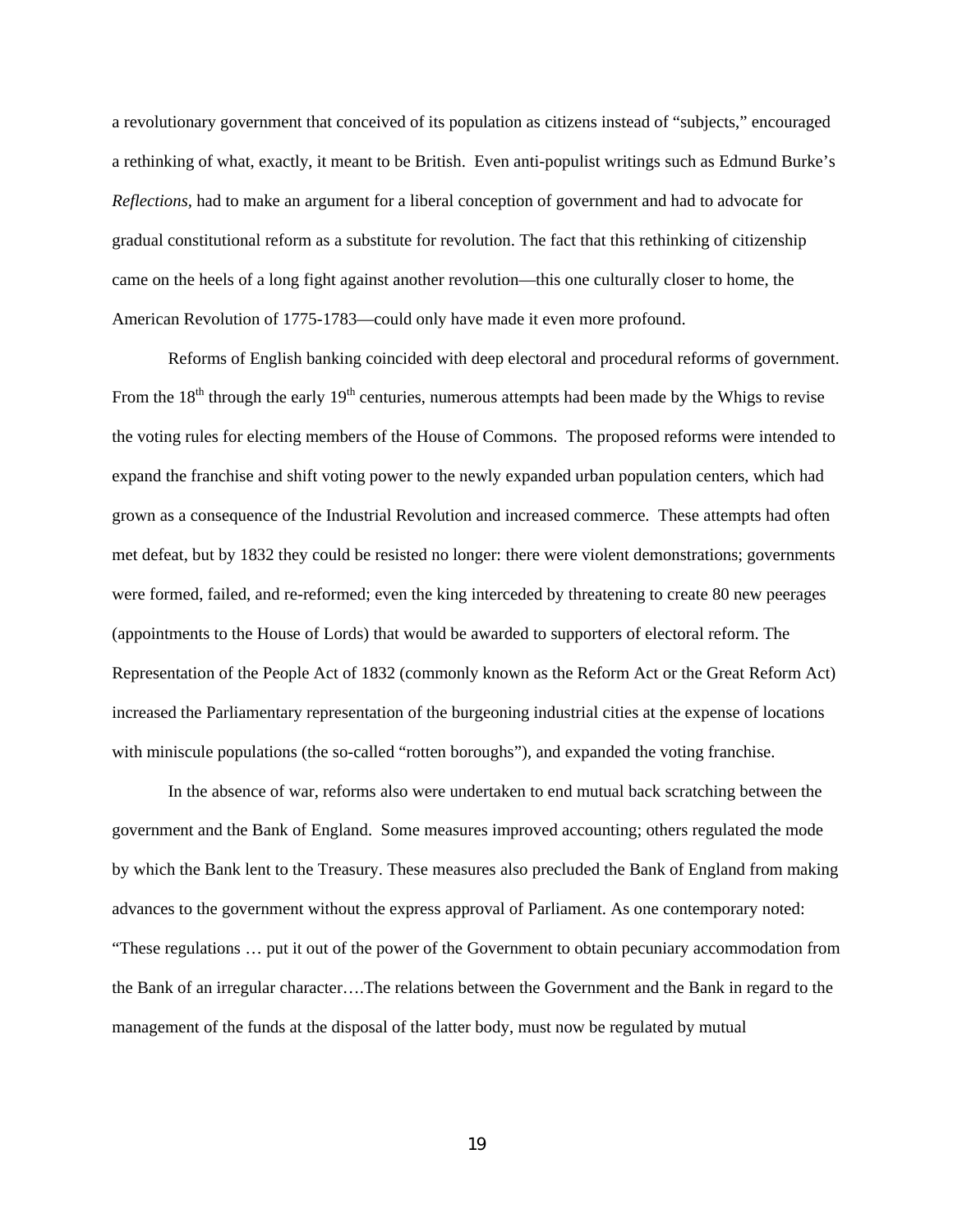a revolutionary government that conceived of its population as citizens instead of "subjects," encouraged a rethinking of what, exactly, it meant to be British. Even anti-populist writings such as Edmund Burke's *Reflections*, had to make an argument for a liberal conception of government and had to advocate for gradual constitutional reform as a substitute for revolution. The fact that this rethinking of citizenship came on the heels of a long fight against another revolution—this one culturally closer to home, the American Revolution of 1775-1783—could only have made it even more profound.

Reforms of English banking coincided with deep electoral and procedural reforms of government. From the 18th through the early 19th centuries, numerous attempts had been made by the Whigs to revise the voting rules for electing members of the House of Commons. The proposed reforms were intended to expand the franchise and shift voting power to the newly expanded urban population centers, which had grown as a consequence of the Industrial Revolution and increased commerce. These attempts had often met defeat, but by 1832 they could be resisted no longer: there were violent demonstrations; governments were formed, failed, and re-reformed; even the king interceded by threatening to create 80 new peerages (appointments to the House of Lords) that would be awarded to supporters of electoral reform. The Representation of the People Act of 1832 (commonly known as the Reform Act or the Great Reform Act) increased the Parliamentary representation of the burgeoning industrial cities at the expense of locations with miniscule populations (the so-called "rotten boroughs"), and expanded the voting franchise.

In the absence of war, reforms also were undertaken to end mutual back scratching between the government and the Bank of England. Some measures improved accounting; others regulated the mode by which the Bank lent to the Treasury. These measures also precluded the Bank of England from making advances to the government without the express approval of Parliament. As one contemporary noted: "These regulations … put it out of the power of the Government to obtain pecuniary accommodation from the Bank of an irregular character….The relations between the Government and the Bank in regard to the management of the funds at the disposal of the latter body, must now be regulated by mutual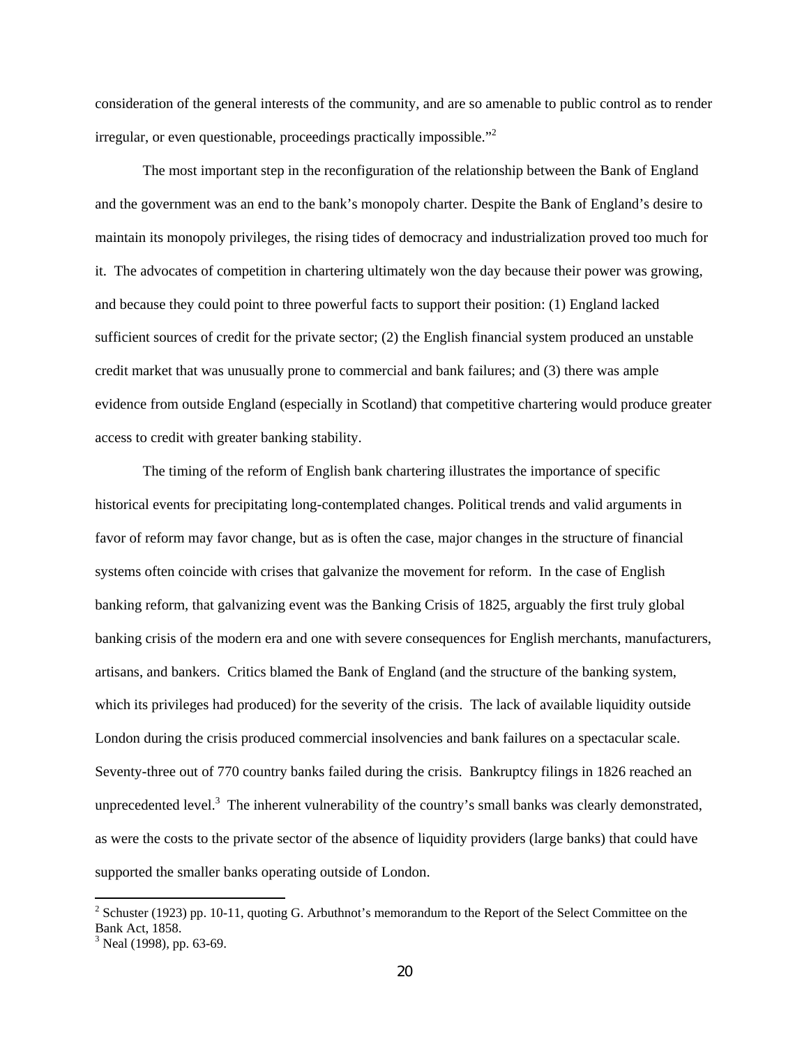consideration of the general interests of the community, and are so amenable to public control as to render irregular, or even questionable, proceedings practically impossible."[2]

The most important step in the reconfiguration of the relationship between the Bank of England and the government was an end to the bank's monopoly charter. Despite the Bank of England's desire to maintain its monopoly privileges, the rising tides of democracy and industrialization proved too much for it. The advocates of competition in chartering ultimately won the day because their power was growing, and because they could point to three powerful facts to support their position: (1) England lacked sufficient sources of credit for the private sector; (2) the English financial system produced an unstable credit market that was unusually prone to commercial and bank failures; and (3) there was ample evidence from outside England (especially in Scotland) that competitive chartering would produce greater access to credit with greater banking stability.

The timing of the reform of English bank chartering illustrates the importance of specific historical events for precipitating long-contemplated changes. Political trends and valid arguments in favor of reform may favor change, but as is often the case, major changes in the structure of financial systems often coincide with crises that galvanize the movement for reform. In the case of English banking reform, that galvanizing event was the Banking Crisis of 1825, arguably the first truly global banking crisis of the modern era and one with severe consequences for English merchants, manufacturers, artisans, and bankers. Critics blamed the Bank of England (and the structure of the banking system, which its privileges had produced) for the severity of the crisis. The lack of available liquidity outside London during the crisis produced commercial insolvencies and bank failures on a spectacular scale. Seventy-three out of 770 country banks failed during the crisis. Bankruptcy filings in 1826 reached an unprecedented level.[3] The inherent vulnerability of the country's small banks was clearly demonstrated, as were the costs to the private sector of the absence of liquidity providers (large banks) that could have supported the smaller banks operating outside of London.

---

[2] Schuster (1923) pp. 10-11, quoting G. Arbuthnot's memorandum to the Report of the Select Committee on the Bank Act, 1858.

[3] Neal (1998), pp. 63-69.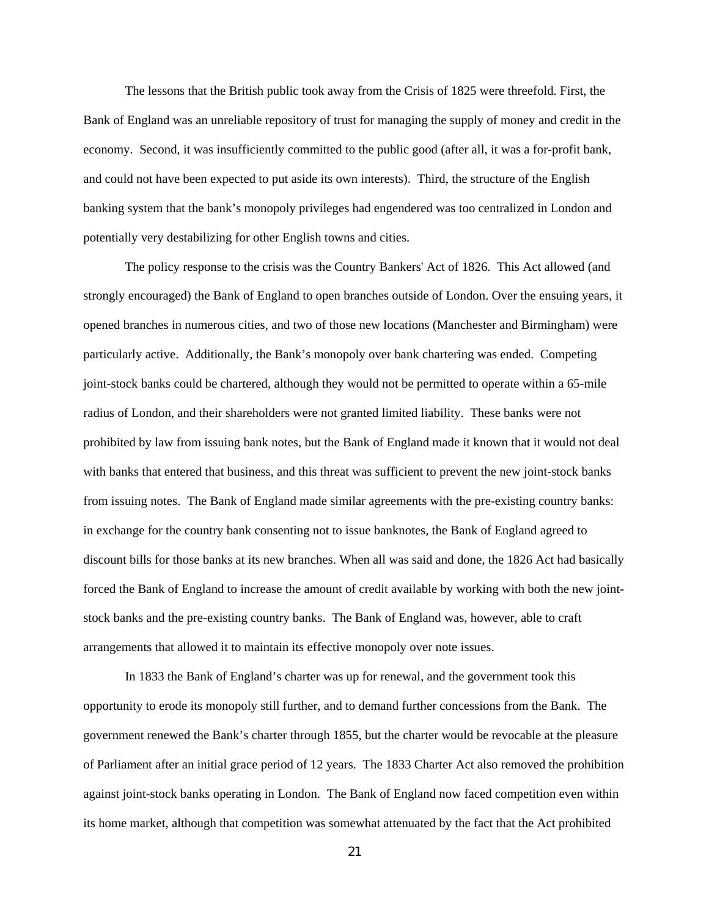The lessons that the British public took away from the Crisis of 1825 were threefold. First, the Bank of England was an unreliable repository of trust for managing the supply of money and credit in the economy. Second, it was insufficiently committed to the public good (after all, it was a for-profit bank, and could not have been expected to put aside its own interests). Third, the structure of the English banking system that the bank's monopoly privileges had engendered was too centralized in London and potentially very destabilizing for other English towns and cities.

The policy response to the crisis was the Country Bankers' Act of 1826. This Act allowed (and strongly encouraged) the Bank of England to open branches outside of London. Over the ensuing years, it opened branches in numerous cities, and two of those new locations (Manchester and Birmingham) were particularly active. Additionally, the Bank's monopoly over bank chartering was ended. Competing joint-stock banks could be chartered, although they would not be permitted to operate within a 65-mile radius of London, and their shareholders were not granted limited liability. These banks were not prohibited by law from issuing bank notes, but the Bank of England made it known that it would not deal with banks that entered that business, and this threat was sufficient to prevent the new joint-stock banks from issuing notes. The Bank of England made similar agreements with the pre-existing country banks: in exchange for the country bank consenting not to issue banknotes, the Bank of England agreed to discount bills for those banks at its new branches. When all was said and done, the 1826 Act had basically forced the Bank of England to increase the amount of credit available by working with both the new joint-stock banks and the pre-existing country banks. The Bank of England was, however, able to craft arrangements that allowed it to maintain its effective monopoly over note issues.

In 1833 the Bank of England's charter was up for renewal, and the government took this opportunity to erode its monopoly still further, and to demand further concessions from the Bank. The government renewed the Bank's charter through 1855, but the charter would be revocable at the pleasure of Parliament after an initial grace period of 12 years. The 1833 Charter Act also removed the prohibition against joint-stock banks operating in London. The Bank of England now faced competition even within its home market, although that competition was somewhat attenuated by the fact that the Act prohibited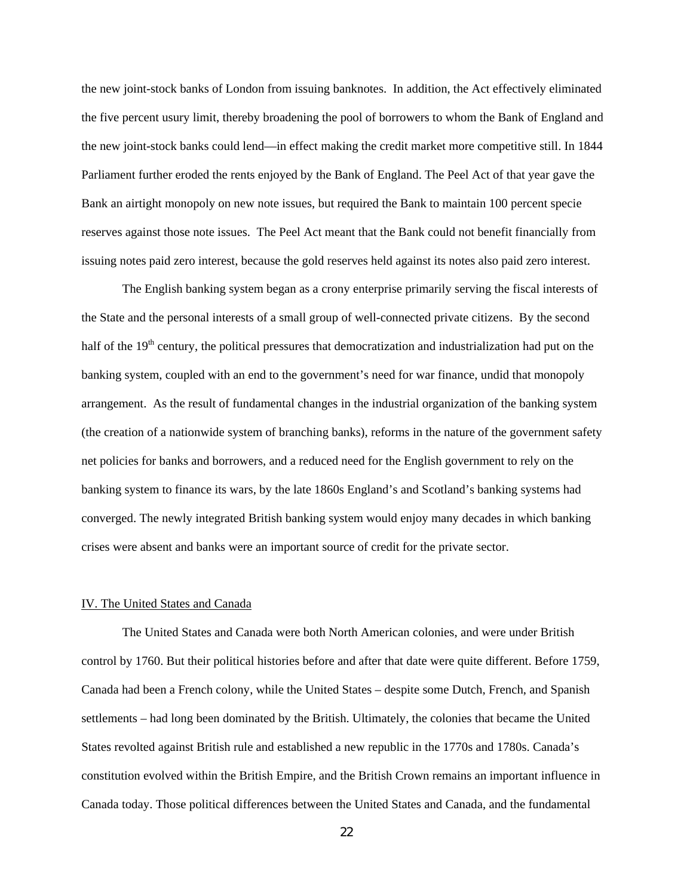the new joint-stock banks of London from issuing banknotes. In addition, the Act effectively eliminated the five percent usury limit, thereby broadening the pool of borrowers to whom the Bank of England and the new joint-stock banks could lend—in effect making the credit market more competitive still. In 1844 Parliament further eroded the rents enjoyed by the Bank of England. The Peel Act of that year gave the Bank an airtight monopoly on new note issues, but required the Bank to maintain 100 percent specie reserves against those note issues. The Peel Act meant that the Bank could not benefit financially from issuing notes paid zero interest, because the gold reserves held against its notes also paid zero interest.

The English banking system began as a crony enterprise primarily serving the fiscal interests of the State and the personal interests of a small group of well-connected private citizens. By the second half of the 19th century, the political pressures that democratization and industrialization had put on the banking system, coupled with an end to the government's need for war finance, undid that monopoly arrangement. As the result of fundamental changes in the industrial organization of the banking system (the creation of a nationwide system of branching banks), reforms in the nature of the government safety net policies for banks and borrowers, and a reduced need for the English government to rely on the banking system to finance its wars, by the late 1860s England's and Scotland's banking systems had converged. The newly integrated British banking system would enjoy many decades in which banking crises were absent and banks were an important source of credit for the private sector.

## IV. The United States and Canada

The United States and Canada were both North American colonies, and were under British control by 1760. But their political histories before and after that date were quite different. Before 1759, Canada had been a French colony, while the United States – despite some Dutch, French, and Spanish settlements – had long been dominated by the British. Ultimately, the colonies that became the United States revolted against British rule and established a new republic in the 1770s and 1780s. Canada's constitution evolved within the British Empire, and the British Crown remains an important influence in Canada today. Those political differences between the United States and Canada, and the fundamental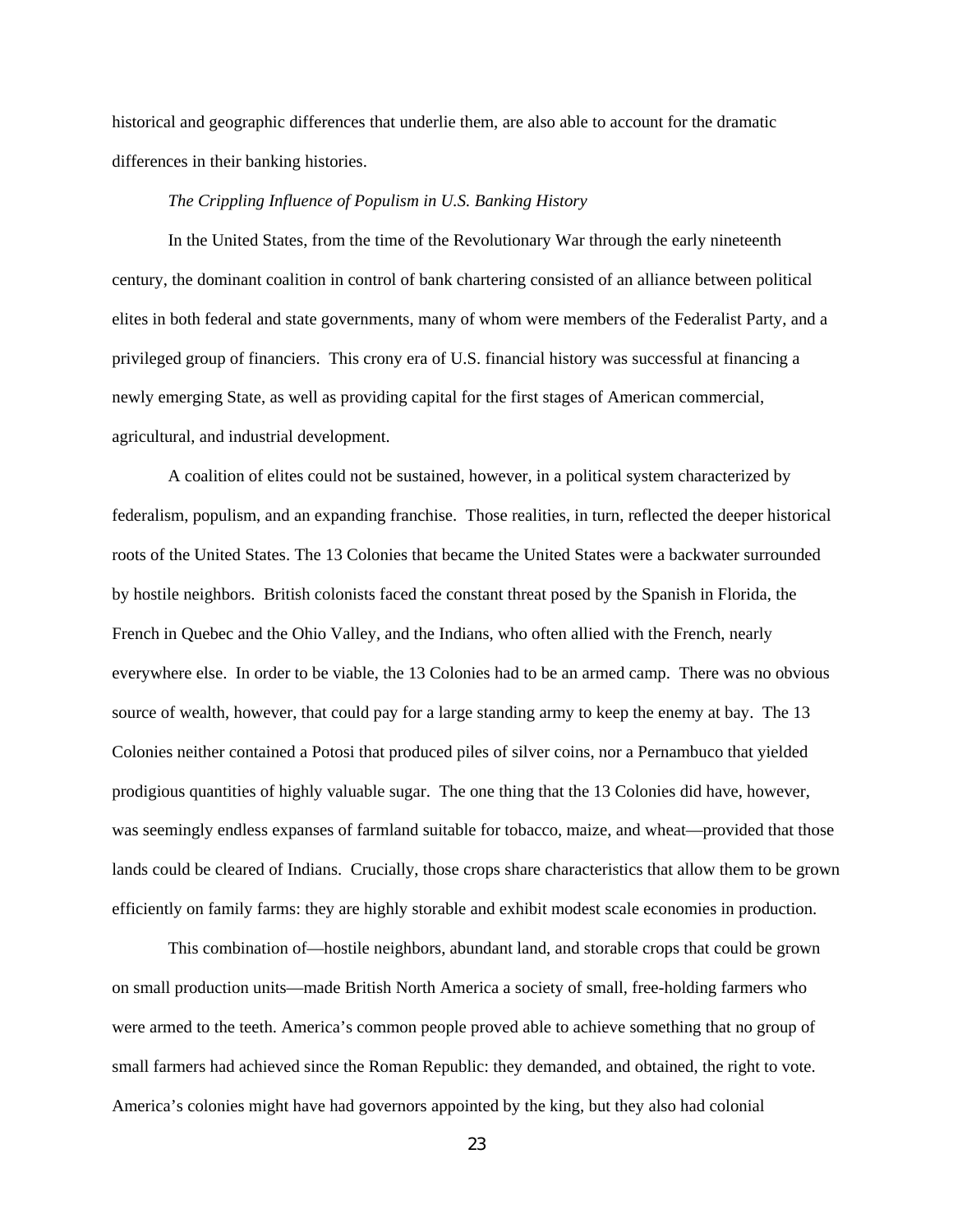historical and geographic differences that underlie them, are also able to account for the dramatic differences in their banking histories.

### *The Crippling Influence of Populism in U.S. Banking History*

In the United States, from the time of the Revolutionary War through the early nineteenth century, the dominant coalition in control of bank chartering consisted of an alliance between political elites in both federal and state governments, many of whom were members of the Federalist Party, and a privileged group of financiers. This crony era of U.S. financial history was successful at financing a newly emerging State, as well as providing capital for the first stages of American commercial, agricultural, and industrial development.

A coalition of elites could not be sustained, however, in a political system characterized by federalism, populism, and an expanding franchise. Those realities, in turn, reflected the deeper historical roots of the United States. The 13 Colonies that became the United States were a backwater surrounded by hostile neighbors. British colonists faced the constant threat posed by the Spanish in Florida, the French in Quebec and the Ohio Valley, and the Indians, who often allied with the French, nearly everywhere else. In order to be viable, the 13 Colonies had to be an armed camp. There was no obvious source of wealth, however, that could pay for a large standing army to keep the enemy at bay. The 13 Colonies neither contained a Potosi that produced piles of silver coins, nor a Pernambuco that yielded prodigious quantities of highly valuable sugar. The one thing that the 13 Colonies did have, however, was seemingly endless expanses of farmland suitable for tobacco, maize, and wheat—provided that those lands could be cleared of Indians. Crucially, those crops share characteristics that allow them to be grown efficiently on family farms: they are highly storable and exhibit modest scale economies in production.

This combination of—hostile neighbors, abundant land, and storable crops that could be grown on small production units—made British North America a society of small, free-holding farmers who were armed to the teeth. America's common people proved able to achieve something that no group of small farmers had achieved since the Roman Republic: they demanded, and obtained, the right to vote. America's colonies might have had governors appointed by the king, but they also had colonial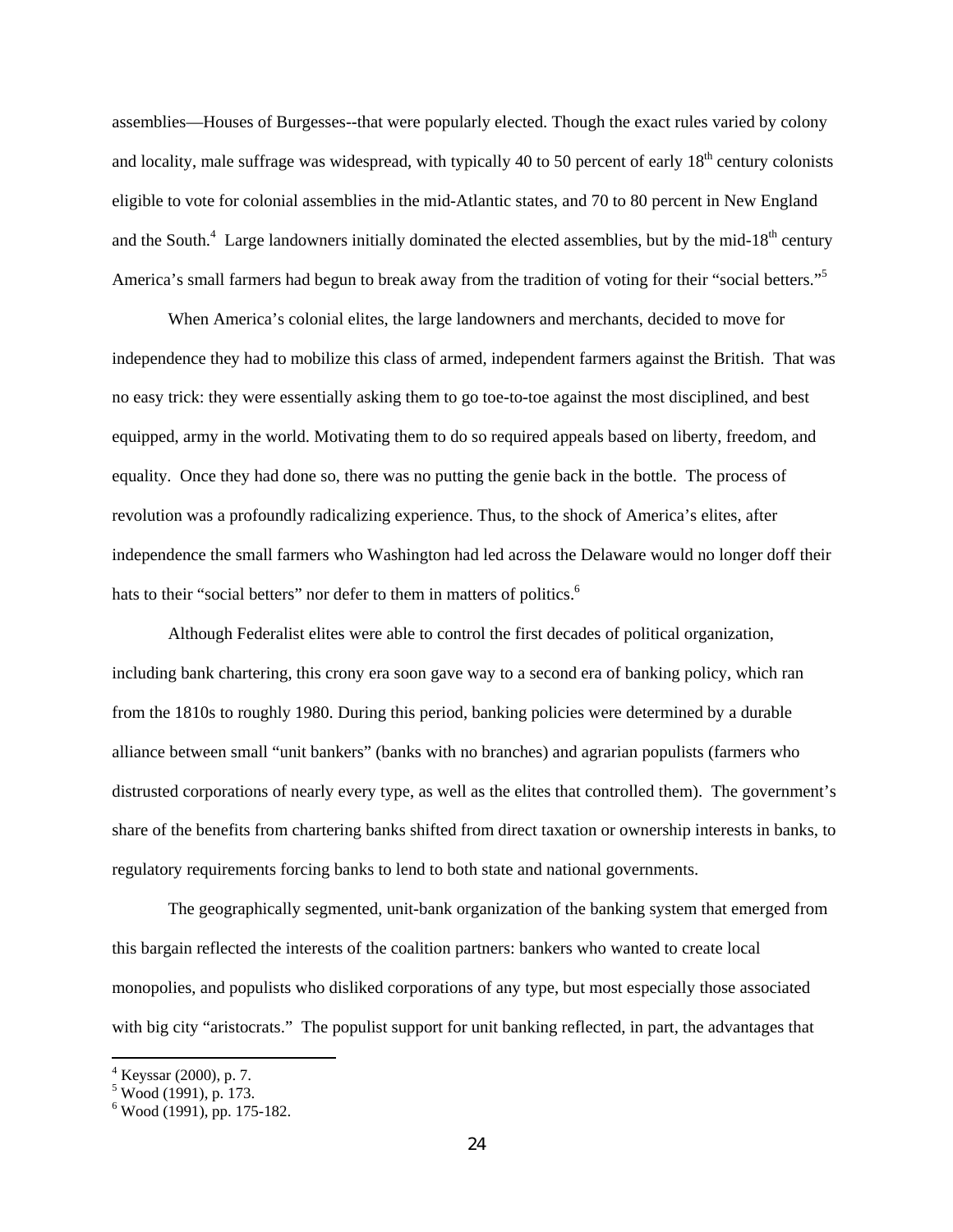assemblies—Houses of Burgesses--that were popularly elected. Though the exact rules varied by colony and locality, male suffrage was widespread, with typically 40 to 50 percent of early 18th century colonists eligible to vote for colonial assemblies in the mid-Atlantic states, and 70 to 80 percent in New England and the South.[4] Large landowners initially dominated the elected assemblies, but by the mid-18th century America's small farmers had begun to break away from the tradition of voting for their "social betters."[5]

When America's colonial elites, the large landowners and merchants, decided to move for independence they had to mobilize this class of armed, independent farmers against the British. That was no easy trick: they were essentially asking them to go toe-to-toe against the most disciplined, and best equipped, army in the world. Motivating them to do so required appeals based on liberty, freedom, and equality. Once they had done so, there was no putting the genie back in the bottle. The process of revolution was a profoundly radicalizing experience. Thus, to the shock of America's elites, after independence the small farmers who Washington had led across the Delaware would no longer doff their hats to their "social betters" nor defer to them in matters of politics.[6]

Although Federalist elites were able to control the first decades of political organization, including bank chartering, this crony era soon gave way to a second era of banking policy, which ran from the 1810s to roughly 1980. During this period, banking policies were determined by a durable alliance between small "unit bankers" (banks with no branches) and agrarian populists (farmers who distrusted corporations of nearly every type, as well as the elites that controlled them). The government's share of the benefits from chartering banks shifted from direct taxation or ownership interests in banks, to regulatory requirements forcing banks to lend to both state and national governments.

The geographically segmented, unit-bank organization of the banking system that emerged from this bargain reflected the interests of the coalition partners: bankers who wanted to create local monopolies, and populists who disliked corporations of any type, but most especially those associated with big city "aristocrats." The populist support for unit banking reflected, in part, the advantages that

---

[4] Keyssar (2000), p. 7.
[5] Wood (1991), p. 173.
[6] Wood (1991), pp. 175-182.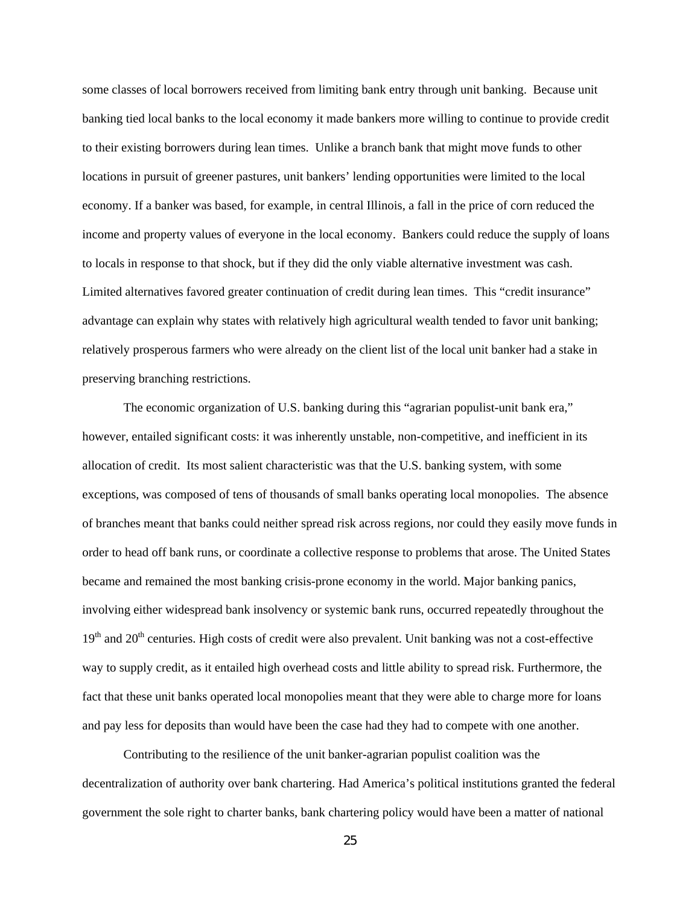some classes of local borrowers received from limiting bank entry through unit banking. Because unit banking tied local banks to the local economy it made bankers more willing to continue to provide credit to their existing borrowers during lean times. Unlike a branch bank that might move funds to other locations in pursuit of greener pastures, unit bankers' lending opportunities were limited to the local economy. If a banker was based, for example, in central Illinois, a fall in the price of corn reduced the income and property values of everyone in the local economy. Bankers could reduce the supply of loans to locals in response to that shock, but if they did the only viable alternative investment was cash. Limited alternatives favored greater continuation of credit during lean times. This "credit insurance" advantage can explain why states with relatively high agricultural wealth tended to favor unit banking; relatively prosperous farmers who were already on the client list of the local unit banker had a stake in preserving branching restrictions.

The economic organization of U.S. banking during this "agrarian populist-unit bank era," however, entailed significant costs: it was inherently unstable, non-competitive, and inefficient in its allocation of credit. Its most salient characteristic was that the U.S. banking system, with some exceptions, was composed of tens of thousands of small banks operating local monopolies. The absence of branches meant that banks could neither spread risk across regions, nor could they easily move funds in order to head off bank runs, or coordinate a collective response to problems that arose. The United States became and remained the most banking crisis-prone economy in the world. Major banking panics, involving either widespread bank insolvency or systemic bank runs, occurred repeatedly throughout the 19th and 20th centuries. High costs of credit were also prevalent. Unit banking was not a cost-effective way to supply credit, as it entailed high overhead costs and little ability to spread risk. Furthermore, the fact that these unit banks operated local monopolies meant that they were able to charge more for loans and pay less for deposits than would have been the case had they had to compete with one another.

Contributing to the resilience of the unit banker-agrarian populist coalition was the decentralization of authority over bank chartering. Had America's political institutions granted the federal government the sole right to charter banks, bank chartering policy would have been a matter of national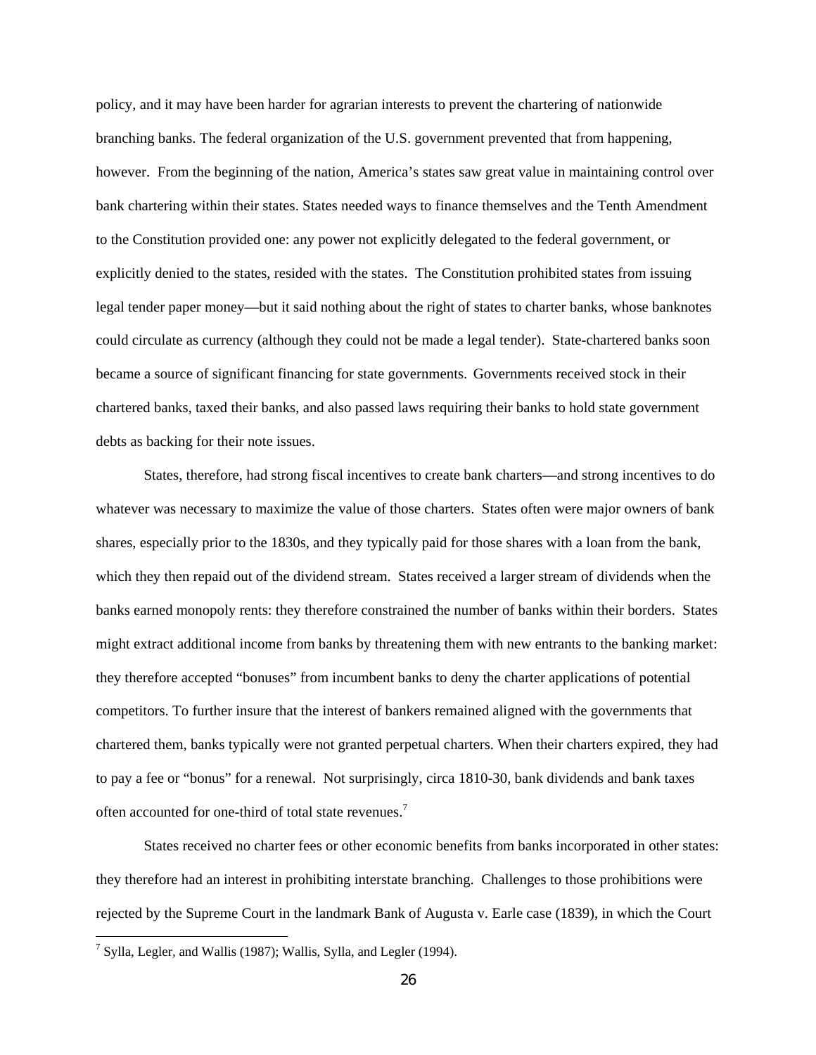policy, and it may have been harder for agrarian interests to prevent the chartering of nationwide branching banks. The federal organization of the U.S. government prevented that from happening, however. From the beginning of the nation, America's states saw great value in maintaining control over bank chartering within their states. States needed ways to finance themselves and the Tenth Amendment to the Constitution provided one: any power not explicitly delegated to the federal government, or explicitly denied to the states, resided with the states. The Constitution prohibited states from issuing legal tender paper money—but it said nothing about the right of states to charter banks, whose banknotes could circulate as currency (although they could not be made a legal tender). State-chartered banks soon became a source of significant financing for state governments. Governments received stock in their chartered banks, taxed their banks, and also passed laws requiring their banks to hold state government debts as backing for their note issues.

States, therefore, had strong fiscal incentives to create bank charters—and strong incentives to do whatever was necessary to maximize the value of those charters. States often were major owners of bank shares, especially prior to the 1830s, and they typically paid for those shares with a loan from the bank, which they then repaid out of the dividend stream. States received a larger stream of dividends when the banks earned monopoly rents: they therefore constrained the number of banks within their borders. States might extract additional income from banks by threatening them with new entrants to the banking market: they therefore accepted "bonuses" from incumbent banks to deny the charter applications of potential competitors. To further insure that the interest of bankers remained aligned with the governments that chartered them, banks typically were not granted perpetual charters. When their charters expired, they had to pay a fee or "bonus" for a renewal. Not surprisingly, circa 1810-30, bank dividends and bank taxes often accounted for one-third of total state revenues.[7]

States received no charter fees or other economic benefits from banks incorporated in other states: they therefore had an interest in prohibiting interstate branching. Challenges to those prohibitions were rejected by the Supreme Court in the landmark Bank of Augusta v. Earle case (1839), in which the Court

[7] Sylla, Legler, and Wallis (1987); Wallis, Sylla, and Legler (1994).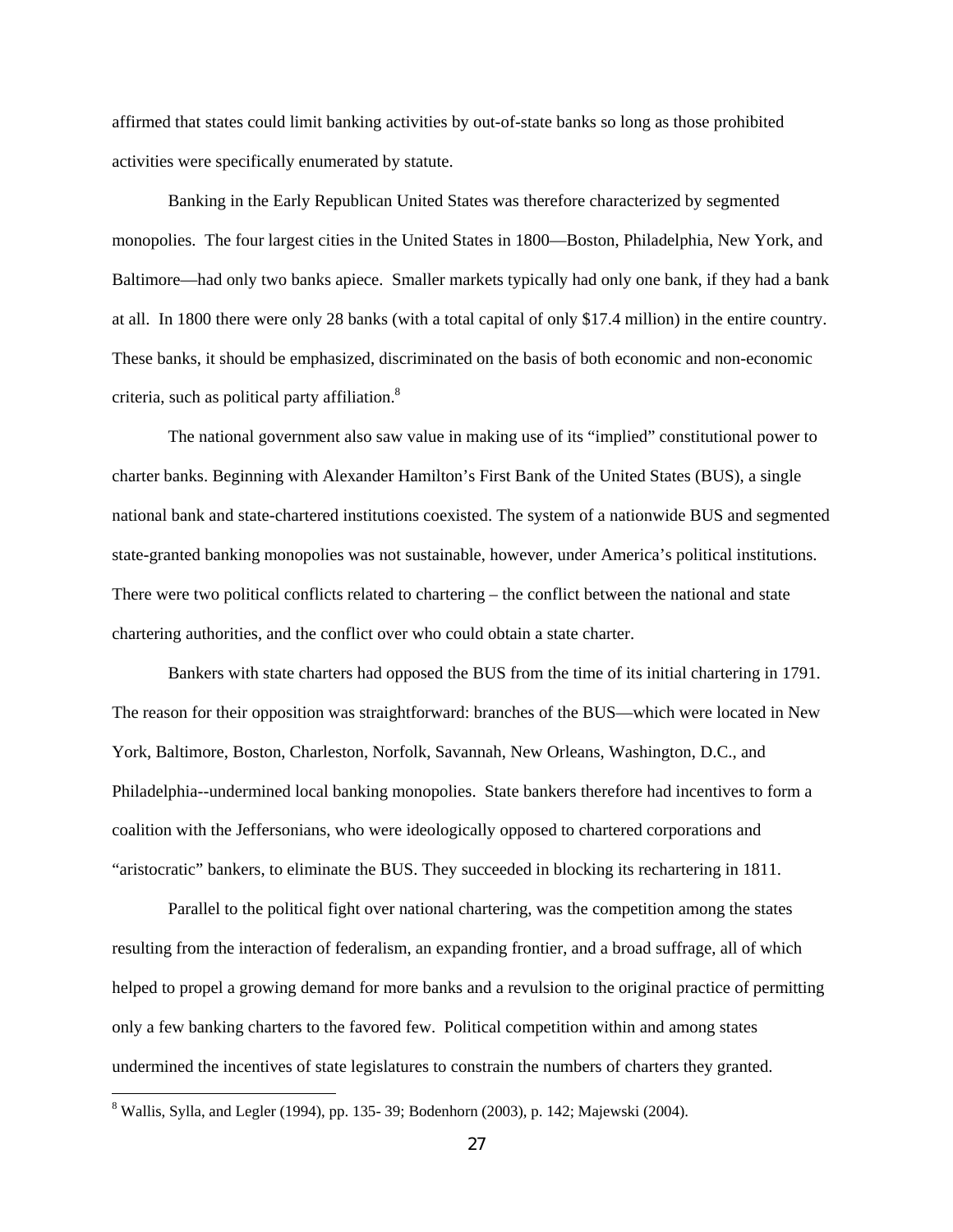affirmed that states could limit banking activities by out-of-state banks so long as those prohibited activities were specifically enumerated by statute.

Banking in the Early Republican United States was therefore characterized by segmented monopolies. The four largest cities in the United States in 1800—Boston, Philadelphia, New York, and Baltimore—had only two banks apiece. Smaller markets typically had only one bank, if they had a bank at all. In 1800 there were only 28 banks (with a total capital of only $17.4 million) in the entire country. These banks, it should be emphasized, discriminated on the basis of both economic and non-economic criteria, such as political party affiliation.[8]

The national government also saw value in making use of its "implied" constitutional power to charter banks. Beginning with Alexander Hamilton's First Bank of the United States (BUS), a single national bank and state-chartered institutions coexisted. The system of a nationwide BUS and segmented state-granted banking monopolies was not sustainable, however, under America's political institutions. There were two political conflicts related to chartering – the conflict between the national and state chartering authorities, and the conflict over who could obtain a state charter.

Bankers with state charters had opposed the BUS from the time of its initial chartering in 1791. The reason for their opposition was straightforward: branches of the BUS—which were located in New York, Baltimore, Boston, Charleston, Norfolk, Savannah, New Orleans, Washington, D.C., and Philadelphia--undermined local banking monopolies. State bankers therefore had incentives to form a coalition with the Jeffersonians, who were ideologically opposed to chartered corporations and "aristocratic" bankers, to eliminate the BUS. They succeeded in blocking its rechartering in 1811.

Parallel to the political fight over national chartering, was the competition among the states resulting from the interaction of federalism, an expanding frontier, and a broad suffrage, all of which helped to propel a growing demand for more banks and a revulsion to the original practice of permitting only a few banking charters to the favored few. Political competition within and among states undermined the incentives of state legislatures to constrain the numbers of charters they granted.

[8] Wallis, Sylla, and Legler (1994), pp. 135- 39; Bodenhorn (2003), p. 142; Majewski (2004).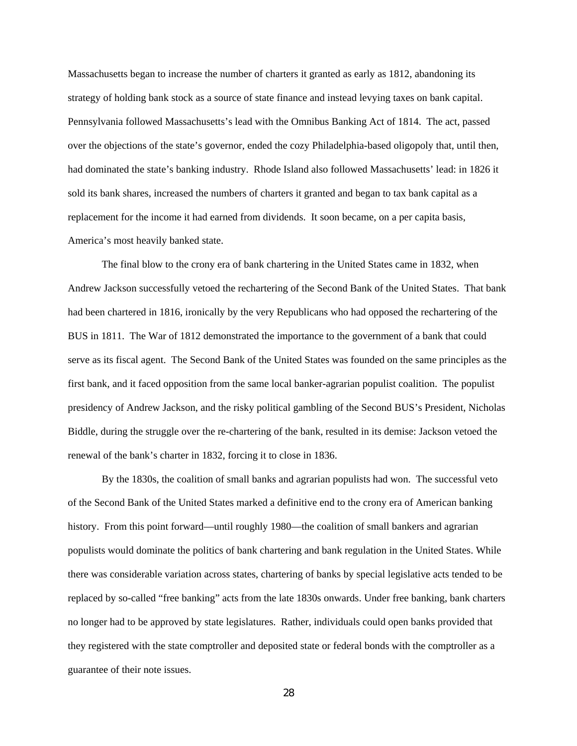Massachusetts began to increase the number of charters it granted as early as 1812, abandoning its strategy of holding bank stock as a source of state finance and instead levying taxes on bank capital. Pennsylvania followed Massachusetts's lead with the Omnibus Banking Act of 1814. The act, passed over the objections of the state's governor, ended the cozy Philadelphia-based oligopoly that, until then, had dominated the state's banking industry. Rhode Island also followed Massachusetts' lead: in 1826 it sold its bank shares, increased the numbers of charters it granted and began to tax bank capital as a replacement for the income it had earned from dividends. It soon became, on a per capita basis, America's most heavily banked state.

The final blow to the crony era of bank chartering in the United States came in 1832, when Andrew Jackson successfully vetoed the rechartering of the Second Bank of the United States. That bank had been chartered in 1816, ironically by the very Republicans who had opposed the rechartering of the BUS in 1811. The War of 1812 demonstrated the importance to the government of a bank that could serve as its fiscal agent. The Second Bank of the United States was founded on the same principles as the first bank, and it faced opposition from the same local banker-agrarian populist coalition. The populist presidency of Andrew Jackson, and the risky political gambling of the Second BUS's President, Nicholas Biddle, during the struggle over the re-chartering of the bank, resulted in its demise: Jackson vetoed the renewal of the bank's charter in 1832, forcing it to close in 1836.

By the 1830s, the coalition of small banks and agrarian populists had won. The successful veto of the Second Bank of the United States marked a definitive end to the crony era of American banking history. From this point forward—until roughly 1980—the coalition of small bankers and agrarian populists would dominate the politics of bank chartering and bank regulation in the United States. While there was considerable variation across states, chartering of banks by special legislative acts tended to be replaced by so-called "free banking" acts from the late 1830s onwards. Under free banking, bank charters no longer had to be approved by state legislatures. Rather, individuals could open banks provided that they registered with the state comptroller and deposited state or federal bonds with the comptroller as a guarantee of their note issues.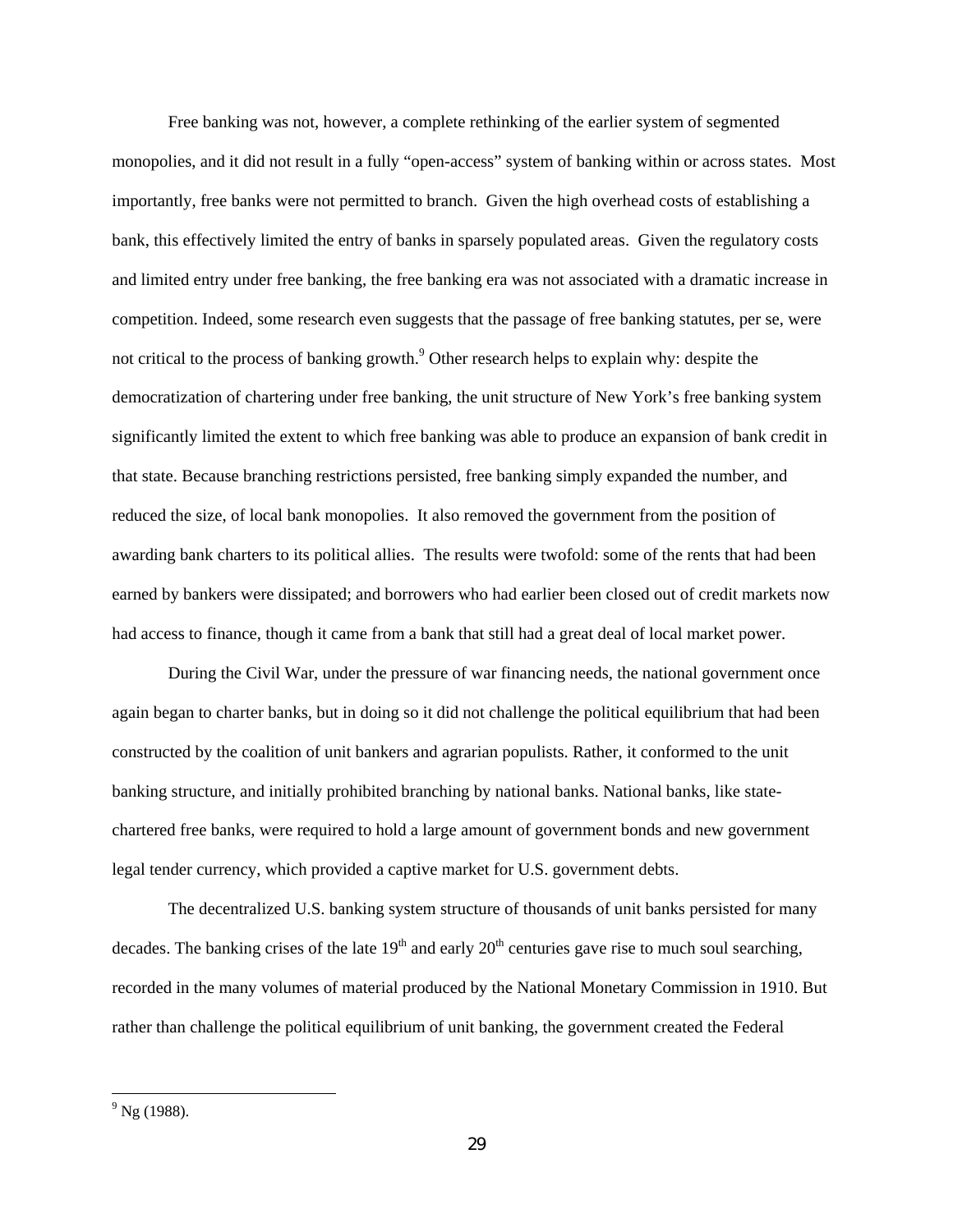Free banking was not, however, a complete rethinking of the earlier system of segmented monopolies, and it did not result in a fully "open-access" system of banking within or across states. Most importantly, free banks were not permitted to branch. Given the high overhead costs of establishing a bank, this effectively limited the entry of banks in sparsely populated areas. Given the regulatory costs and limited entry under free banking, the free banking era was not associated with a dramatic increase in competition. Indeed, some research even suggests that the passage of free banking statutes, per se, were not critical to the process of banking growth.[9] Other research helps to explain why: despite the democratization of chartering under free banking, the unit structure of New York's free banking system significantly limited the extent to which free banking was able to produce an expansion of bank credit in that state. Because branching restrictions persisted, free banking simply expanded the number, and reduced the size, of local bank monopolies. It also removed the government from the position of awarding bank charters to its political allies. The results were twofold: some of the rents that had been earned by bankers were dissipated; and borrowers who had earlier been closed out of credit markets now had access to finance, though it came from a bank that still had a great deal of local market power.

During the Civil War, under the pressure of war financing needs, the national government once again began to charter banks, but in doing so it did not challenge the political equilibrium that had been constructed by the coalition of unit bankers and agrarian populists. Rather, it conformed to the unit banking structure, and initially prohibited branching by national banks. National banks, like state-chartered free banks, were required to hold a large amount of government bonds and new government legal tender currency, which provided a captive market for U.S. government debts.

The decentralized U.S. banking system structure of thousands of unit banks persisted for many decades. The banking crises of the late 19th and early 20th centuries gave rise to much soul searching, recorded in the many volumes of material produced by the National Monetary Commission in 1910. But rather than challenge the political equilibrium of unit banking, the government created the Federal

[9] Ng (1988).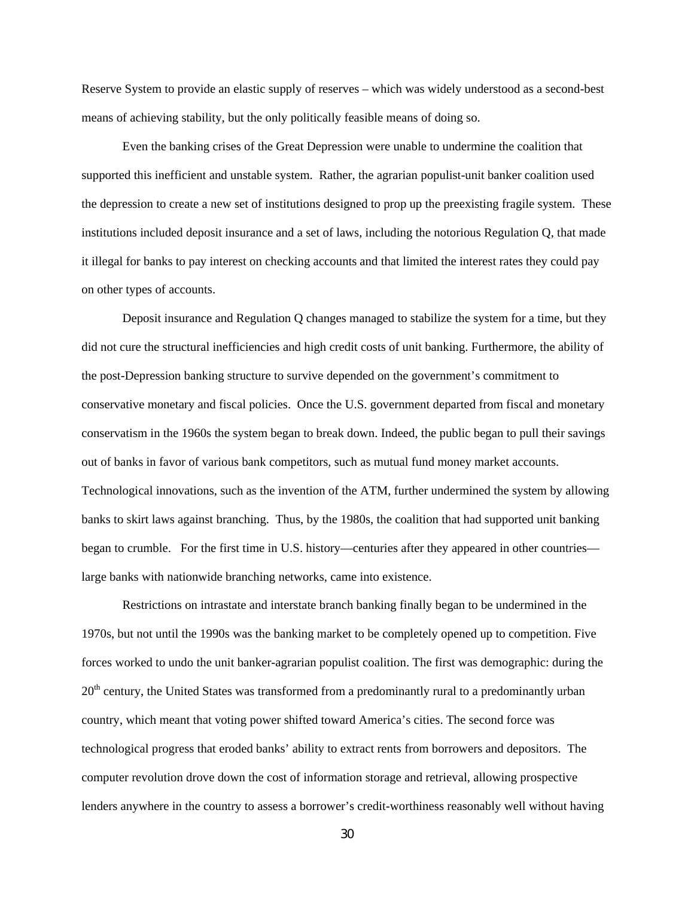Reserve System to provide an elastic supply of reserves – which was widely understood as a second-best means of achieving stability, but the only politically feasible means of doing so.

Even the banking crises of the Great Depression were unable to undermine the coalition that supported this inefficient and unstable system. Rather, the agrarian populist-unit banker coalition used the depression to create a new set of institutions designed to prop up the preexisting fragile system. These institutions included deposit insurance and a set of laws, including the notorious Regulation Q, that made it illegal for banks to pay interest on checking accounts and that limited the interest rates they could pay on other types of accounts.

Deposit insurance and Regulation Q changes managed to stabilize the system for a time, but they did not cure the structural inefficiencies and high credit costs of unit banking. Furthermore, the ability of the post-Depression banking structure to survive depended on the government's commitment to conservative monetary and fiscal policies. Once the U.S. government departed from fiscal and monetary conservatism in the 1960s the system began to break down. Indeed, the public began to pull their savings out of banks in favor of various bank competitors, such as mutual fund money market accounts. Technological innovations, such as the invention of the ATM, further undermined the system by allowing banks to skirt laws against branching. Thus, by the 1980s, the coalition that had supported unit banking began to crumble. For the first time in U.S. history—centuries after they appeared in other countries—large banks with nationwide branching networks, came into existence.

Restrictions on intrastate and interstate branch banking finally began to be undermined in the 1970s, but not until the 1990s was the banking market to be completely opened up to competition. Five forces worked to undo the unit banker-agrarian populist coalition. The first was demographic: during the 20th century, the United States was transformed from a predominantly rural to a predominantly urban country, which meant that voting power shifted toward America's cities. The second force was technological progress that eroded banks' ability to extract rents from borrowers and depositors. The computer revolution drove down the cost of information storage and retrieval, allowing prospective lenders anywhere in the country to assess a borrower's credit-worthiness reasonably well without having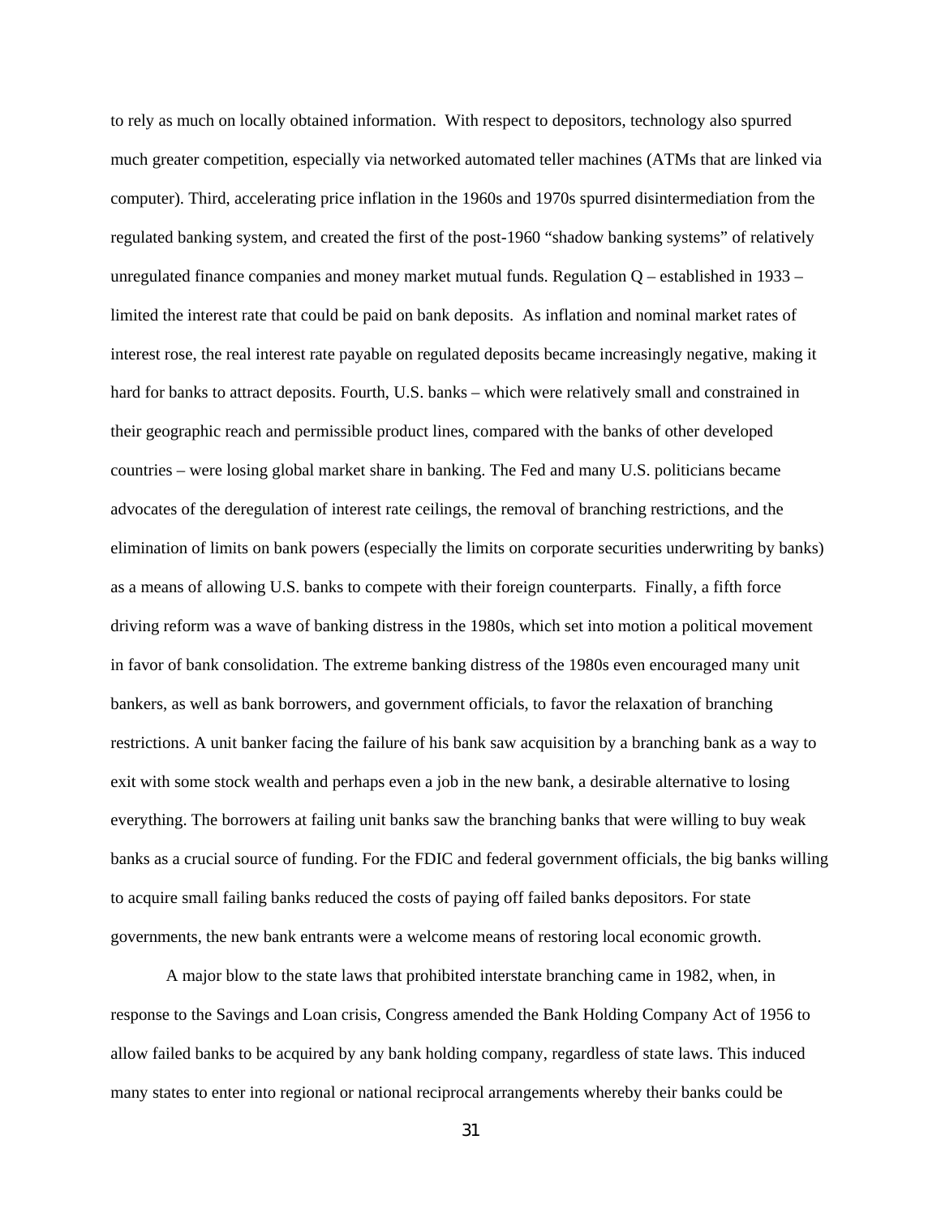to rely as much on locally obtained information. With respect to depositors, technology also spurred much greater competition, especially via networked automated teller machines (ATMs that are linked via computer). Third, accelerating price inflation in the 1960s and 1970s spurred disintermediation from the regulated banking system, and created the first of the post-1960 "shadow banking systems" of relatively unregulated finance companies and money market mutual funds. Regulation Q – established in 1933 – limited the interest rate that could be paid on bank deposits. As inflation and nominal market rates of interest rose, the real interest rate payable on regulated deposits became increasingly negative, making it hard for banks to attract deposits. Fourth, U.S. banks – which were relatively small and constrained in their geographic reach and permissible product lines, compared with the banks of other developed countries – were losing global market share in banking. The Fed and many U.S. politicians became advocates of the deregulation of interest rate ceilings, the removal of branching restrictions, and the elimination of limits on bank powers (especially the limits on corporate securities underwriting by banks) as a means of allowing U.S. banks to compete with their foreign counterparts. Finally, a fifth force driving reform was a wave of banking distress in the 1980s, which set into motion a political movement in favor of bank consolidation. The extreme banking distress of the 1980s even encouraged many unit bankers, as well as bank borrowers, and government officials, to favor the relaxation of branching restrictions. A unit banker facing the failure of his bank saw acquisition by a branching bank as a way to exit with some stock wealth and perhaps even a job in the new bank, a desirable alternative to losing everything. The borrowers at failing unit banks saw the branching banks that were willing to buy weak banks as a crucial source of funding. For the FDIC and federal government officials, the big banks willing to acquire small failing banks reduced the costs of paying off failed banks depositors. For state governments, the new bank entrants were a welcome means of restoring local economic growth.

A major blow to the state laws that prohibited interstate branching came in 1982, when, in response to the Savings and Loan crisis, Congress amended the Bank Holding Company Act of 1956 to allow failed banks to be acquired by any bank holding company, regardless of state laws. This induced many states to enter into regional or national reciprocal arrangements whereby their banks could be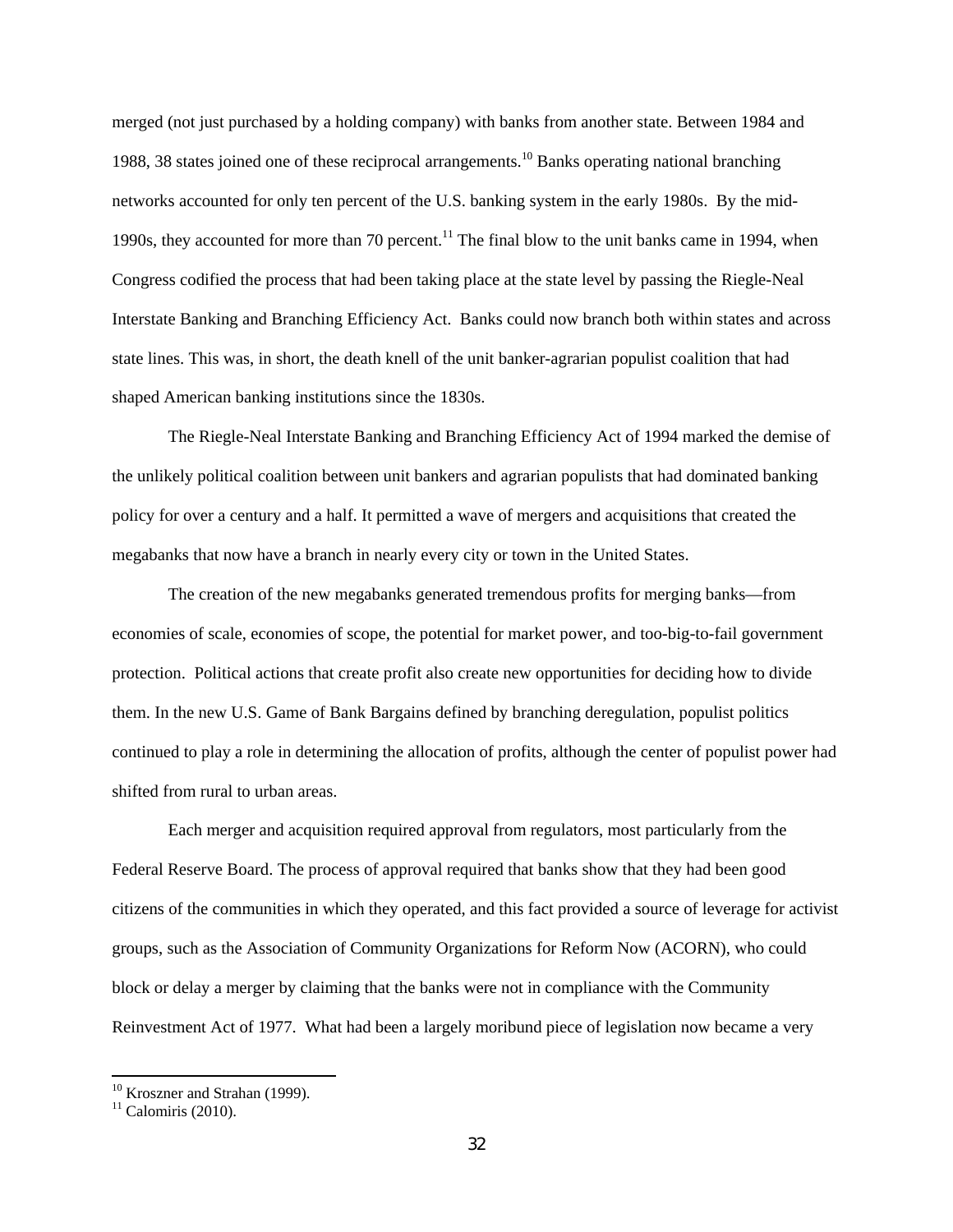merged (not just purchased by a holding company) with banks from another state. Between 1984 and 1988, 38 states joined one of these reciprocal arrangements.[10] Banks operating national branching networks accounted for only ten percent of the U.S. banking system in the early 1980s. By the mid-1990s, they accounted for more than 70 percent.[11] The final blow to the unit banks came in 1994, when Congress codified the process that had been taking place at the state level by passing the Riegle-Neal Interstate Banking and Branching Efficiency Act. Banks could now branch both within states and across state lines. This was, in short, the death knell of the unit banker-agrarian populist coalition that had shaped American banking institutions since the 1830s.

The Riegle-Neal Interstate Banking and Branching Efficiency Act of 1994 marked the demise of the unlikely political coalition between unit bankers and agrarian populists that had dominated banking policy for over a century and a half. It permitted a wave of mergers and acquisitions that created the megabanks that now have a branch in nearly every city or town in the United States.

The creation of the new megabanks generated tremendous profits for merging banks—from economies of scale, economies of scope, the potential for market power, and too-big-to-fail government protection. Political actions that create profit also create new opportunities for deciding how to divide them. In the new U.S. Game of Bank Bargains defined by branching deregulation, populist politics continued to play a role in determining the allocation of profits, although the center of populist power had shifted from rural to urban areas.

Each merger and acquisition required approval from regulators, most particularly from the Federal Reserve Board. The process of approval required that banks show that they had been good citizens of the communities in which they operated, and this fact provided a source of leverage for activist groups, such as the Association of Community Organizations for Reform Now (ACORN), who could block or delay a merger by claiming that the banks were not in compliance with the Community Reinvestment Act of 1977. What had been a largely moribund piece of legislation now became a very

[10] Kroszner and Strahan (1999).
[11] Calomiris (2010).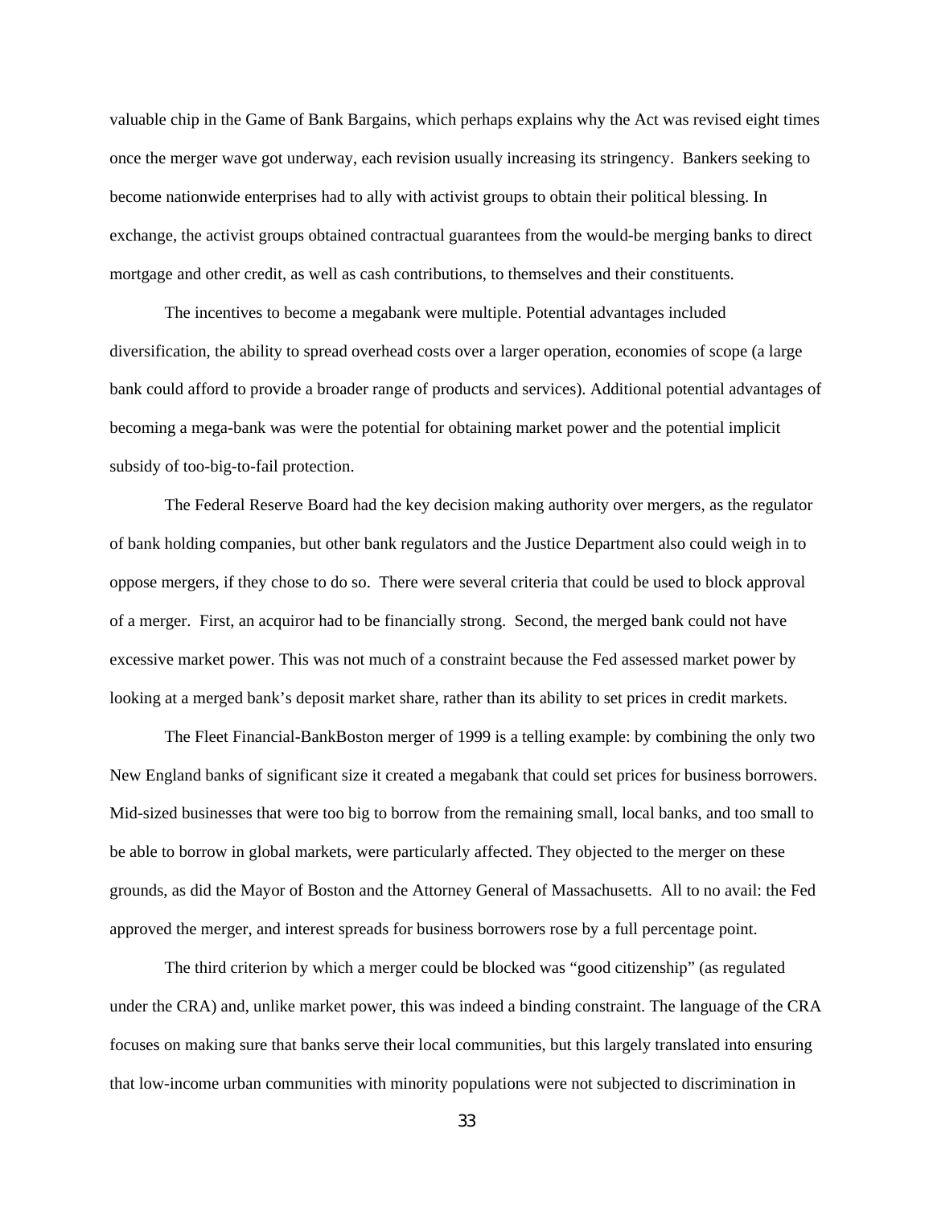valuable chip in the Game of Bank Bargains, which perhaps explains why the Act was revised eight times once the merger wave got underway, each revision usually increasing its stringency. Bankers seeking to become nationwide enterprises had to ally with activist groups to obtain their political blessing. In exchange, the activist groups obtained contractual guarantees from the would-be merging banks to direct mortgage and other credit, as well as cash contributions, to themselves and their constituents.

The incentives to become a megabank were multiple. Potential advantages included diversification, the ability to spread overhead costs over a larger operation, economies of scope (a large bank could afford to provide a broader range of products and services). Additional potential advantages of becoming a mega-bank was were the potential for obtaining market power and the potential implicit subsidy of too-big-to-fail protection.

The Federal Reserve Board had the key decision making authority over mergers, as the regulator of bank holding companies, but other bank regulators and the Justice Department also could weigh in to oppose mergers, if they chose to do so. There were several criteria that could be used to block approval of a merger. First, an acquiror had to be financially strong. Second, the merged bank could not have excessive market power. This was not much of a constraint because the Fed assessed market power by looking at a merged bank's deposit market share, rather than its ability to set prices in credit markets.

The Fleet Financial-BankBoston merger of 1999 is a telling example: by combining the only two New England banks of significant size it created a megabank that could set prices for business borrowers. Mid-sized businesses that were too big to borrow from the remaining small, local banks, and too small to be able to borrow in global markets, were particularly affected. They objected to the merger on these grounds, as did the Mayor of Boston and the Attorney General of Massachusetts. All to no avail: the Fed approved the merger, and interest spreads for business borrowers rose by a full percentage point.

The third criterion by which a merger could be blocked was "good citizenship" (as regulated under the CRA) and, unlike market power, this was indeed a binding constraint. The language of the CRA focuses on making sure that banks serve their local communities, but this largely translated into ensuring that low-income urban communities with minority populations were not subjected to discrimination in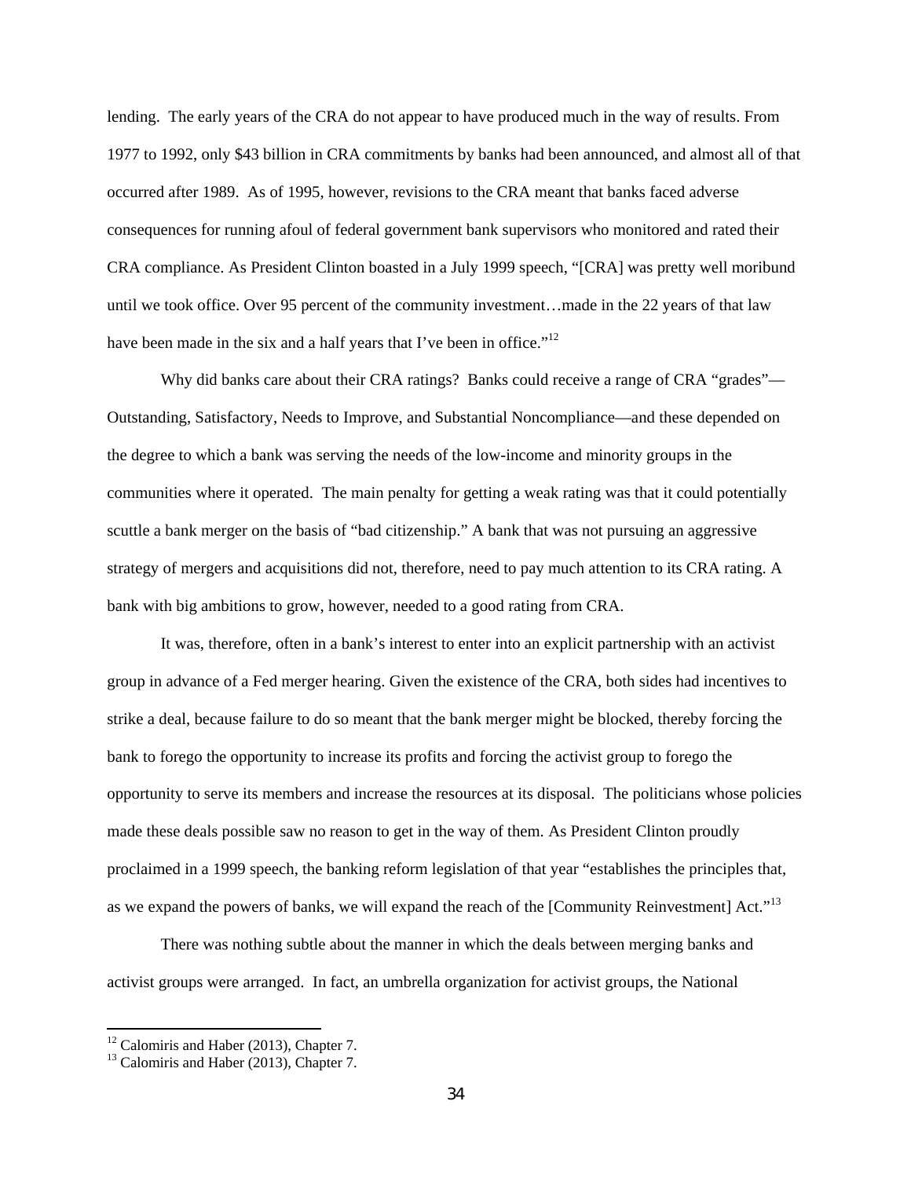lending. The early years of the CRA do not appear to have produced much in the way of results. From 1977 to 1992, only $43 billion in CRA commitments by banks had been announced, and almost all of that occurred after 1989. As of 1995, however, revisions to the CRA meant that banks faced adverse consequences for running afoul of federal government bank supervisors who monitored and rated their CRA compliance. As President Clinton boasted in a July 1999 speech, "[CRA] was pretty well moribund until we took office. Over 95 percent of the community investment…made in the 22 years of that law have been made in the six and a half years that I've been in office."[12]

Why did banks care about their CRA ratings? Banks could receive a range of CRA "grades"—Outstanding, Satisfactory, Needs to Improve, and Substantial Noncompliance—and these depended on the degree to which a bank was serving the needs of the low-income and minority groups in the communities where it operated. The main penalty for getting a weak rating was that it could potentially scuttle a bank merger on the basis of "bad citizenship." A bank that was not pursuing an aggressive strategy of mergers and acquisitions did not, therefore, need to pay much attention to its CRA rating. A bank with big ambitions to grow, however, needed to a good rating from CRA.

It was, therefore, often in a bank's interest to enter into an explicit partnership with an activist group in advance of a Fed merger hearing. Given the existence of the CRA, both sides had incentives to strike a deal, because failure to do so meant that the bank merger might be blocked, thereby forcing the bank to forego the opportunity to increase its profits and forcing the activist group to forego the opportunity to serve its members and increase the resources at its disposal. The politicians whose policies made these deals possible saw no reason to get in the way of them. As President Clinton proudly proclaimed in a 1999 speech, the banking reform legislation of that year "establishes the principles that, as we expand the powers of banks, we will expand the reach of the [Community Reinvestment] Act."[13]

There was nothing subtle about the manner in which the deals between merging banks and activist groups were arranged. In fact, an umbrella organization for activist groups, the National

---

[12] Calomiris and Haber (2013), Chapter 7.

[13] Calomiris and Haber (2013), Chapter 7.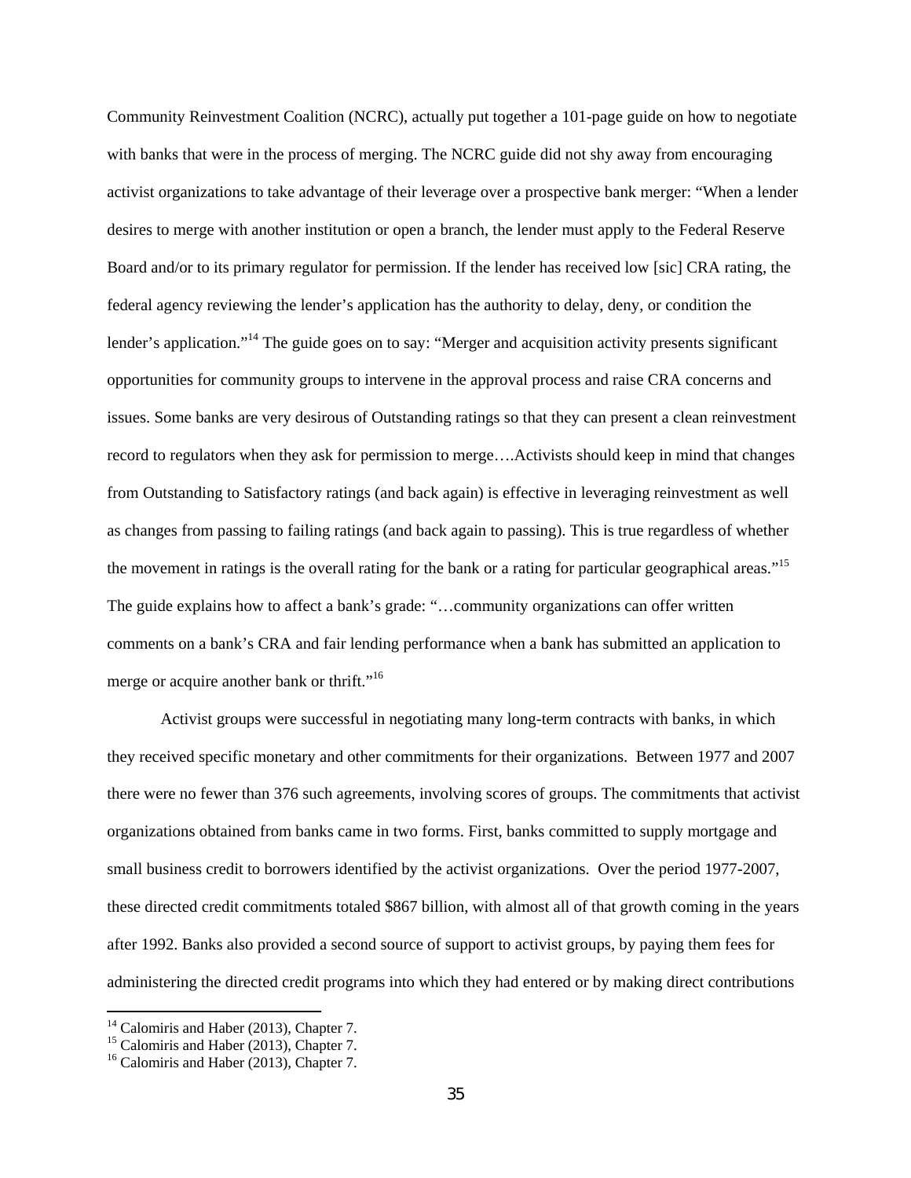Community Reinvestment Coalition (NCRC), actually put together a 101-page guide on how to negotiate with banks that were in the process of merging. The NCRC guide did not shy away from encouraging activist organizations to take advantage of their leverage over a prospective bank merger: "When a lender desires to merge with another institution or open a branch, the lender must apply to the Federal Reserve Board and/or to its primary regulator for permission. If the lender has received low [sic] CRA rating, the federal agency reviewing the lender's application has the authority to delay, deny, or condition the lender's application."[14] The guide goes on to say: "Merger and acquisition activity presents significant opportunities for community groups to intervene in the approval process and raise CRA concerns and issues. Some banks are very desirous of Outstanding ratings so that they can present a clean reinvestment record to regulators when they ask for permission to merge….Activists should keep in mind that changes from Outstanding to Satisfactory ratings (and back again) is effective in leveraging reinvestment as well as changes from passing to failing ratings (and back again to passing). This is true regardless of whether the movement in ratings is the overall rating for the bank or a rating for particular geographical areas."[15] The guide explains how to affect a bank's grade: "…community organizations can offer written comments on a bank's CRA and fair lending performance when a bank has submitted an application to merge or acquire another bank or thrift."[16]

Activist groups were successful in negotiating many long-term contracts with banks, in which they received specific monetary and other commitments for their organizations. Between 1977 and 2007 there were no fewer than 376 such agreements, involving scores of groups. The commitments that activist organizations obtained from banks came in two forms. First, banks committed to supply mortgage and small business credit to borrowers identified by the activist organizations. Over the period 1977-2007, these directed credit commitments totaled \$867 billion, with almost all of that growth coming in the years after 1992. Banks also provided a second source of support to activist groups, by paying them fees for administering the directed credit programs into which they had entered or by making direct contributions

[14] Calomiris and Haber (2013), Chapter 7.

[15] Calomiris and Haber (2013), Chapter 7.

[16] Calomiris and Haber (2013), Chapter 7.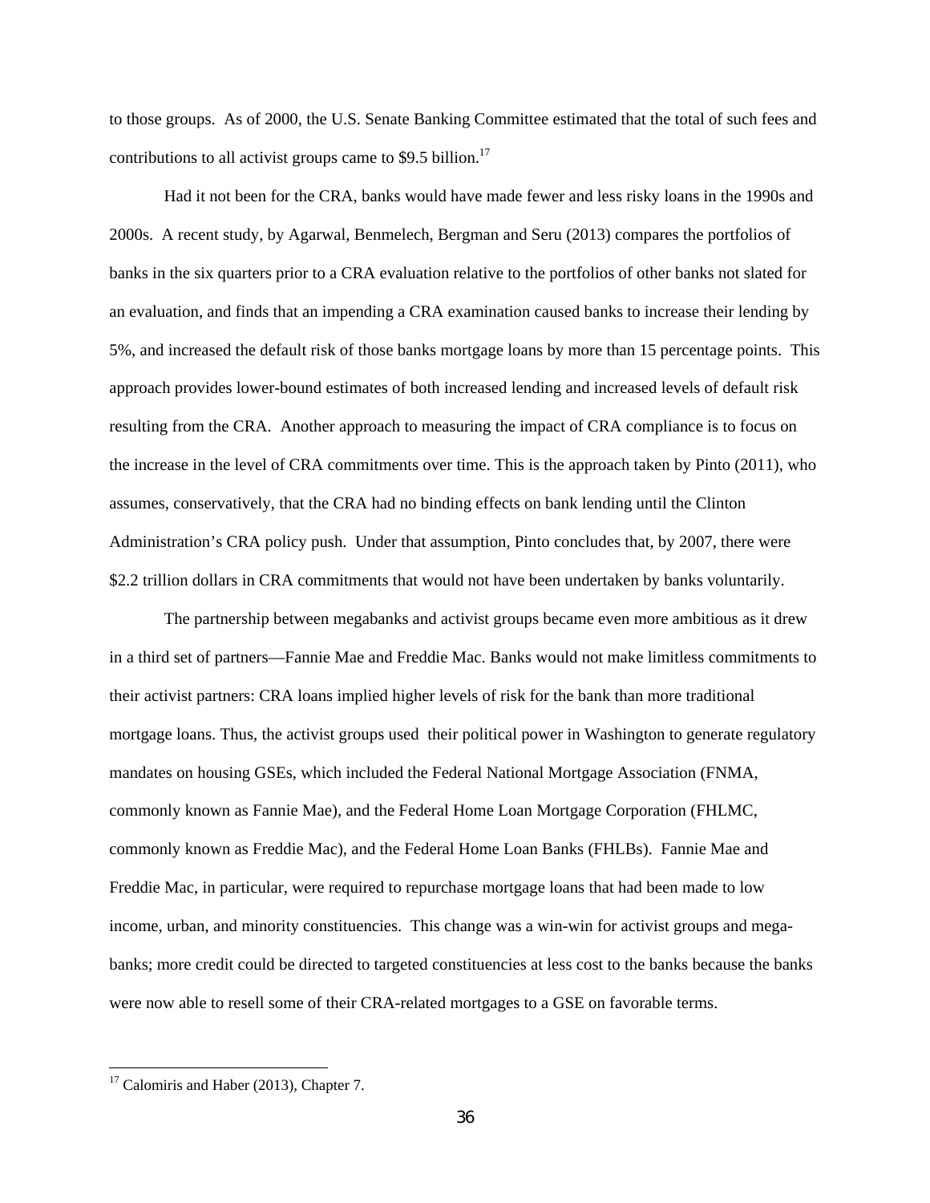to those groups. As of 2000, the U.S. Senate Banking Committee estimated that the total of such fees and contributions to all activist groups came to $9.5 billion.[17]

Had it not been for the CRA, banks would have made fewer and less risky loans in the 1990s and 2000s. A recent study, by Agarwal, Benmelech, Bergman and Seru (2013) compares the portfolios of banks in the six quarters prior to a CRA evaluation relative to the portfolios of other banks not slated for an evaluation, and finds that an impending a CRA examination caused banks to increase their lending by 5%, and increased the default risk of those banks mortgage loans by more than 15 percentage points. This approach provides lower-bound estimates of both increased lending and increased levels of default risk resulting from the CRA. Another approach to measuring the impact of CRA compliance is to focus on the increase in the level of CRA commitments over time. This is the approach taken by Pinto (2011), who assumes, conservatively, that the CRA had no binding effects on bank lending until the Clinton Administration's CRA policy push. Under that assumption, Pinto concludes that, by 2007, there were $2.2 trillion dollars in CRA commitments that would not have been undertaken by banks voluntarily.

The partnership between megabanks and activist groups became even more ambitious as it drew in a third set of partners—Fannie Mae and Freddie Mac. Banks would not make limitless commitments to their activist partners: CRA loans implied higher levels of risk for the bank than more traditional mortgage loans. Thus, the activist groups used their political power in Washington to generate regulatory mandates on housing GSEs, which included the Federal National Mortgage Association (FNMA, commonly known as Fannie Mae), and the Federal Home Loan Mortgage Corporation (FHLMC, commonly known as Freddie Mac), and the Federal Home Loan Banks (FHLBs). Fannie Mae and Freddie Mac, in particular, were required to repurchase mortgage loans that had been made to low income, urban, and minority constituencies. This change was a win-win for activist groups and mega-banks; more credit could be directed to targeted constituencies at less cost to the banks because the banks were now able to resell some of their CRA-related mortgages to a GSE on favorable terms.

[17] Calomiris and Haber (2013), Chapter 7.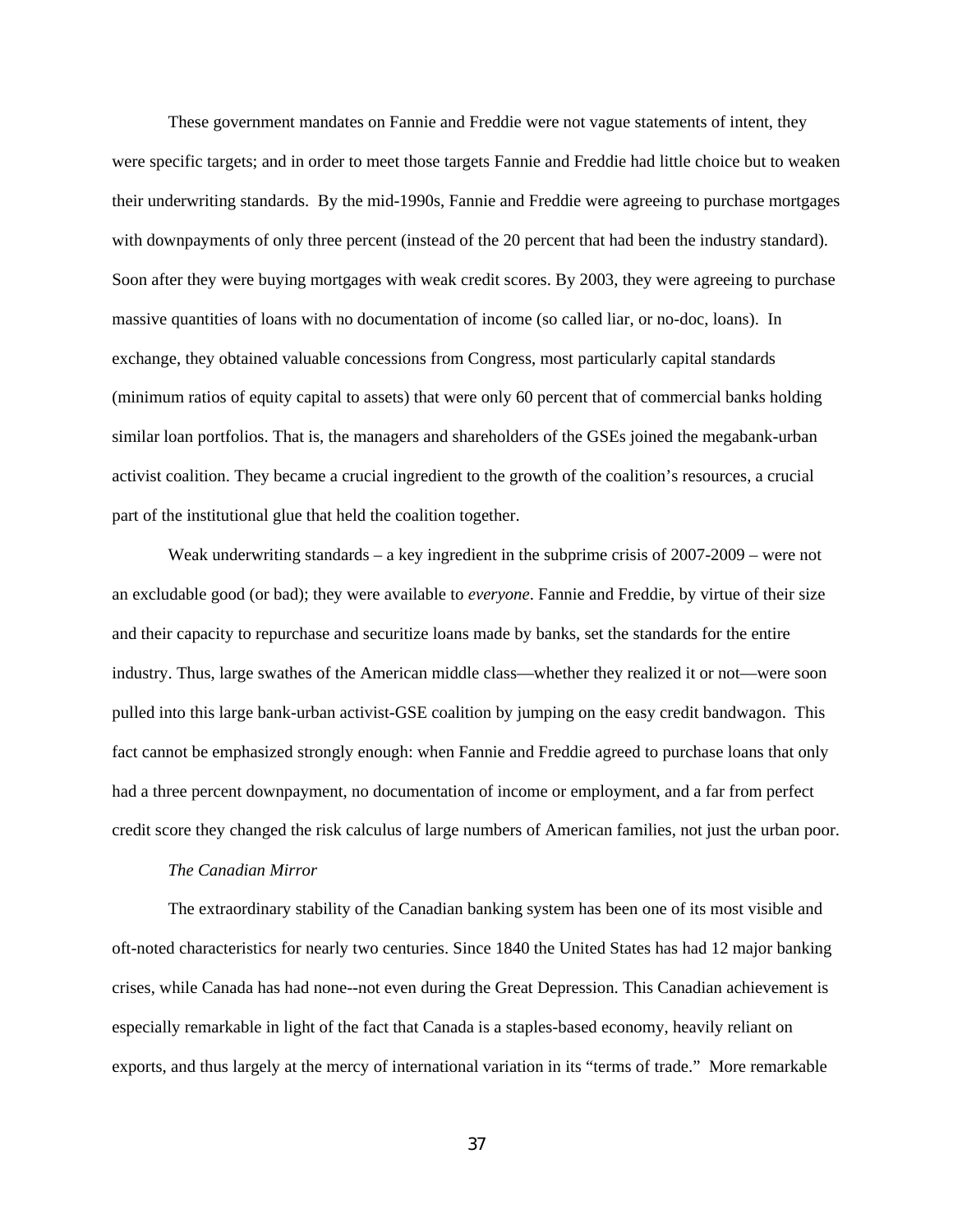These government mandates on Fannie and Freddie were not vague statements of intent, they were specific targets; and in order to meet those targets Fannie and Freddie had little choice but to weaken their underwriting standards. By the mid-1990s, Fannie and Freddie were agreeing to purchase mortgages with downpayments of only three percent (instead of the 20 percent that had been the industry standard). Soon after they were buying mortgages with weak credit scores. By 2003, they were agreeing to purchase massive quantities of loans with no documentation of income (so called liar, or no-doc, loans). In exchange, they obtained valuable concessions from Congress, most particularly capital standards (minimum ratios of equity capital to assets) that were only 60 percent that of commercial banks holding similar loan portfolios. That is, the managers and shareholders of the GSEs joined the megabank-urban activist coalition. They became a crucial ingredient to the growth of the coalition's resources, a crucial part of the institutional glue that held the coalition together.

Weak underwriting standards – a key ingredient in the subprime crisis of 2007-2009 – were not an excludable good (or bad); they were available to *everyone*. Fannie and Freddie, by virtue of their size and their capacity to repurchase and securitize loans made by banks, set the standards for the entire industry. Thus, large swathes of the American middle class—whether they realized it or not—were soon pulled into this large bank-urban activist-GSE coalition by jumping on the easy credit bandwagon. This fact cannot be emphasized strongly enough: when Fannie and Freddie agreed to purchase loans that only had a three percent downpayment, no documentation of income or employment, and a far from perfect credit score they changed the risk calculus of large numbers of American families, not just the urban poor.

*The Canadian Mirror*

The extraordinary stability of the Canadian banking system has been one of its most visible and oft-noted characteristics for nearly two centuries. Since 1840 the United States has had 12 major banking crises, while Canada has had none--not even during the Great Depression. This Canadian achievement is especially remarkable in light of the fact that Canada is a staples-based economy, heavily reliant on exports, and thus largely at the mercy of international variation in its "terms of trade." More remarkable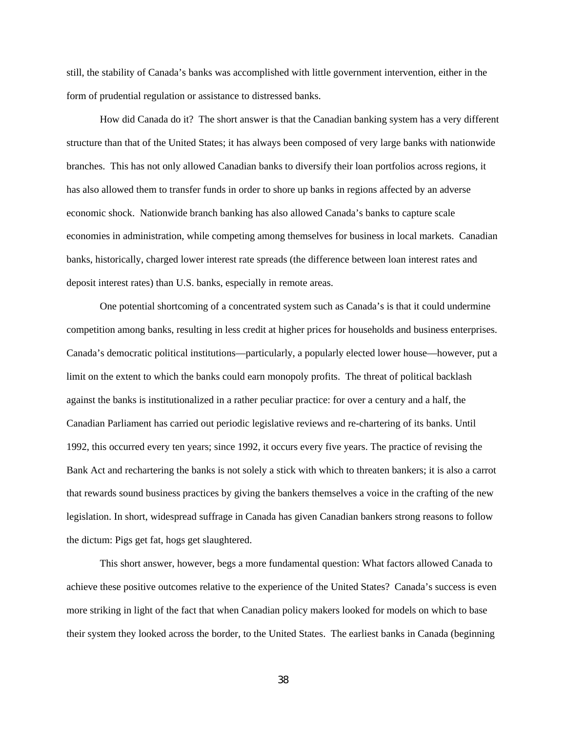still, the stability of Canada's banks was accomplished with little government intervention, either in the form of prudential regulation or assistance to distressed banks.

How did Canada do it? The short answer is that the Canadian banking system has a very different structure than that of the United States; it has always been composed of very large banks with nationwide branches. This has not only allowed Canadian banks to diversify their loan portfolios across regions, it has also allowed them to transfer funds in order to shore up banks in regions affected by an adverse economic shock. Nationwide branch banking has also allowed Canada's banks to capture scale economies in administration, while competing among themselves for business in local markets. Canadian banks, historically, charged lower interest rate spreads (the difference between loan interest rates and deposit interest rates) than U.S. banks, especially in remote areas.

One potential shortcoming of a concentrated system such as Canada's is that it could undermine competition among banks, resulting in less credit at higher prices for households and business enterprises. Canada's democratic political institutions—particularly, a popularly elected lower house—however, put a limit on the extent to which the banks could earn monopoly profits. The threat of political backlash against the banks is institutionalized in a rather peculiar practice: for over a century and a half, the Canadian Parliament has carried out periodic legislative reviews and re-chartering of its banks. Until 1992, this occurred every ten years; since 1992, it occurs every five years. The practice of revising the Bank Act and rechartering the banks is not solely a stick with which to threaten bankers; it is also a carrot that rewards sound business practices by giving the bankers themselves a voice in the crafting of the new legislation. In short, widespread suffrage in Canada has given Canadian bankers strong reasons to follow the dictum: Pigs get fat, hogs get slaughtered.

This short answer, however, begs a more fundamental question: What factors allowed Canada to achieve these positive outcomes relative to the experience of the United States? Canada's success is even more striking in light of the fact that when Canadian policy makers looked for models on which to base their system they looked across the border, to the United States. The earliest banks in Canada (beginning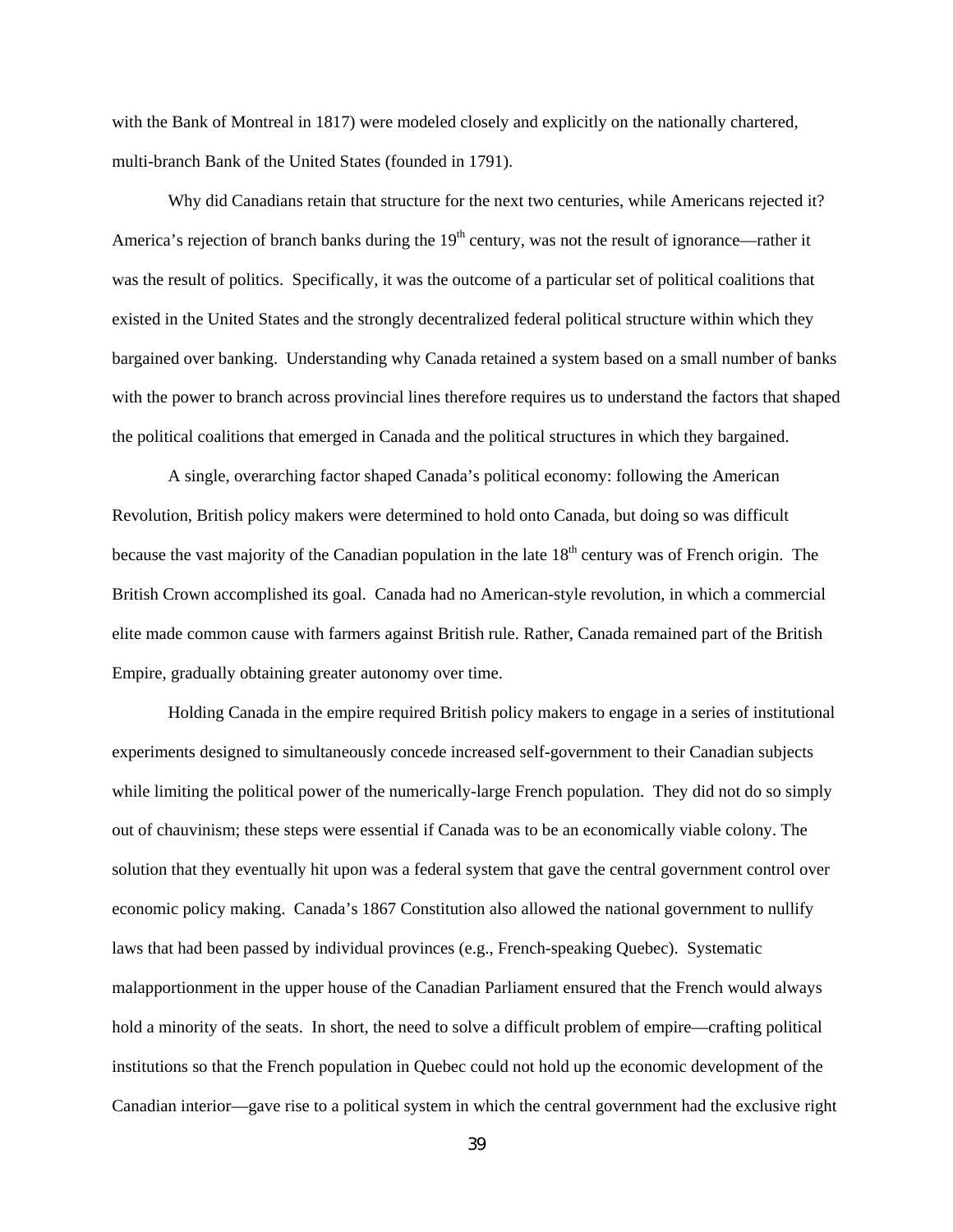with the Bank of Montreal in 1817) were modeled closely and explicitly on the nationally chartered, multi-branch Bank of the United States (founded in 1791).

Why did Canadians retain that structure for the next two centuries, while Americans rejected it? America's rejection of branch banks during the 19th century, was not the result of ignorance—rather it was the result of politics. Specifically, it was the outcome of a particular set of political coalitions that existed in the United States and the strongly decentralized federal political structure within which they bargained over banking. Understanding why Canada retained a system based on a small number of banks with the power to branch across provincial lines therefore requires us to understand the factors that shaped the political coalitions that emerged in Canada and the political structures in which they bargained.

A single, overarching factor shaped Canada's political economy: following the American Revolution, British policy makers were determined to hold onto Canada, but doing so was difficult because the vast majority of the Canadian population in the late 18th century was of French origin. The British Crown accomplished its goal. Canada had no American-style revolution, in which a commercial elite made common cause with farmers against British rule. Rather, Canada remained part of the British Empire, gradually obtaining greater autonomy over time.

Holding Canada in the empire required British policy makers to engage in a series of institutional experiments designed to simultaneously concede increased self-government to their Canadian subjects while limiting the political power of the numerically-large French population. They did not do so simply out of chauvinism; these steps were essential if Canada was to be an economically viable colony. The solution that they eventually hit upon was a federal system that gave the central government control over economic policy making. Canada's 1867 Constitution also allowed the national government to nullify laws that had been passed by individual provinces (e.g., French-speaking Quebec). Systematic malapportionment in the upper house of the Canadian Parliament ensured that the French would always hold a minority of the seats. In short, the need to solve a difficult problem of empire—crafting political institutions so that the French population in Quebec could not hold up the economic development of the Canadian interior—gave rise to a political system in which the central government had the exclusive right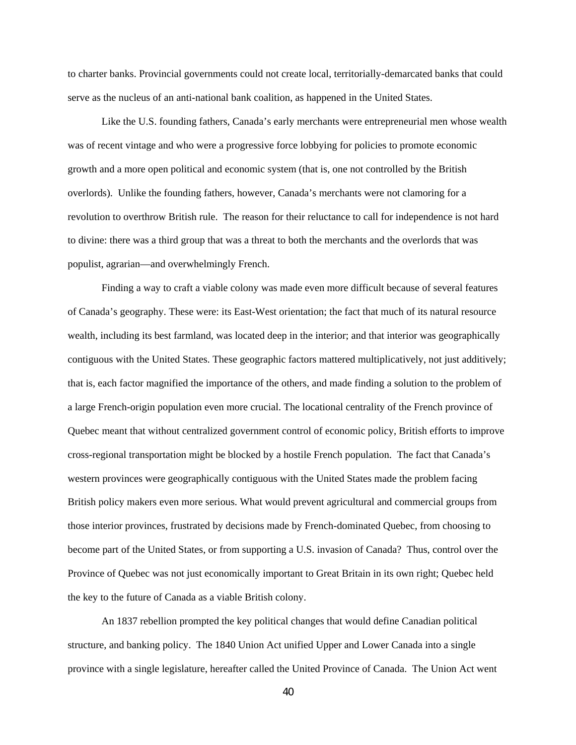to charter banks. Provincial governments could not create local, territorially-demarcated banks that could serve as the nucleus of an anti-national bank coalition, as happened in the United States.

Like the U.S. founding fathers, Canada's early merchants were entrepreneurial men whose wealth was of recent vintage and who were a progressive force lobbying for policies to promote economic growth and a more open political and economic system (that is, one not controlled by the British overlords). Unlike the founding fathers, however, Canada's merchants were not clamoring for a revolution to overthrow British rule. The reason for their reluctance to call for independence is not hard to divine: there was a third group that was a threat to both the merchants and the overlords that was populist, agrarian—and overwhelmingly French.

Finding a way to craft a viable colony was made even more difficult because of several features of Canada's geography. These were: its East-West orientation; the fact that much of its natural resource wealth, including its best farmland, was located deep in the interior; and that interior was geographically contiguous with the United States. These geographic factors mattered multiplicatively, not just additively; that is, each factor magnified the importance of the others, and made finding a solution to the problem of a large French-origin population even more crucial. The locational centrality of the French province of Quebec meant that without centralized government control of economic policy, British efforts to improve cross-regional transportation might be blocked by a hostile French population. The fact that Canada's western provinces were geographically contiguous with the United States made the problem facing British policy makers even more serious. What would prevent agricultural and commercial groups from those interior provinces, frustrated by decisions made by French-dominated Quebec, from choosing to become part of the United States, or from supporting a U.S. invasion of Canada? Thus, control over the Province of Quebec was not just economically important to Great Britain in its own right; Quebec held the key to the future of Canada as a viable British colony.

An 1837 rebellion prompted the key political changes that would define Canadian political structure, and banking policy. The 1840 Union Act unified Upper and Lower Canada into a single province with a single legislature, hereafter called the United Province of Canada. The Union Act went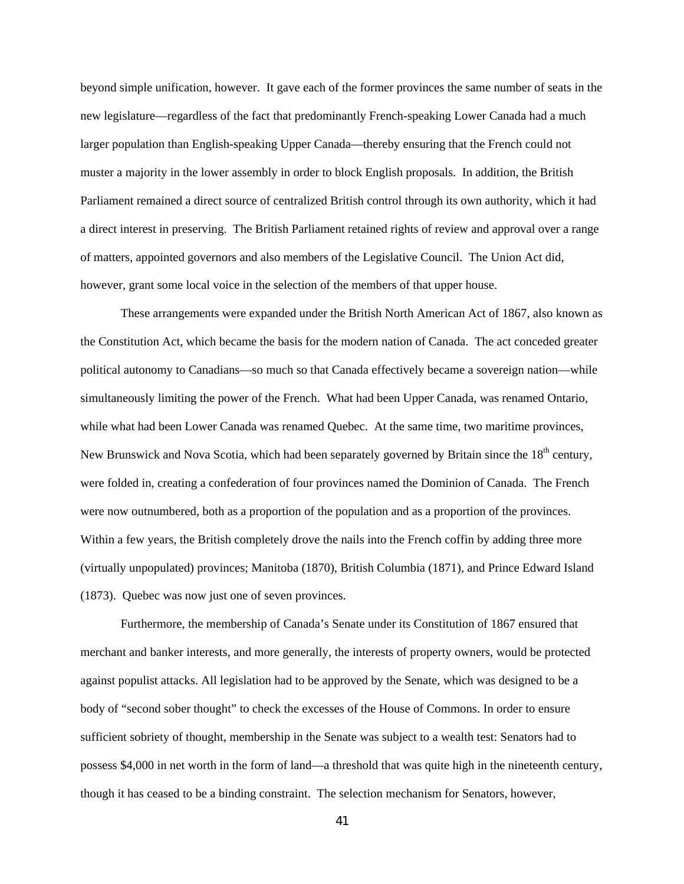beyond simple unification, however. It gave each of the former provinces the same number of seats in the new legislature—regardless of the fact that predominantly French-speaking Lower Canada had a much larger population than English-speaking Upper Canada—thereby ensuring that the French could not muster a majority in the lower assembly in order to block English proposals. In addition, the British Parliament remained a direct source of centralized British control through its own authority, which it had a direct interest in preserving. The British Parliament retained rights of review and approval over a range of matters, appointed governors and also members of the Legislative Council. The Union Act did, however, grant some local voice in the selection of the members of that upper house.

These arrangements were expanded under the British North American Act of 1867, also known as the Constitution Act, which became the basis for the modern nation of Canada. The act conceded greater political autonomy to Canadians—so much so that Canada effectively became a sovereign nation—while simultaneously limiting the power of the French. What had been Upper Canada, was renamed Ontario, while what had been Lower Canada was renamed Quebec. At the same time, two maritime provinces, New Brunswick and Nova Scotia, which had been separately governed by Britain since the 18th century, were folded in, creating a confederation of four provinces named the Dominion of Canada. The French were now outnumbered, both as a proportion of the population and as a proportion of the provinces. Within a few years, the British completely drove the nails into the French coffin by adding three more (virtually unpopulated) provinces; Manitoba (1870), British Columbia (1871), and Prince Edward Island (1873). Quebec was now just one of seven provinces.

Furthermore, the membership of Canada's Senate under its Constitution of 1867 ensured that merchant and banker interests, and more generally, the interests of property owners, would be protected against populist attacks. All legislation had to be approved by the Senate, which was designed to be a body of "second sober thought" to check the excesses of the House of Commons. In order to ensure sufficient sobriety of thought, membership in the Senate was subject to a wealth test: Senators had to possess $4,000 in net worth in the form of land—a threshold that was quite high in the nineteenth century, though it has ceased to be a binding constraint. The selection mechanism for Senators, however,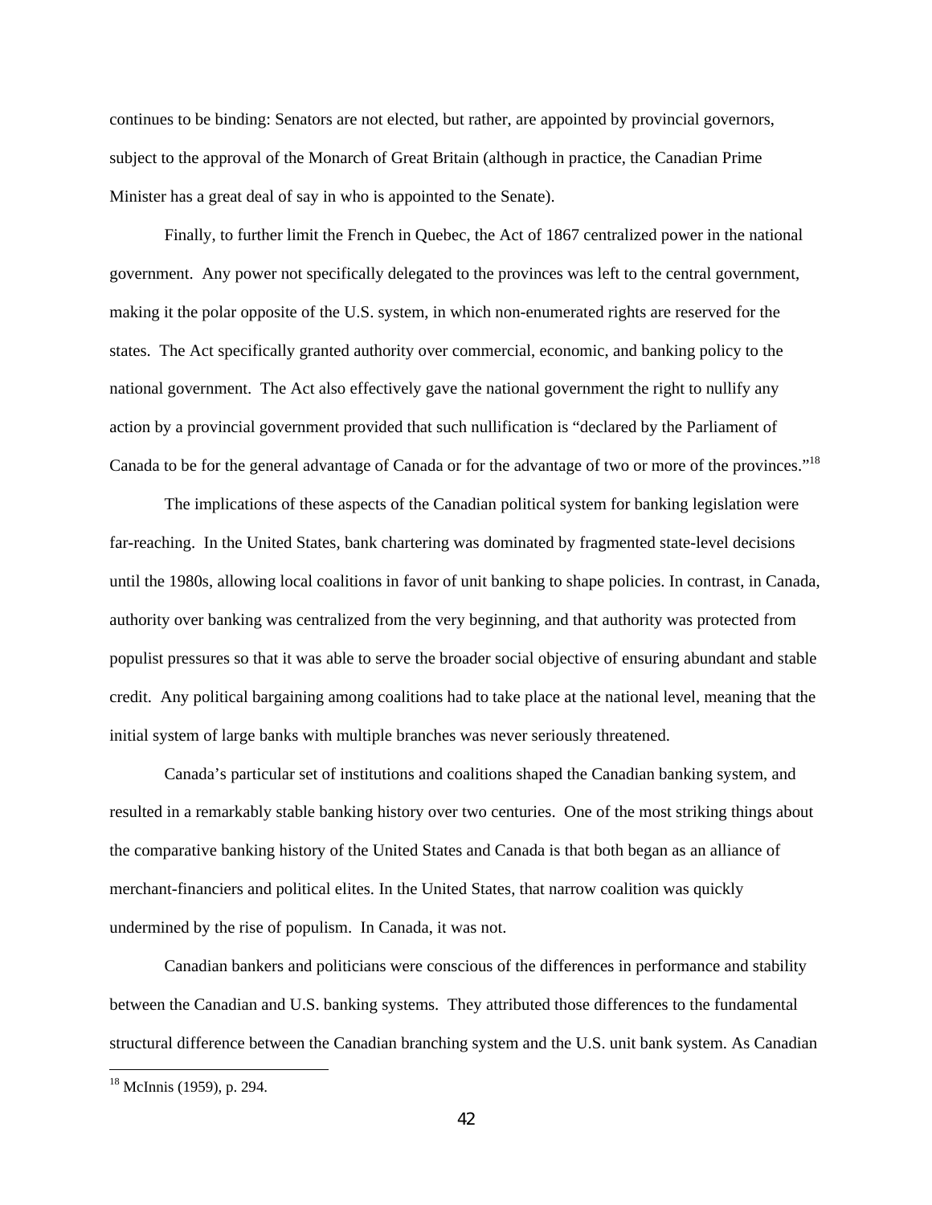continues to be binding: Senators are not elected, but rather, are appointed by provincial governors, subject to the approval of the Monarch of Great Britain (although in practice, the Canadian Prime Minister has a great deal of say in who is appointed to the Senate).

Finally, to further limit the French in Quebec, the Act of 1867 centralized power in the national government. Any power not specifically delegated to the provinces was left to the central government, making it the polar opposite of the U.S. system, in which non-enumerated rights are reserved for the states. The Act specifically granted authority over commercial, economic, and banking policy to the national government. The Act also effectively gave the national government the right to nullify any action by a provincial government provided that such nullification is "declared by the Parliament of Canada to be for the general advantage of Canada or for the advantage of two or more of the provinces."[18]

The implications of these aspects of the Canadian political system for banking legislation were far-reaching. In the United States, bank chartering was dominated by fragmented state-level decisions until the 1980s, allowing local coalitions in favor of unit banking to shape policies. In contrast, in Canada, authority over banking was centralized from the very beginning, and that authority was protected from populist pressures so that it was able to serve the broader social objective of ensuring abundant and stable credit. Any political bargaining among coalitions had to take place at the national level, meaning that the initial system of large banks with multiple branches was never seriously threatened.

Canada's particular set of institutions and coalitions shaped the Canadian banking system, and resulted in a remarkably stable banking history over two centuries. One of the most striking things about the comparative banking history of the United States and Canada is that both began as an alliance of merchant-financiers and political elites. In the United States, that narrow coalition was quickly undermined by the rise of populism. In Canada, it was not.

Canadian bankers and politicians were conscious of the differences in performance and stability between the Canadian and U.S. banking systems. They attributed those differences to the fundamental structural difference between the Canadian branching system and the U.S. unit bank system. As Canadian

[18] McInnis (1959), p. 294.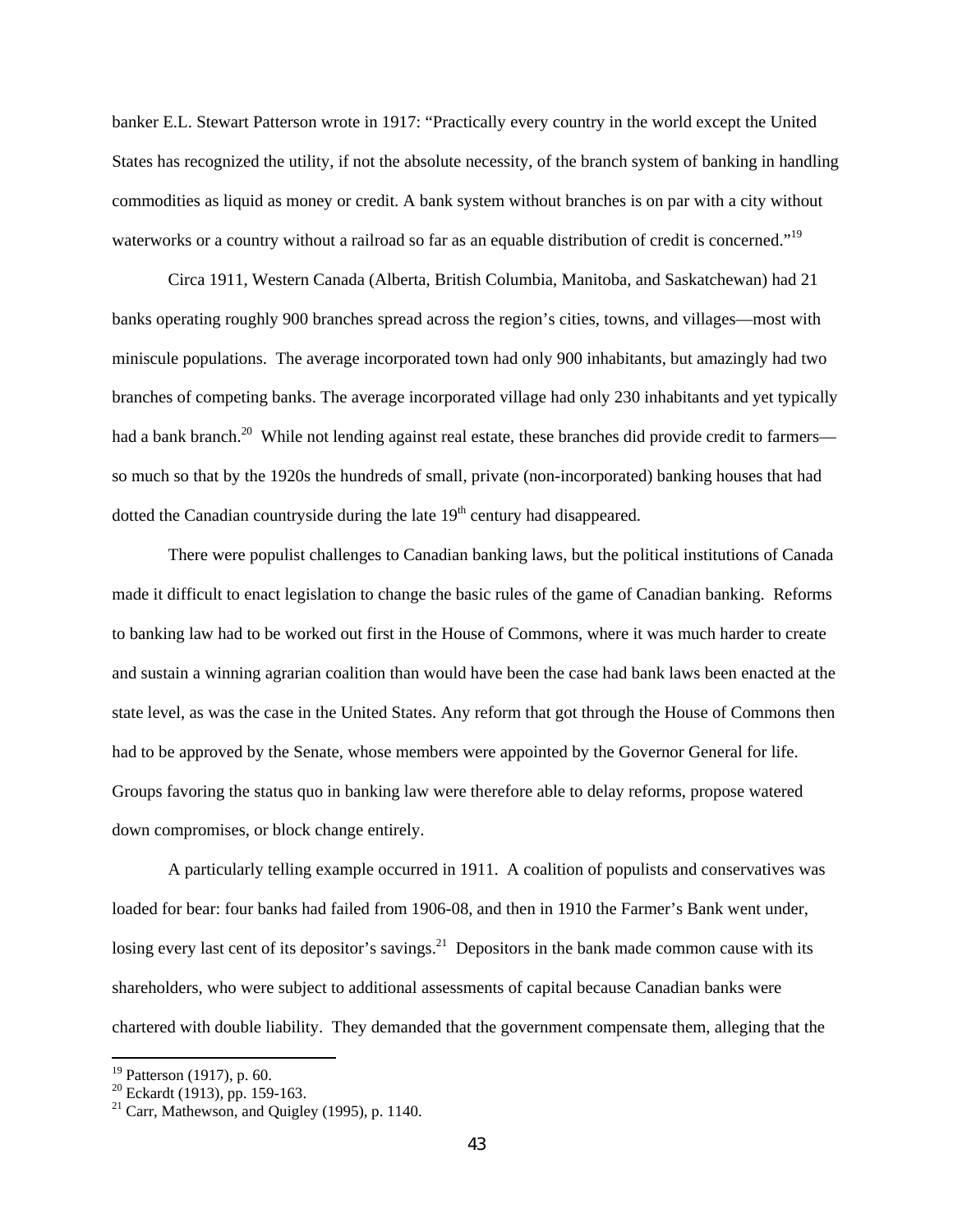banker E.L. Stewart Patterson wrote in 1917: "Practically every country in the world except the United States has recognized the utility, if not the absolute necessity, of the branch system of banking in handling commodities as liquid as money or credit. A bank system without branches is on par with a city without waterworks or a country without a railroad so far as an equable distribution of credit is concerned."[19]

Circa 1911, Western Canada (Alberta, British Columbia, Manitoba, and Saskatchewan) had 21 banks operating roughly 900 branches spread across the region's cities, towns, and villages—most with miniscule populations. The average incorporated town had only 900 inhabitants, but amazingly had two branches of competing banks. The average incorporated village had only 230 inhabitants and yet typically had a bank branch.[20] While not lending against real estate, these branches did provide credit to farmers—so much so that by the 1920s the hundreds of small, private (non-incorporated) banking houses that had dotted the Canadian countryside during the late 19th century had disappeared.

There were populist challenges to Canadian banking laws, but the political institutions of Canada made it difficult to enact legislation to change the basic rules of the game of Canadian banking. Reforms to banking law had to be worked out first in the House of Commons, where it was much harder to create and sustain a winning agrarian coalition than would have been the case had bank laws been enacted at the state level, as was the case in the United States. Any reform that got through the House of Commons then had to be approved by the Senate, whose members were appointed by the Governor General for life. Groups favoring the status quo in banking law were therefore able to delay reforms, propose watered down compromises, or block change entirely.

A particularly telling example occurred in 1911. A coalition of populists and conservatives was loaded for bear: four banks had failed from 1906-08, and then in 1910 the Farmer's Bank went under, losing every last cent of its depositor's savings.[21] Depositors in the bank made common cause with its shareholders, who were subject to additional assessments of capital because Canadian banks were chartered with double liability. They demanded that the government compensate them, alleging that the

[19] Patterson (1917), p. 60.
[20] Eckardt (1913), pp. 159-163.
[21] Carr, Mathewson, and Quigley (1995), p. 1140.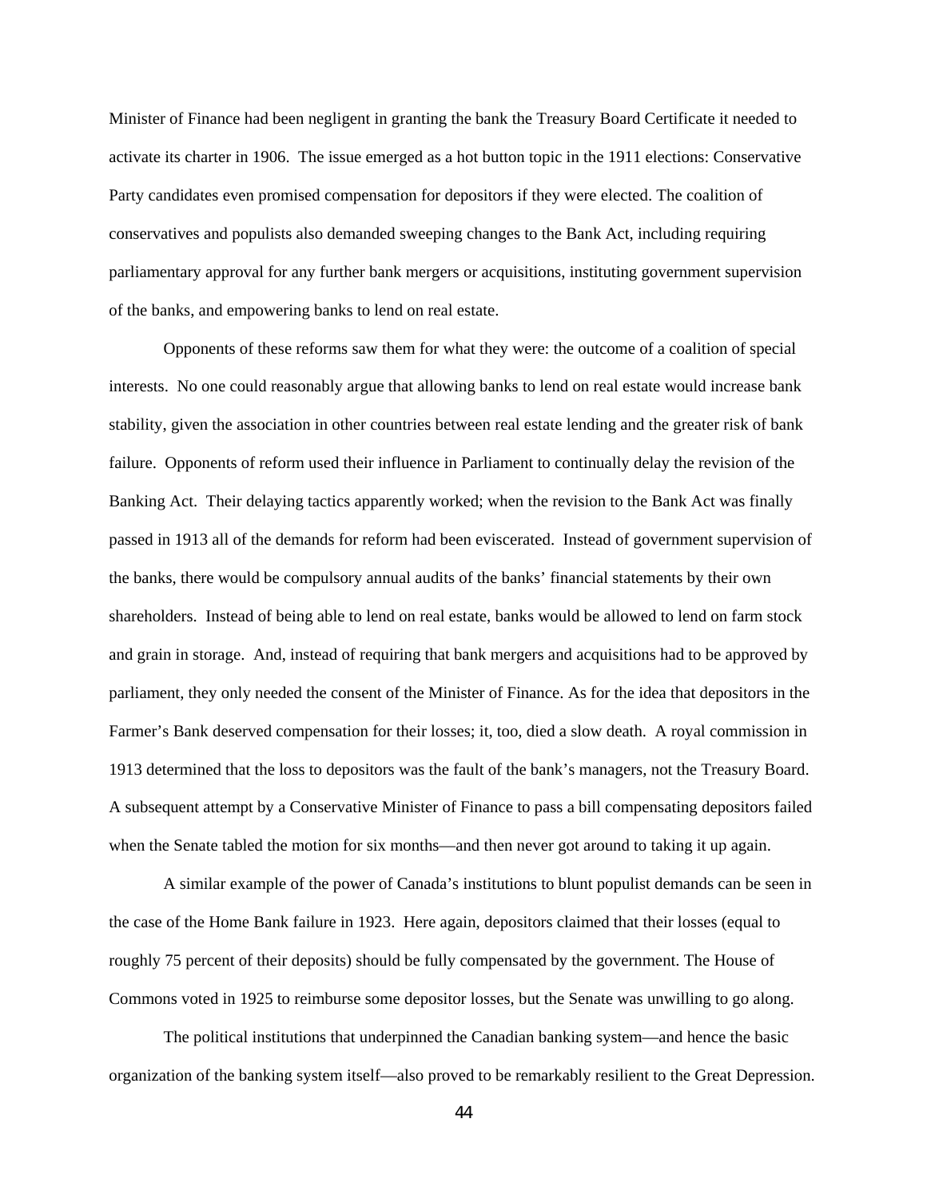Minister of Finance had been negligent in granting the bank the Treasury Board Certificate it needed to activate its charter in 1906. The issue emerged as a hot button topic in the 1911 elections: Conservative Party candidates even promised compensation for depositors if they were elected. The coalition of conservatives and populists also demanded sweeping changes to the Bank Act, including requiring parliamentary approval for any further bank mergers or acquisitions, instituting government supervision of the banks, and empowering banks to lend on real estate.

Opponents of these reforms saw them for what they were: the outcome of a coalition of special interests. No one could reasonably argue that allowing banks to lend on real estate would increase bank stability, given the association in other countries between real estate lending and the greater risk of bank failure. Opponents of reform used their influence in Parliament to continually delay the revision of the Banking Act. Their delaying tactics apparently worked; when the revision to the Bank Act was finally passed in 1913 all of the demands for reform had been eviscerated. Instead of government supervision of the banks, there would be compulsory annual audits of the banks' financial statements by their own shareholders. Instead of being able to lend on real estate, banks would be allowed to lend on farm stock and grain in storage. And, instead of requiring that bank mergers and acquisitions had to be approved by parliament, they only needed the consent of the Minister of Finance. As for the idea that depositors in the Farmer's Bank deserved compensation for their losses; it, too, died a slow death. A royal commission in 1913 determined that the loss to depositors was the fault of the bank's managers, not the Treasury Board. A subsequent attempt by a Conservative Minister of Finance to pass a bill compensating depositors failed when the Senate tabled the motion for six months—and then never got around to taking it up again.

A similar example of the power of Canada's institutions to blunt populist demands can be seen in the case of the Home Bank failure in 1923. Here again, depositors claimed that their losses (equal to roughly 75 percent of their deposits) should be fully compensated by the government. The House of Commons voted in 1925 to reimburse some depositor losses, but the Senate was unwilling to go along.

The political institutions that underpinned the Canadian banking system—and hence the basic organization of the banking system itself—also proved to be remarkably resilient to the Great Depression.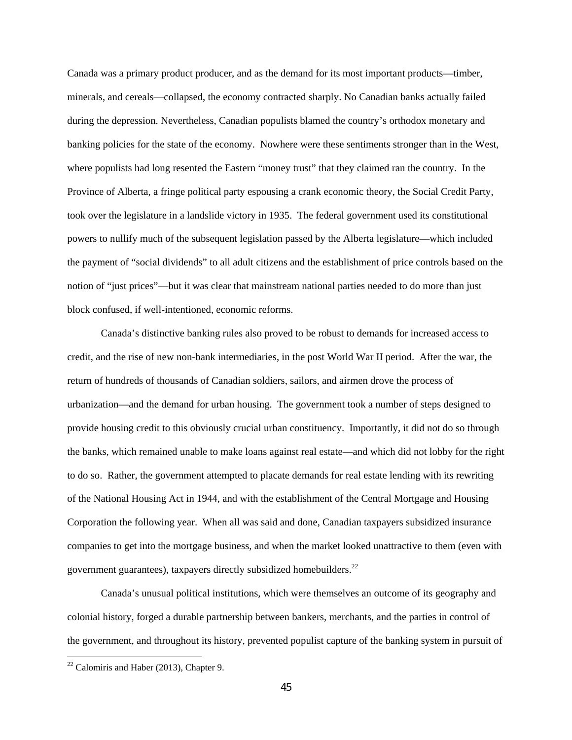Canada was a primary product producer, and as the demand for its most important products—timber, minerals, and cereals—collapsed, the economy contracted sharply. No Canadian banks actually failed during the depression. Nevertheless, Canadian populists blamed the country's orthodox monetary and banking policies for the state of the economy. Nowhere were these sentiments stronger than in the West, where populists had long resented the Eastern "money trust" that they claimed ran the country. In the Province of Alberta, a fringe political party espousing a crank economic theory, the Social Credit Party, took over the legislature in a landslide victory in 1935. The federal government used its constitutional powers to nullify much of the subsequent legislation passed by the Alberta legislature—which included the payment of "social dividends" to all adult citizens and the establishment of price controls based on the notion of "just prices"—but it was clear that mainstream national parties needed to do more than just block confused, if well-intentioned, economic reforms.

Canada's distinctive banking rules also proved to be robust to demands for increased access to credit, and the rise of new non-bank intermediaries, in the post World War II period. After the war, the return of hundreds of thousands of Canadian soldiers, sailors, and airmen drove the process of urbanization—and the demand for urban housing. The government took a number of steps designed to provide housing credit to this obviously crucial urban constituency. Importantly, it did not do so through the banks, which remained unable to make loans against real estate—and which did not lobby for the right to do so. Rather, the government attempted to placate demands for real estate lending with its rewriting of the National Housing Act in 1944, and with the establishment of the Central Mortgage and Housing Corporation the following year. When all was said and done, Canadian taxpayers subsidized insurance companies to get into the mortgage business, and when the market looked unattractive to them (even with government guarantees), taxpayers directly subsidized homebuilders.[22]

Canada's unusual political institutions, which were themselves an outcome of its geography and colonial history, forged a durable partnership between bankers, merchants, and the parties in control of the government, and throughout its history, prevented populist capture of the banking system in pursuit of

[22] Calomiris and Haber (2013), Chapter 9.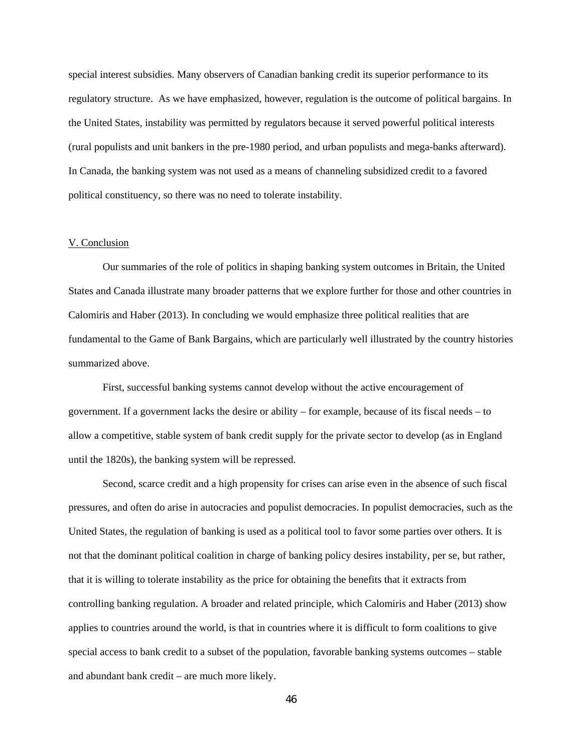special interest subsidies. Many observers of Canadian banking credit its superior performance to its regulatory structure. As we have emphasized, however, regulation is the outcome of political bargains. In the United States, instability was permitted by regulators because it served powerful political interests (rural populists and unit bankers in the pre-1980 period, and urban populists and mega-banks afterward). In Canada, the banking system was not used as a means of channeling subsidized credit to a favored political constituency, so there was no need to tolerate instability.

## V. Conclusion

Our summaries of the role of politics in shaping banking system outcomes in Britain, the United States and Canada illustrate many broader patterns that we explore further for those and other countries in Calomiris and Haber (2013). In concluding we would emphasize three political realities that are fundamental to the Game of Bank Bargains, which are particularly well illustrated by the country histories summarized above.

First, successful banking systems cannot develop without the active encouragement of government. If a government lacks the desire or ability – for example, because of its fiscal needs – to allow a competitive, stable system of bank credit supply for the private sector to develop (as in England until the 1820s), the banking system will be repressed.

Second, scarce credit and a high propensity for crises can arise even in the absence of such fiscal pressures, and often do arise in autocracies and populist democracies. In populist democracies, such as the United States, the regulation of banking is used as a political tool to favor some parties over others. It is not that the dominant political coalition in charge of banking policy desires instability, per se, but rather, that it is willing to tolerate instability as the price for obtaining the benefits that it extracts from controlling banking regulation. A broader and related principle, which Calomiris and Haber (2013) show applies to countries around the world, is that in countries where it is difficult to form coalitions to give special access to bank credit to a subset of the population, favorable banking systems outcomes – stable and abundant bank credit – are much more likely.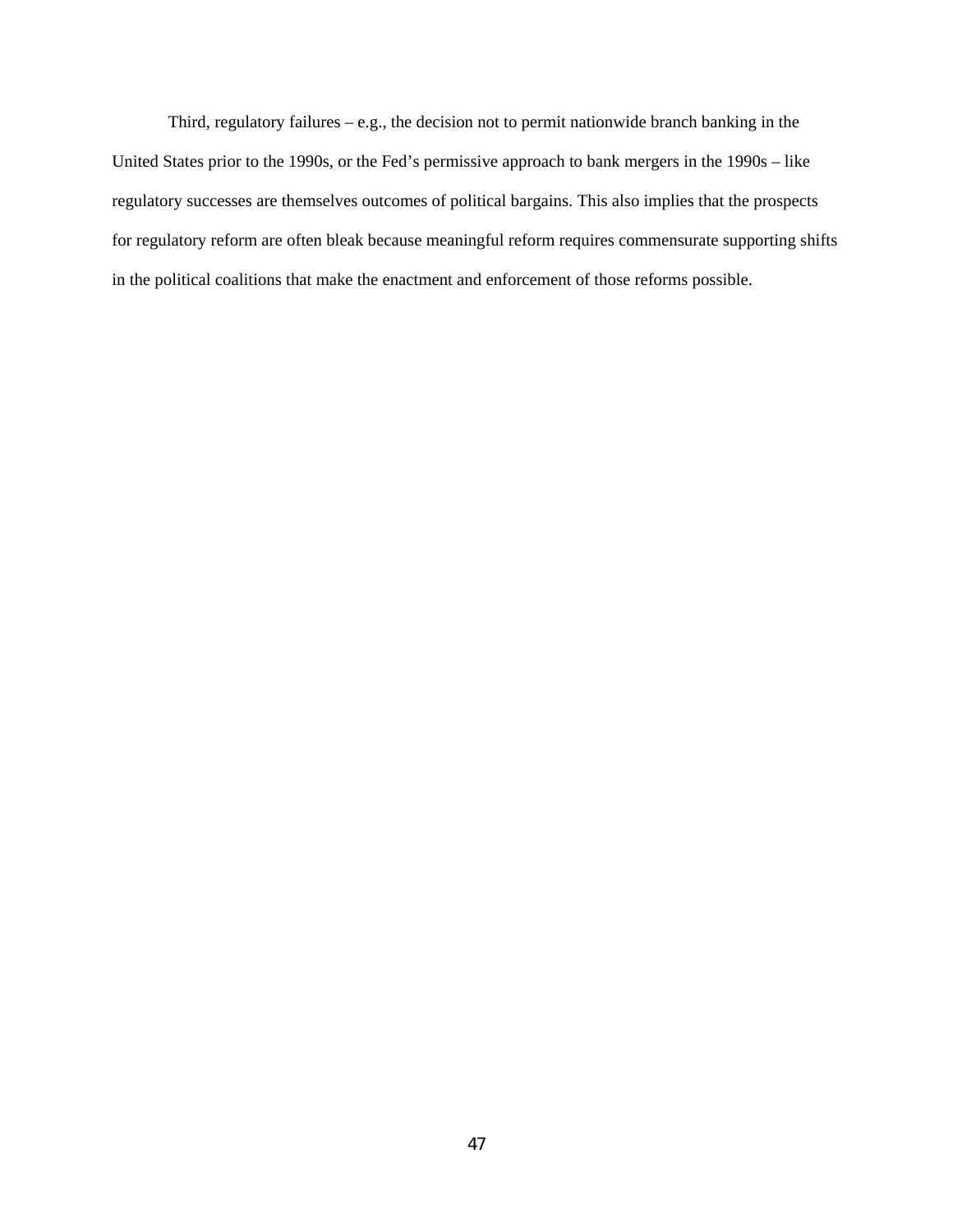Third, regulatory failures – e.g., the decision not to permit nationwide branch banking in the United States prior to the 1990s, or the Fed's permissive approach to bank mergers in the 1990s – like regulatory successes are themselves outcomes of political bargains. This also implies that the prospects for regulatory reform are often bleak because meaningful reform requires commensurate supporting shifts in the political coalitions that make the enactment and enforcement of those reforms possible.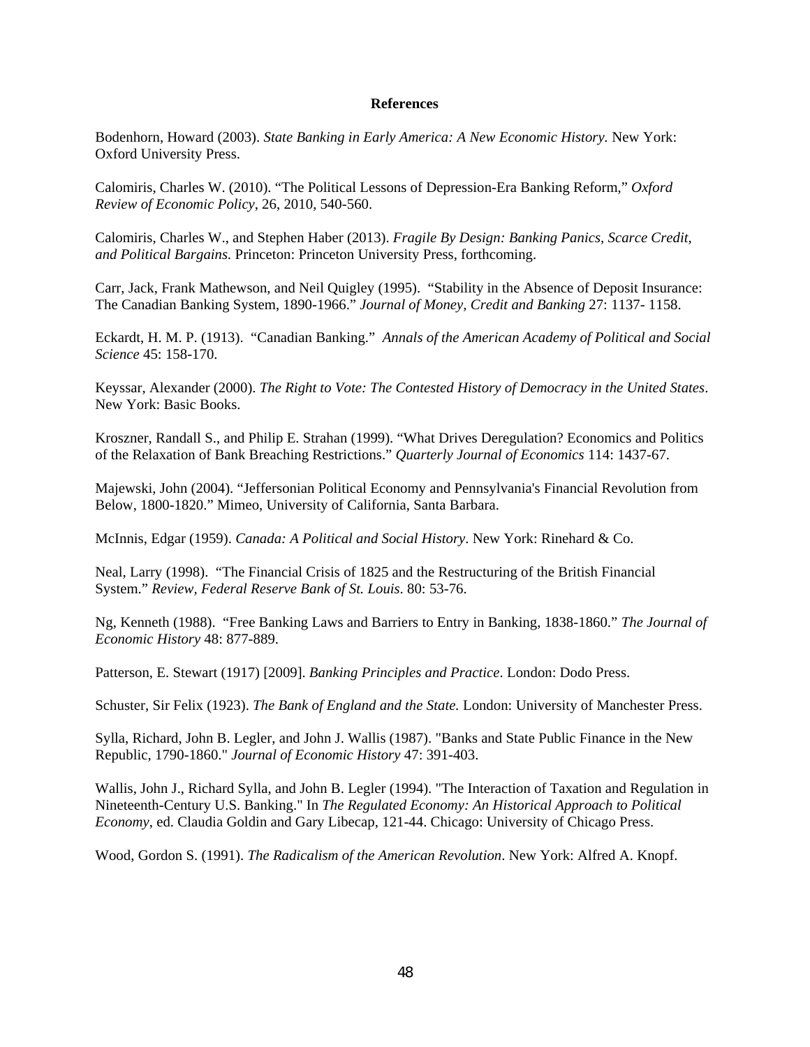**References**

Bodenhorn, Howard (2003). *State Banking in Early America: A New Economic History.* New York: Oxford University Press.

Calomiris, Charles W. (2010). "The Political Lessons of Depression-Era Banking Reform," *Oxford Review of Economic Policy*, 26, 2010, 540-560.

Calomiris, Charles W., and Stephen Haber (2013). *Fragile By Design: Banking Panics, Scarce Credit, and Political Bargains.* Princeton: Princeton University Press, forthcoming.

Carr, Jack, Frank Mathewson, and Neil Quigley (1995). "Stability in the Absence of Deposit Insurance: The Canadian Banking System, 1890-1966." *Journal of Money, Credit and Banking* 27: 1137- 1158.

Eckardt, H. M. P. (1913). "Canadian Banking." *Annals of the American Academy of Political and Social Science* 45: 158-170.

Keyssar, Alexander (2000). *The Right to Vote: The Contested History of Democracy in the United States*. New York: Basic Books.

Kroszner, Randall S., and Philip E. Strahan (1999). "What Drives Deregulation? Economics and Politics of the Relaxation of Bank Breaching Restrictions." *Quarterly Journal of Economics* 114: 1437-67.

Majewski, John (2004). "Jeffersonian Political Economy and Pennsylvania's Financial Revolution from Below, 1800-1820." Mimeo, University of California, Santa Barbara.

McInnis, Edgar (1959). *Canada: A Political and Social History*. New York: Rinehard & Co.

Neal, Larry (1998). "The Financial Crisis of 1825 and the Restructuring of the British Financial System." *Review, Federal Reserve Bank of St. Louis*. 80: 53-76.

Ng, Kenneth (1988). "Free Banking Laws and Barriers to Entry in Banking, 1838-1860." *The Journal of Economic History* 48: 877-889.

Patterson, E. Stewart (1917) [2009]. *Banking Principles and Practice*. London: Dodo Press.

Schuster, Sir Felix (1923). *The Bank of England and the State.* London: University of Manchester Press.

Sylla, Richard, John B. Legler, and John J. Wallis (1987). "Banks and State Public Finance in the New Republic, 1790-1860." *Journal of Economic History* 47: 391-403.

Wallis, John J., Richard Sylla, and John B. Legler (1994). "The Interaction of Taxation and Regulation in Nineteenth-Century U.S. Banking." In *The Regulated Economy: An Historical Approach to Political Economy*, ed. Claudia Goldin and Gary Libecap, 121-44. Chicago: University of Chicago Press.

Wood, Gordon S. (1991). *The Radicalism of the American Revolution*. New York: Alfred A. Knopf.